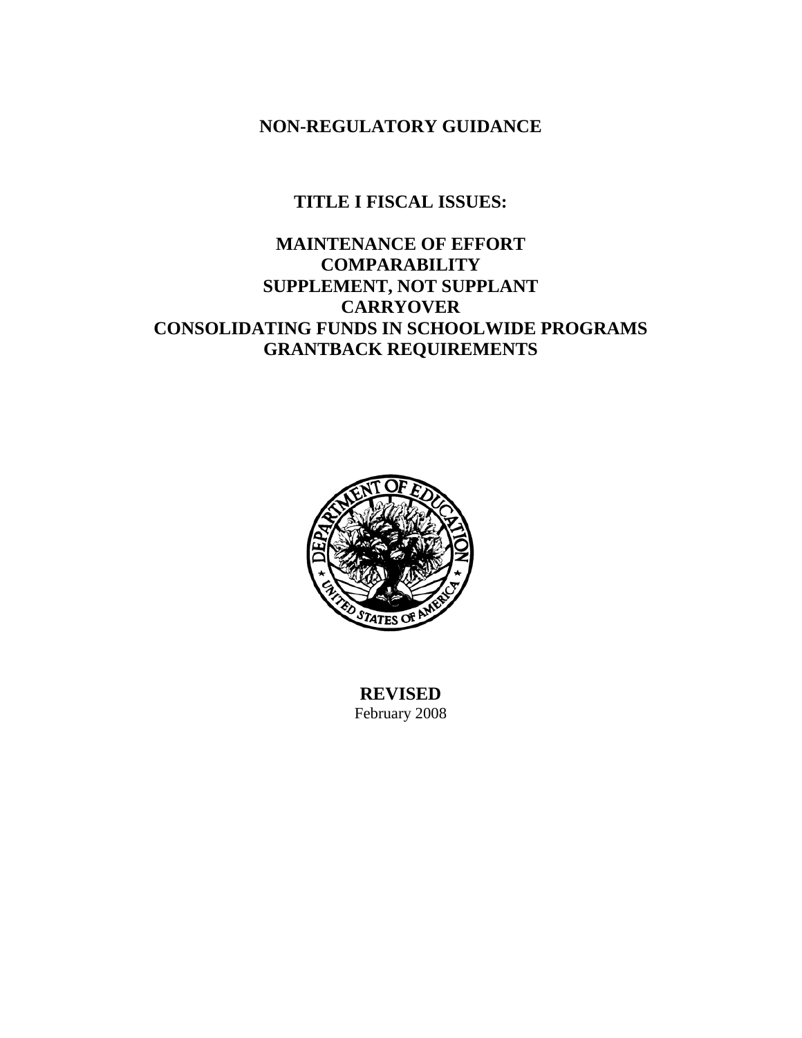**NON-REGULATORY GUIDANCE**

# TITLE I FISCAL ISSUES:

## MAINTENANCE OF EFFORT
## COMPARABILITY
## SUPPLEMENT, NOT SUPPLANT
## CARRYOVER
## CONSOLIDATING FUNDS IN SCHOOLWIDE PROGRAMS
## GRANTBACK REQUIREMENTS

**REVISED**

February 2008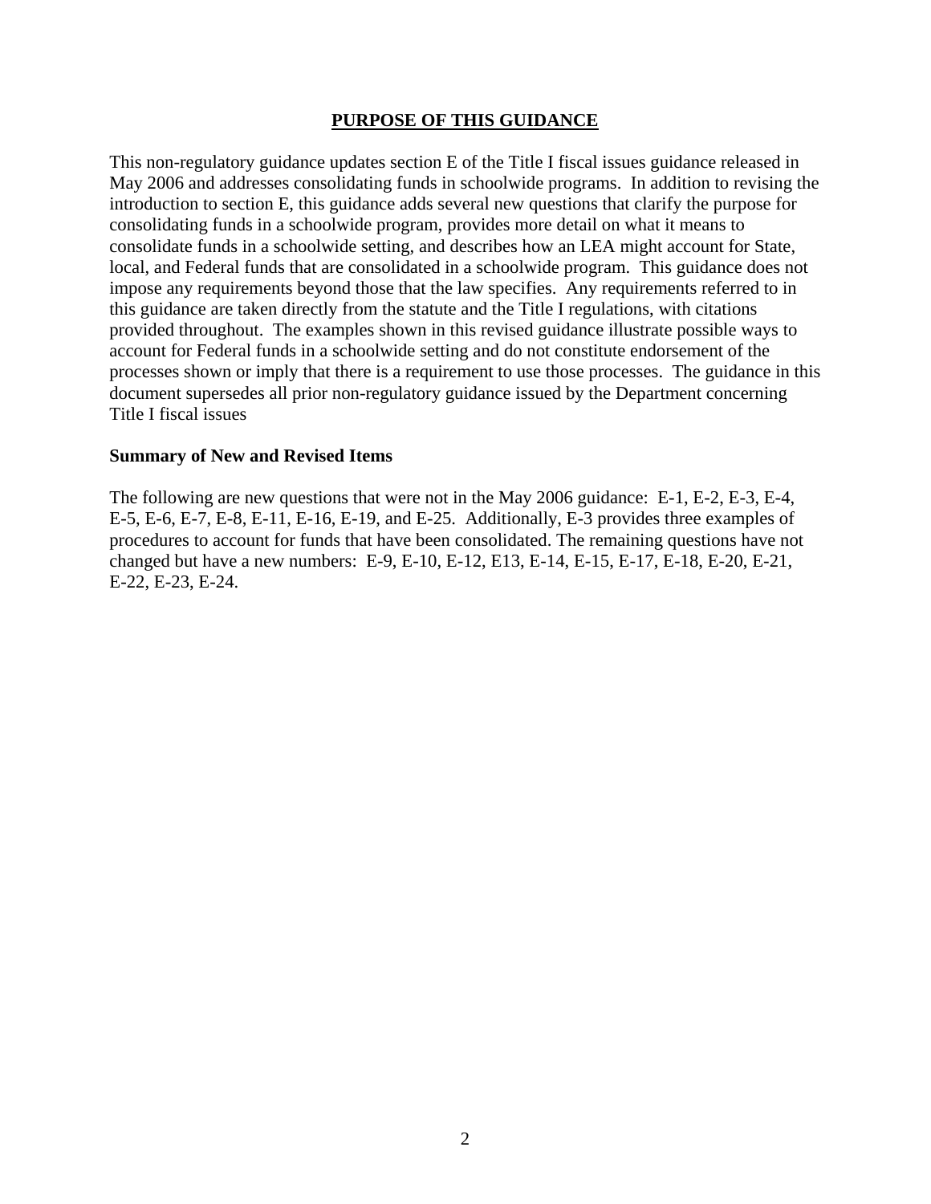## PURPOSE OF THIS GUIDANCE

This non-regulatory guidance updates section E of the Title I fiscal issues guidance released in May 2006 and addresses consolidating funds in schoolwide programs. In addition to revising the introduction to section E, this guidance adds several new questions that clarify the purpose for consolidating funds in a schoolwide program, provides more detail on what it means to consolidate funds in a schoolwide setting, and describes how an LEA might account for State, local, and Federal funds that are consolidated in a schoolwide program. This guidance does not impose any requirements beyond those that the law specifies. Any requirements referred to in this guidance are taken directly from the statute and the Title I regulations, with citations provided throughout. The examples shown in this revised guidance illustrate possible ways to account for Federal funds in a schoolwide setting and do not constitute endorsement of the processes shown or imply that there is a requirement to use those processes. The guidance in this document supersedes all prior non-regulatory guidance issued by the Department concerning Title I fiscal issues

**Summary of New and Revised Items**

The following are new questions that were not in the May 2006 guidance: E-1, E-2, E-3, E-4, E-5, E-6, E-7, E-8, E-11, E-16, E-19, and E-25. Additionally, E-3 provides three examples of procedures to account for funds that have been consolidated. The remaining questions have not changed but have a new numbers: E-9, E-10, E-12, E13, E-14, E-15, E-17, E-18, E-20, E-21, E-22, E-23, E-24.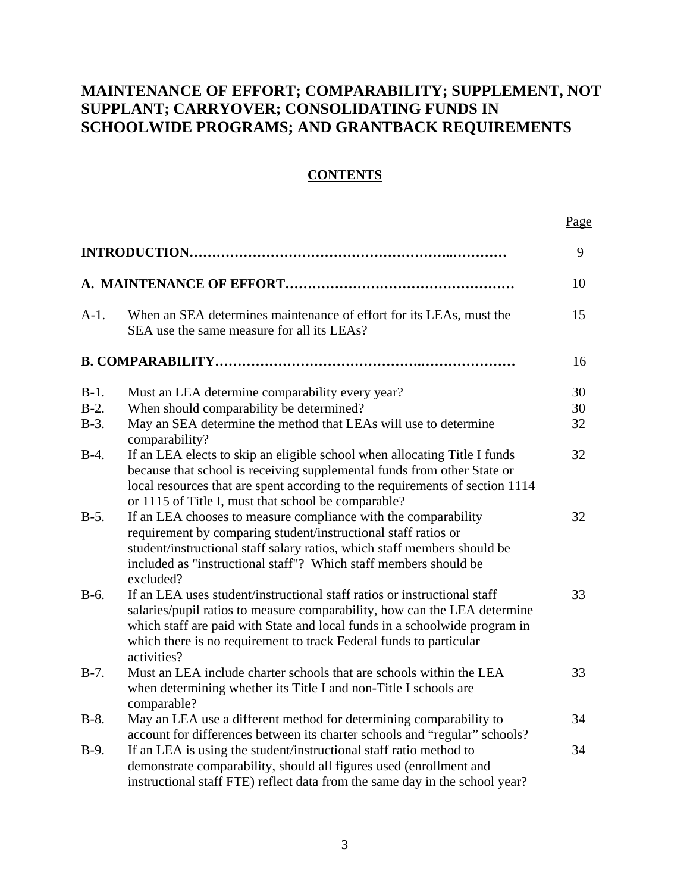# MAINTENANCE OF EFFORT; COMPARABILITY; SUPPLEMENT, NOT SUPPLANT; CARRYOVER; CONSOLIDATING FUNDS IN SCHOOLWIDE PROGRAMS; AND GRANTBACK REQUIREMENTS

## CONTENTS

| | | Page |
|---|---|---|
| **INTRODUCTION** | | 9 |
| **A. MAINTENANCE OF EFFORT** | | 10 |
| A-1. | When an SEA determines maintenance of effort for its LEAs, must the SEA use the same measure for all its LEAs? | 15 |
| **B. COMPARABILITY** | | 16 |
| B-1. | Must an LEA determine comparability every year? | 30 |
| B-2. | When should comparability be determined? | 30 |
| B-3. | May an SEA determine the method that LEAs will use to determine comparability? | 32 |
| B-4. | If an LEA elects to skip an eligible school when allocating Title I funds because that school is receiving supplemental funds from other State or local resources that are spent according to the requirements of section 1114 or 1115 of Title I, must that school be comparable? | 32 |
| B-5. | If an LEA chooses to measure compliance with the comparability requirement by comparing student/instructional staff ratios or student/instructional staff salary ratios, which staff members should be included as "instructional staff"? Which staff members should be excluded? | 32 |
| B-6. | If an LEA uses student/instructional staff ratios or instructional staff salaries/pupil ratios to measure comparability, how can the LEA determine which staff are paid with State and local funds in a schoolwide program in which there is no requirement to track Federal funds to particular activities? | 33 |
| B-7. | Must an LEA include charter schools that are schools within the LEA when determining whether its Title I and non-Title I schools are comparable? | 33 |
| B-8. | May an LEA use a different method for determining comparability to account for differences between its charter schools and "regular" schools? | 34 |
| B-9. | If an LEA is using the student/instructional staff ratio method to demonstrate comparability, should all figures used (enrollment and instructional staff FTE) reflect data from the same day in the school year? | 34 |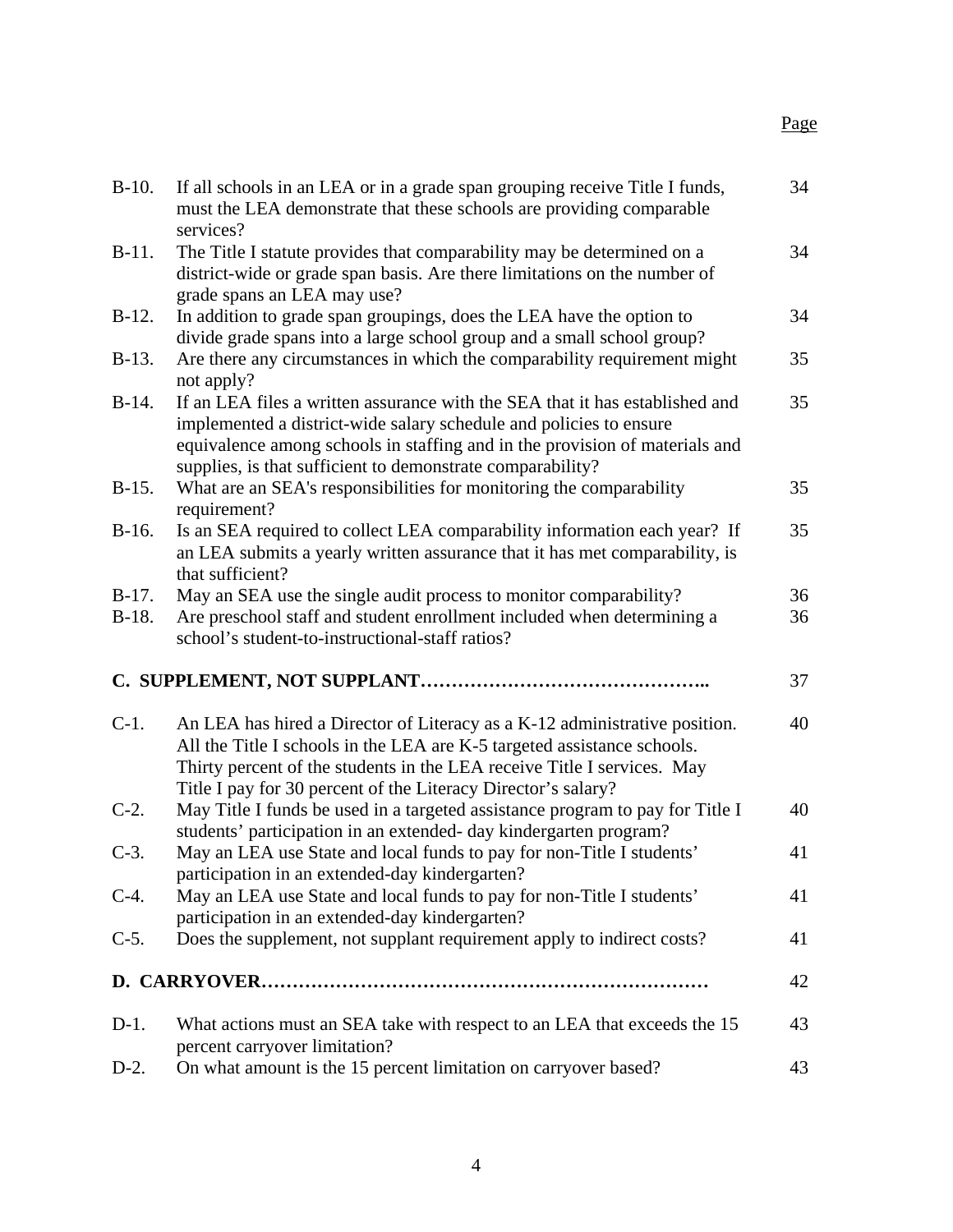| | | Page |
|---|---|---|
| B-10. | If all schools in an LEA or in a grade span grouping receive Title I funds, must the LEA demonstrate that these schools are providing comparable services? | 34 |
| B-11. | The Title I statute provides that comparability may be determined on a district-wide or grade span basis. Are there limitations on the number of grade spans an LEA may use? | 34 |
| B-12. | In addition to grade span groupings, does the LEA have the option to divide grade spans into a large school group and a small school group? | 34 |
| B-13. | Are there any circumstances in which the comparability requirement might not apply? | 35 |
| B-14. | If an LEA files a written assurance with the SEA that it has established and implemented a district-wide salary schedule and policies to ensure equivalence among schools in staffing and in the provision of materials and supplies, is that sufficient to demonstrate comparability? | 35 |
| B-15. | What are an SEA's responsibilities for monitoring the comparability requirement? | 35 |
| B-16. | Is an SEA required to collect LEA comparability information each year? If an LEA submits a yearly written assurance that it has met comparability, is that sufficient? | 35 |
| B-17. | May an SEA use the single audit process to monitor comparability? | 36 |
| B-18. | Are preschool staff and student enrollment included when determining a school's student-to-instructional-staff ratios? | 36 |
| **C. SUPPLEMENT, NOT SUPPLANT……………………………………..** | | 37 |
| C-1. | An LEA has hired a Director of Literacy as a K-12 administrative position. All the Title I schools in the LEA are K-5 targeted assistance schools. Thirty percent of the students in the LEA receive Title I services. May Title I pay for 30 percent of the Literacy Director's salary? | 40 |
| C-2. | May Title I funds be used in a targeted assistance program to pay for Title I students' participation in an extended- day kindergarten program? | 40 |
| C-3. | May an LEA use State and local funds to pay for non-Title I students' participation in an extended-day kindergarten? | 41 |
| C-4. | May an LEA use State and local funds to pay for non-Title I students' participation in an extended-day kindergarten? | 41 |
| C-5. | Does the supplement, not supplant requirement apply to indirect costs? | 41 |
| **D. CARRYOVER………………………………………………………………** | | 42 |
| D-1. | What actions must an SEA take with respect to an LEA that exceeds the 15 percent carryover limitation? | 43 |
| D-2. | On what amount is the 15 percent limitation on carryover based? | 43 |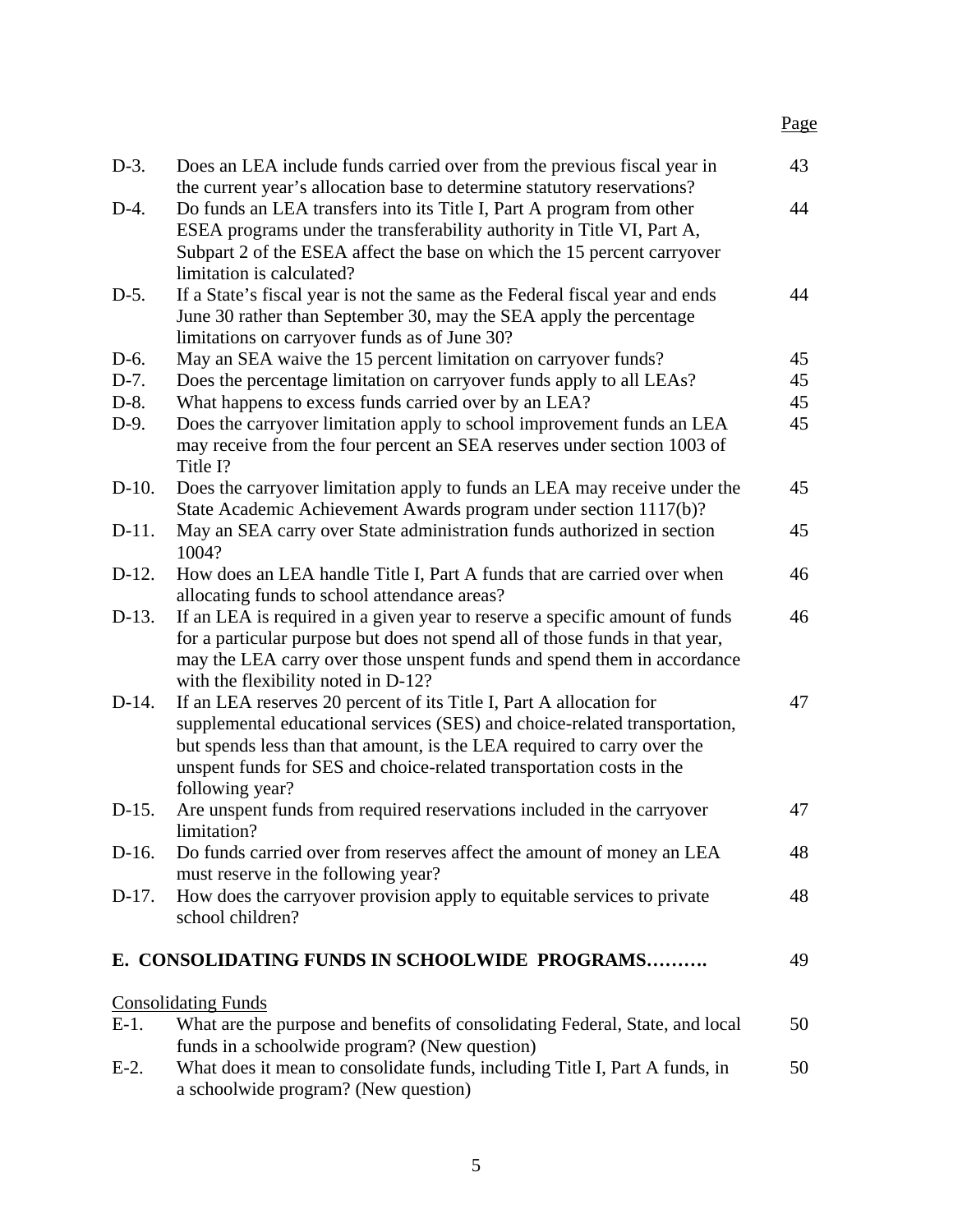| | | Page |
|---|---|---|
| D-3. | Does an LEA include funds carried over from the previous fiscal year in the current year's allocation base to determine statutory reservations? | 43 |
| D-4. | Do funds an LEA transfers into its Title I, Part A program from other ESEA programs under the transferability authority in Title VI, Part A, Subpart 2 of the ESEA affect the base on which the 15 percent carryover limitation is calculated? | 44 |
| D-5. | If a State's fiscal year is not the same as the Federal fiscal year and ends June 30 rather than September 30, may the SEA apply the percentage limitations on carryover funds as of June 30? | 44 |
| D-6. | May an SEA waive the 15 percent limitation on carryover funds? | 45 |
| D-7. | Does the percentage limitation on carryover funds apply to all LEAs? | 45 |
| D-8. | What happens to excess funds carried over by an LEA? | 45 |
| D-9. | Does the carryover limitation apply to school improvement funds an LEA may receive from the four percent an SEA reserves under section 1003 of Title I? | 45 |
| D-10. | Does the carryover limitation apply to funds an LEA may receive under the State Academic Achievement Awards program under section 1117(b)? | 45 |
| D-11. | May an SEA carry over State administration funds authorized in section 1004? | 45 |
| D-12. | How does an LEA handle Title I, Part A funds that are carried over when allocating funds to school attendance areas? | 46 |
| D-13. | If an LEA is required in a given year to reserve a specific amount of funds for a particular purpose but does not spend all of those funds in that year, may the LEA carry over those unspent funds and spend them in accordance with the flexibility noted in D-12? | 46 |
| D-14. | If an LEA reserves 20 percent of its Title I, Part A allocation for supplemental educational services (SES) and choice-related transportation, but spends less than that amount, is the LEA required to carry over the unspent funds for SES and choice-related transportation costs in the following year? | 47 |
| D-15. | Are unspent funds from required reservations included in the carryover limitation? | 47 |
| D-16. | Do funds carried over from reserves affect the amount of money an LEA must reserve in the following year? | 48 |
| D-17. | How does the carryover provision apply to equitable services to private school children? | 48 |

**E. CONSOLIDATING FUNDS IN SCHOOLWIDE PROGRAMS……….** 49

Consolidating Funds

| | | |
|---|---|---|
| E-1. | What are the purpose and benefits of consolidating Federal, State, and local funds in a schoolwide program? (New question) | 50 |
| E-2. | What does it mean to consolidate funds, including Title I, Part A funds, in a schoolwide program? (New question) | 50 |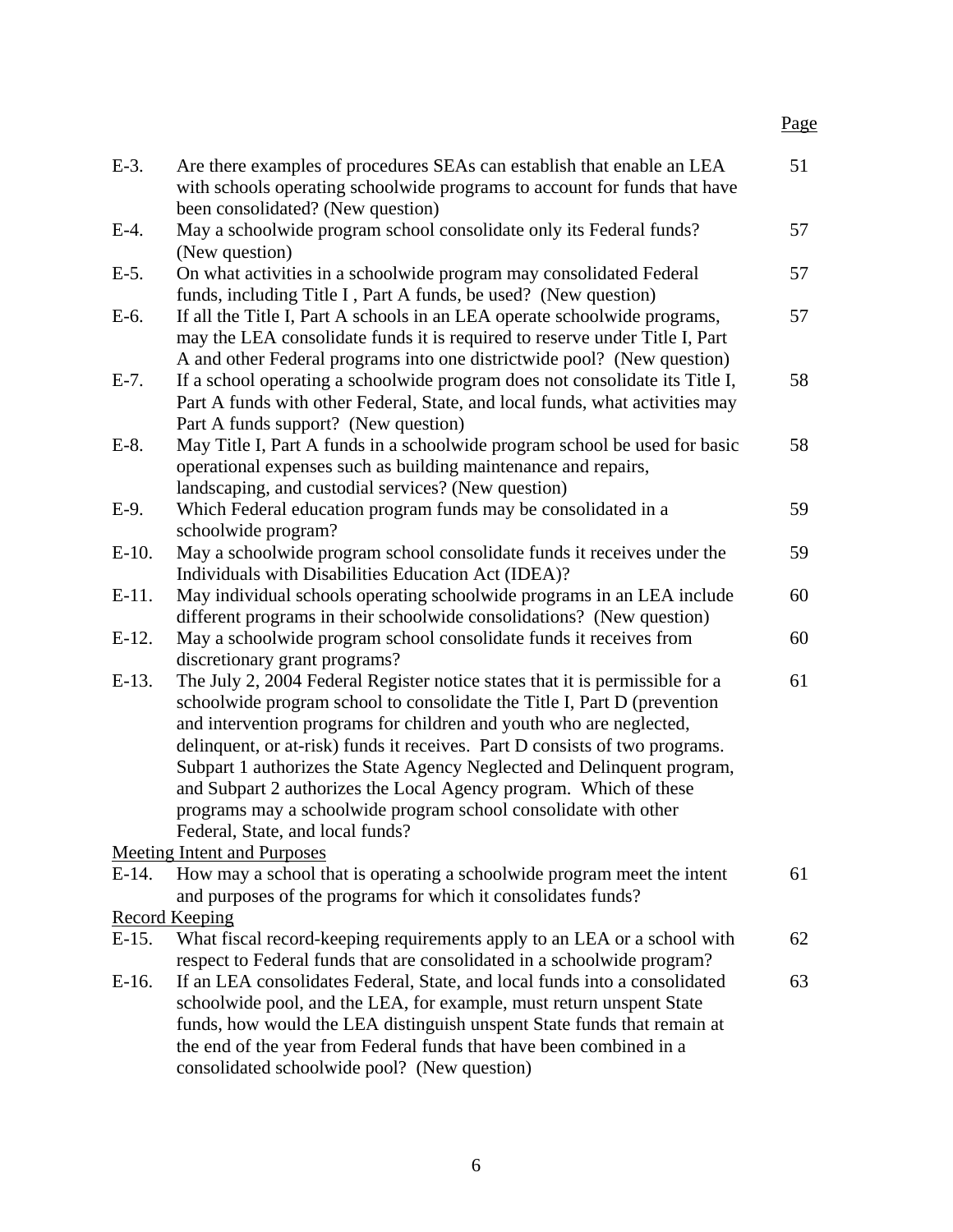| | | Page |
|---|---|---|
| E-3. | Are there examples of procedures SEAs can establish that enable an LEA with schools operating schoolwide programs to account for funds that have been consolidated? (New question) | 51 |
| E-4. | May a schoolwide program school consolidate only its Federal funds? (New question) | 57 |
| E-5. | On what activities in a schoolwide program may consolidated Federal funds, including Title I , Part A funds, be used? (New question) | 57 |
| E-6. | If all the Title I, Part A schools in an LEA operate schoolwide programs, may the LEA consolidate funds it is required to reserve under Title I, Part A and other Federal programs into one districtwide pool? (New question) | 57 |
| E-7. | If a school operating a schoolwide program does not consolidate its Title I, Part A funds with other Federal, State, and local funds, what activities may Part A funds support? (New question) | 58 |
| E-8. | May Title I, Part A funds in a schoolwide program school be used for basic operational expenses such as building maintenance and repairs, landscaping, and custodial services? (New question) | 58 |
| E-9. | Which Federal education program funds may be consolidated in a schoolwide program? | 59 |
| E-10. | May a schoolwide program school consolidate funds it receives under the Individuals with Disabilities Education Act (IDEA)? | 59 |
| E-11. | May individual schools operating schoolwide programs in an LEA include different programs in their schoolwide consolidations? (New question) | 60 |
| E-12. | May a schoolwide program school consolidate funds it receives from discretionary grant programs? | 60 |
| E-13. | The July 2, 2004 Federal Register notice states that it is permissible for a schoolwide program school to consolidate the Title I, Part D (prevention and intervention programs for children and youth who are neglected, delinquent, or at-risk) funds it receives. Part D consists of two programs. Subpart 1 authorizes the State Agency Neglected and Delinquent program, and Subpart 2 authorizes the Local Agency program. Which of these programs may a schoolwide program school consolidate with other Federal, State, and local funds? | 61 |
| Meeting Intent and Purposes | | |
| E-14. | How may a school that is operating a schoolwide program meet the intent and purposes of the programs for which it consolidates funds? | 61 |
| Record Keeping | | |
| E-15. | What fiscal record-keeping requirements apply to an LEA or a school with respect to Federal funds that are consolidated in a schoolwide program? | 62 |
| E-16. | If an LEA consolidates Federal, State, and local funds into a consolidated schoolwide pool, and the LEA, for example, must return unspent State funds, how would the LEA distinguish unspent State funds that remain at the end of the year from Federal funds that have been combined in a consolidated schoolwide pool? (New question) | 63 |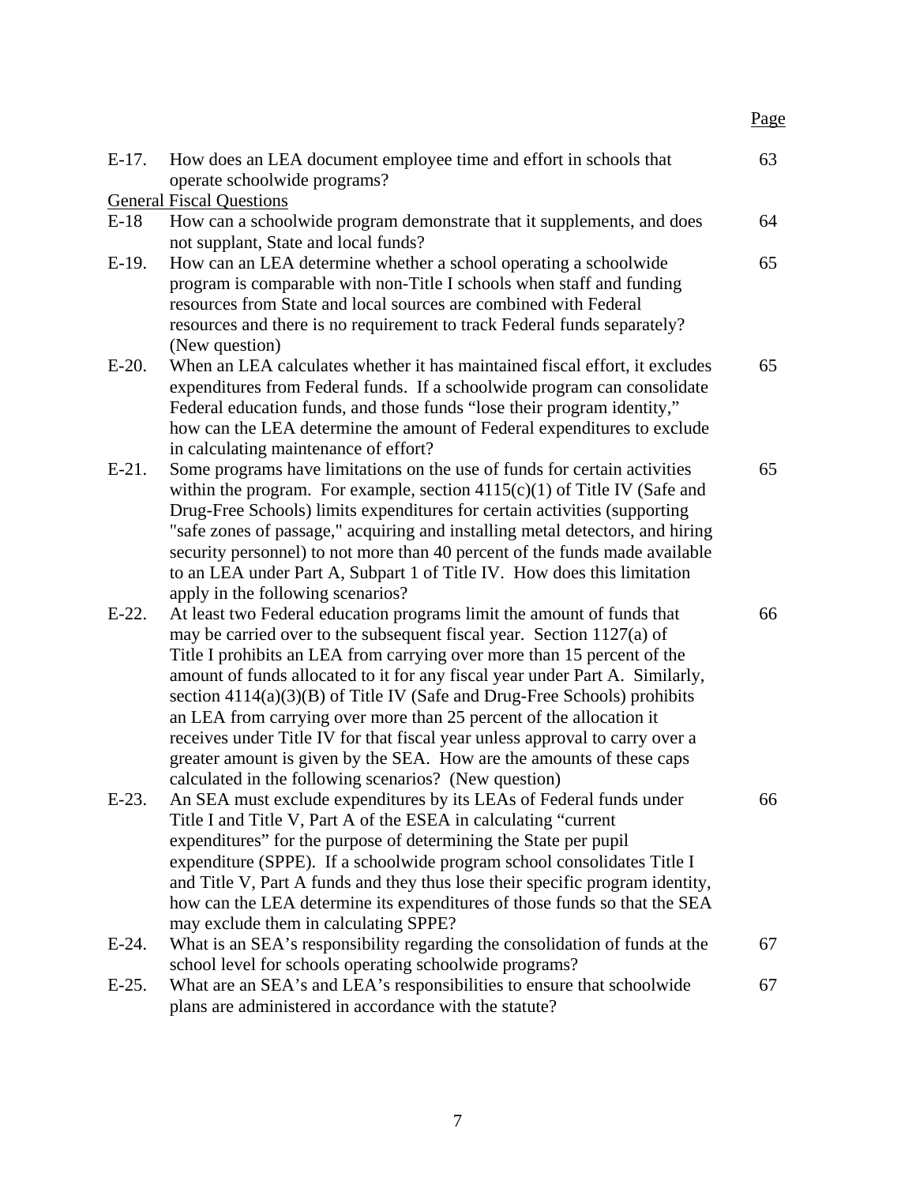| | | Page |
|---|---|---|
| E-17. | How does an LEA document employee time and effort in schools that operate schoolwide programs? | 63 |
| | General Fiscal Questions | |
| E-18 | How can a schoolwide program demonstrate that it supplements, and does not supplant, State and local funds? | 64 |
| E-19. | How can an LEA determine whether a school operating a schoolwide program is comparable with non-Title I schools when staff and funding resources from State and local sources are combined with Federal resources and there is no requirement to track Federal funds separately? (New question) | 65 |
| E-20. | When an LEA calculates whether it has maintained fiscal effort, it excludes expenditures from Federal funds. If a schoolwide program can consolidate Federal education funds, and those funds "lose their program identity," how can the LEA determine the amount of Federal expenditures to exclude in calculating maintenance of effort? | 65 |
| E-21. | Some programs have limitations on the use of funds for certain activities within the program. For example, section 4115(c)(1) of Title IV (Safe and Drug-Free Schools) limits expenditures for certain activities (supporting "safe zones of passage," acquiring and installing metal detectors, and hiring security personnel) to not more than 40 percent of the funds made available to an LEA under Part A, Subpart 1 of Title IV. How does this limitation apply in the following scenarios? | 65 |
| E-22. | At least two Federal education programs limit the amount of funds that may be carried over to the subsequent fiscal year. Section 1127(a) of Title I prohibits an LEA from carrying over more than 15 percent of the amount of funds allocated to it for any fiscal year under Part A. Similarly, section 4114(a)(3)(B) of Title IV (Safe and Drug-Free Schools) prohibits an LEA from carrying over more than 25 percent of the allocation it receives under Title IV for that fiscal year unless approval to carry over a greater amount is given by the SEA. How are the amounts of these caps calculated in the following scenarios? (New question) | 66 |
| E-23. | An SEA must exclude expenditures by its LEAs of Federal funds under Title I and Title V, Part A of the ESEA in calculating "current expenditures" for the purpose of determining the State per pupil expenditure (SPPE). If a schoolwide program school consolidates Title I and Title V, Part A funds and they thus lose their specific program identity, how can the LEA determine its expenditures of those funds so that the SEA may exclude them in calculating SPPE? | 66 |
| E-24. | What is an SEA's responsibility regarding the consolidation of funds at the school level for schools operating schoolwide programs? | 67 |
| E-25. | What are an SEA's and LEA's responsibilities to ensure that schoolwide plans are administered in accordance with the statute? | 67 |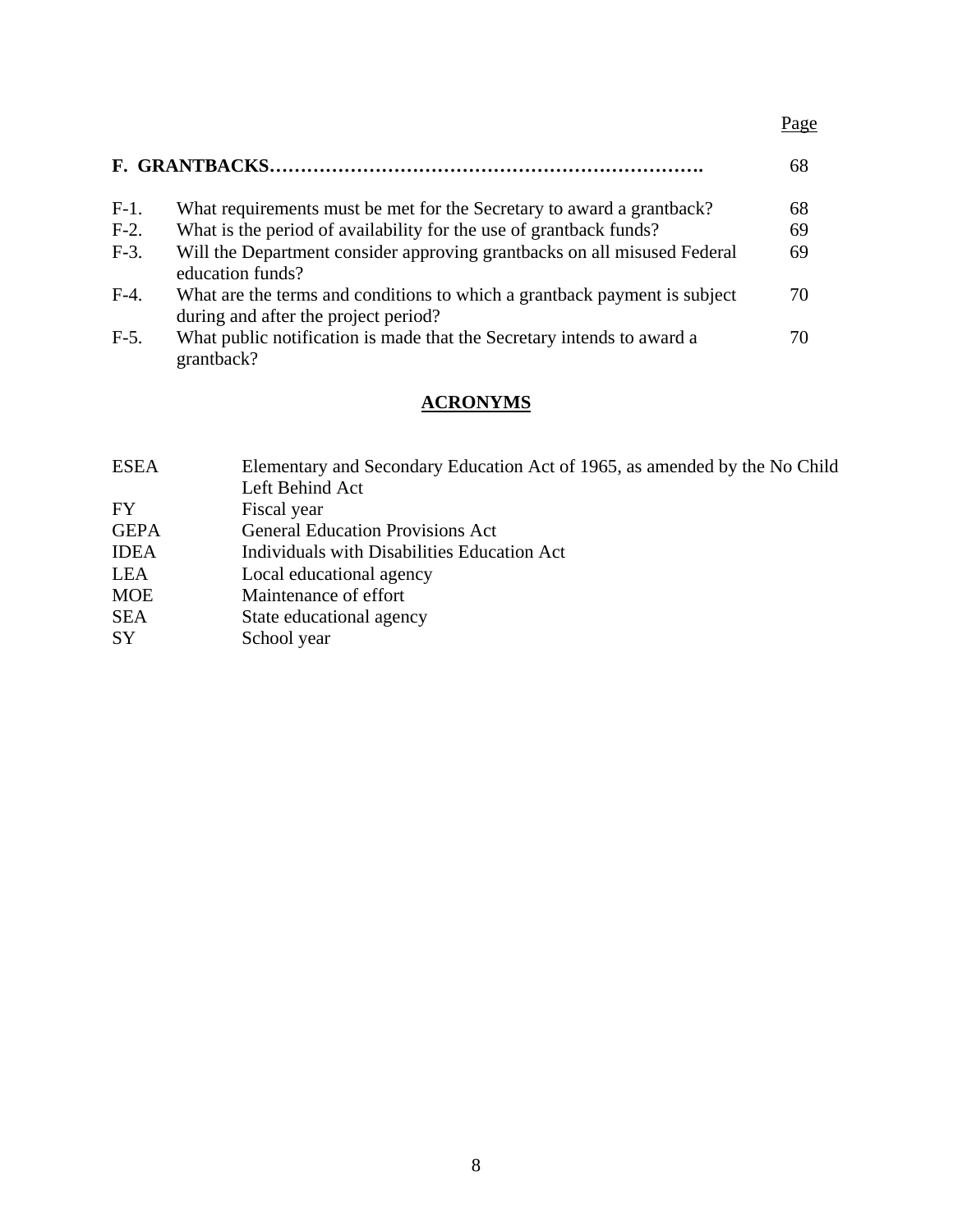| | | Page |
|---|---|---|
| **F. GRANTBACKS……………………………………………………………** | | 68 |
| F-1. | What requirements must be met for the Secretary to award a grantback? | 68 |
| F-2. | What is the period of availability for the use of grantback funds? | 69 |
| F-3. | Will the Department consider approving grantbacks on all misused Federal education funds? | 69 |
| F-4. | What are the terms and conditions to which a grantback payment is subject during and after the project period? | 70 |
| F-5. | What public notification is made that the Secretary intends to award a grantback? | 70 |

## ACRONYMS

| | |
|---|---|
| ESEA | Elementary and Secondary Education Act of 1965, as amended by the No Child Left Behind Act |
| FY | Fiscal year |
| GEPA | General Education Provisions Act |
| IDEA | Individuals with Disabilities Education Act |
| LEA | Local educational agency |
| MOE | Maintenance of effort |
| SEA | State educational agency |
| SY | School year |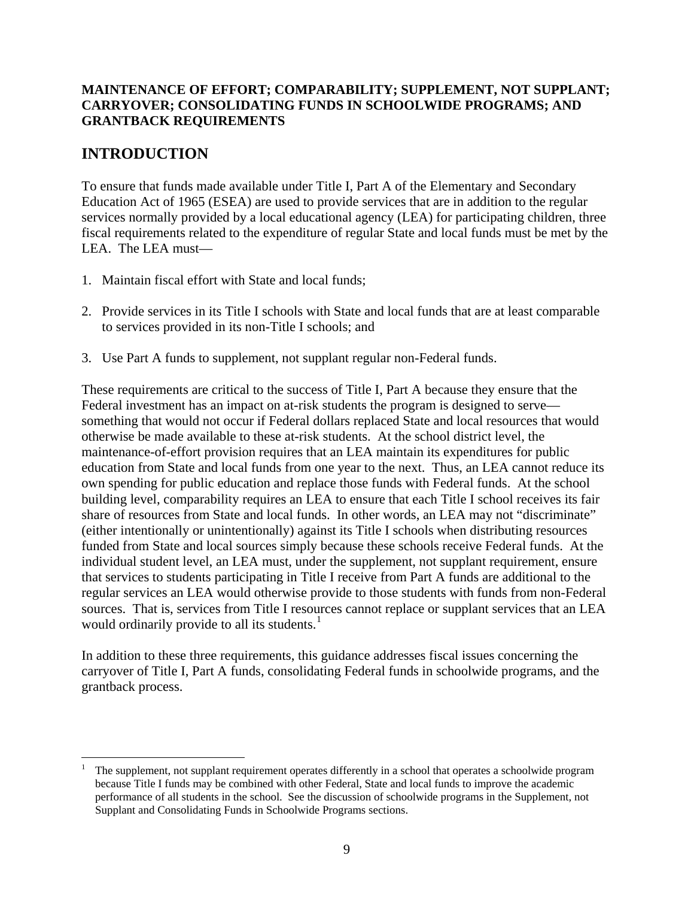**MAINTENANCE OF EFFORT; COMPARABILITY; SUPPLEMENT, NOT SUPPLANT; CARRYOVER; CONSOLIDATING FUNDS IN SCHOOLWIDE PROGRAMS; AND GRANTBACK REQUIREMENTS**

## INTRODUCTION

To ensure that funds made available under Title I, Part A of the Elementary and Secondary Education Act of 1965 (ESEA) are used to provide services that are in addition to the regular services normally provided by a local educational agency (LEA) for participating children, three fiscal requirements related to the expenditure of regular State and local funds must be met by the LEA. The LEA must—

1. Maintain fiscal effort with State and local funds;

2. Provide services in its Title I schools with State and local funds that are at least comparable to services provided in its non-Title I schools; and

3. Use Part A funds to supplement, not supplant regular non-Federal funds.

These requirements are critical to the success of Title I, Part A because they ensure that the Federal investment has an impact on at-risk students the program is designed to serve—something that would not occur if Federal dollars replaced State and local resources that would otherwise be made available to these at-risk students. At the school district level, the maintenance-of-effort provision requires that an LEA maintain its expenditures for public education from State and local funds from one year to the next. Thus, an LEA cannot reduce its own spending for public education and replace those funds with Federal funds. At the school building level, comparability requires an LEA to ensure that each Title I school receives its fair share of resources from State and local funds. In other words, an LEA may not "discriminate" (either intentionally or unintentionally) against its Title I schools when distributing resources funded from State and local sources simply because these schools receive Federal funds. At the individual student level, an LEA must, under the supplement, not supplant requirement, ensure that services to students participating in Title I receive from Part A funds are additional to the regular services an LEA would otherwise provide to those students with funds from non-Federal sources. That is, services from Title I resources cannot replace or supplant services that an LEA would ordinarily provide to all its students.[1]

In addition to these three requirements, this guidance addresses fiscal issues concerning the carryover of Title I, Part A funds, consolidating Federal funds in schoolwide programs, and the grantback process.

---

[1] The supplement, not supplant requirement operates differently in a school that operates a schoolwide program because Title I funds may be combined with other Federal, State and local funds to improve the academic performance of all students in the school. See the discussion of schoolwide programs in the Supplement, not Supplant and Consolidating Funds in Schoolwide Programs sections.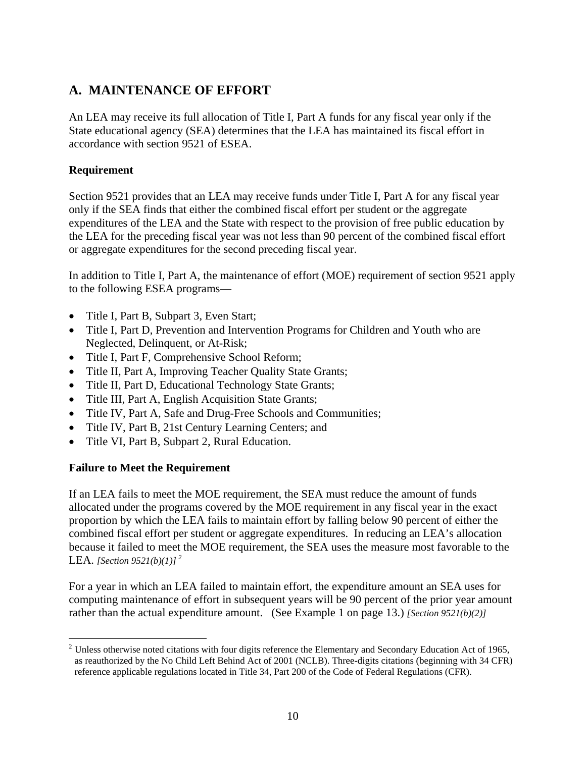## A. MAINTENANCE OF EFFORT

An LEA may receive its full allocation of Title I, Part A funds for any fiscal year only if the State educational agency (SEA) determines that the LEA has maintained its fiscal effort in accordance with section 9521 of ESEA.

### Requirement

Section 9521 provides that an LEA may receive funds under Title I, Part A for any fiscal year only if the SEA finds that either the combined fiscal effort per student or the aggregate expenditures of the LEA and the State with respect to the provision of free public education by the LEA for the preceding fiscal year was not less than 90 percent of the combined fiscal effort or aggregate expenditures for the second preceding fiscal year.

In addition to Title I, Part A, the maintenance of effort (MOE) requirement of section 9521 apply to the following ESEA programs—

- Title I, Part B, Subpart 3, Even Start;
- Title I, Part D, Prevention and Intervention Programs for Children and Youth who are Neglected, Delinquent, or At-Risk;
- Title I, Part F, Comprehensive School Reform;
- Title II, Part A, Improving Teacher Quality State Grants;
- Title II, Part D, Educational Technology State Grants;
- Title III, Part A, English Acquisition State Grants;
- Title IV, Part A, Safe and Drug-Free Schools and Communities;
- Title IV, Part B, 21st Century Learning Centers; and
- Title VI, Part B, Subpart 2, Rural Education.

### Failure to Meet the Requirement

If an LEA fails to meet the MOE requirement, the SEA must reduce the amount of funds allocated under the programs covered by the MOE requirement in any fiscal year in the exact proportion by which the LEA fails to maintain effort by falling below 90 percent of either the combined fiscal effort per student or aggregate expenditures. In reducing an LEA's allocation because it failed to meet the MOE requirement, the SEA uses the measure most favorable to the LEA. *[Section 9521(b)(1)]* [2]

For a year in which an LEA failed to maintain effort, the expenditure amount an SEA uses for computing maintenance of effort in subsequent years will be 90 percent of the prior year amount rather than the actual expenditure amount. (See Example 1 on page 13.) *[Section 9521(b)(2)]*

---

[2] Unless otherwise noted citations with four digits reference the Elementary and Secondary Education Act of 1965, as reauthorized by the No Child Left Behind Act of 2001 (NCLB). Three-digits citations (beginning with 34 CFR) reference applicable regulations located in Title 34, Part 200 of the Code of Federal Regulations (CFR).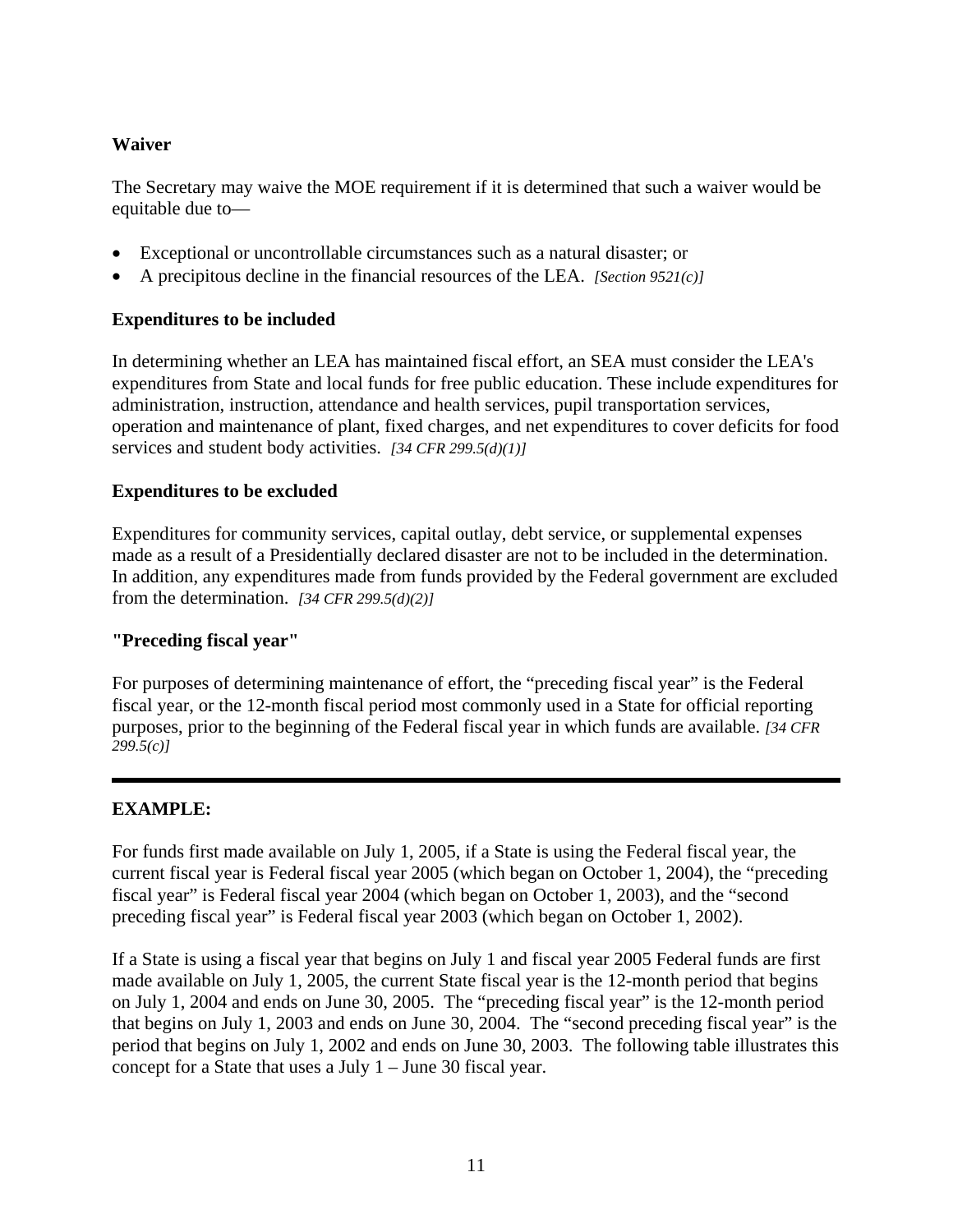**Waiver**

The Secretary may waive the MOE requirement if it is determined that such a waiver would be equitable due to—

- Exceptional or uncontrollable circumstances such as a natural disaster; or
- A precipitous decline in the financial resources of the LEA. *[Section 9521(c)]*

**Expenditures to be included**

In determining whether an LEA has maintained fiscal effort, an SEA must consider the LEA's expenditures from State and local funds for free public education. These include expenditures for administration, instruction, attendance and health services, pupil transportation services, operation and maintenance of plant, fixed charges, and net expenditures to cover deficits for food services and student body activities. *[34 CFR 299.5(d)(1)]*

**Expenditures to be excluded**

Expenditures for community services, capital outlay, debt service, or supplemental expenses made as a result of a Presidentially declared disaster are not to be included in the determination. In addition, any expenditures made from funds provided by the Federal government are excluded from the determination. *[34 CFR 299.5(d)(2)]*

**"Preceding fiscal year"**

For purposes of determining maintenance of effort, the "preceding fiscal year" is the Federal fiscal year, or the 12-month fiscal period most commonly used in a State for official reporting purposes, prior to the beginning of the Federal fiscal year in which funds are available. *[34 CFR 299.5(c)]*

---

**EXAMPLE:**

For funds first made available on July 1, 2005, if a State is using the Federal fiscal year, the current fiscal year is Federal fiscal year 2005 (which began on October 1, 2004), the "preceding fiscal year" is Federal fiscal year 2004 (which began on October 1, 2003), and the "second preceding fiscal year" is Federal fiscal year 2003 (which began on October 1, 2002).

If a State is using a fiscal year that begins on July 1 and fiscal year 2005 Federal funds are first made available on July 1, 2005, the current State fiscal year is the 12-month period that begins on July 1, 2004 and ends on June 30, 2005. The "preceding fiscal year" is the 12-month period that begins on July 1, 2003 and ends on June 30, 2004. The "second preceding fiscal year" is the period that begins on July 1, 2002 and ends on June 30, 2003. The following table illustrates this concept for a State that uses a July 1 – June 30 fiscal year.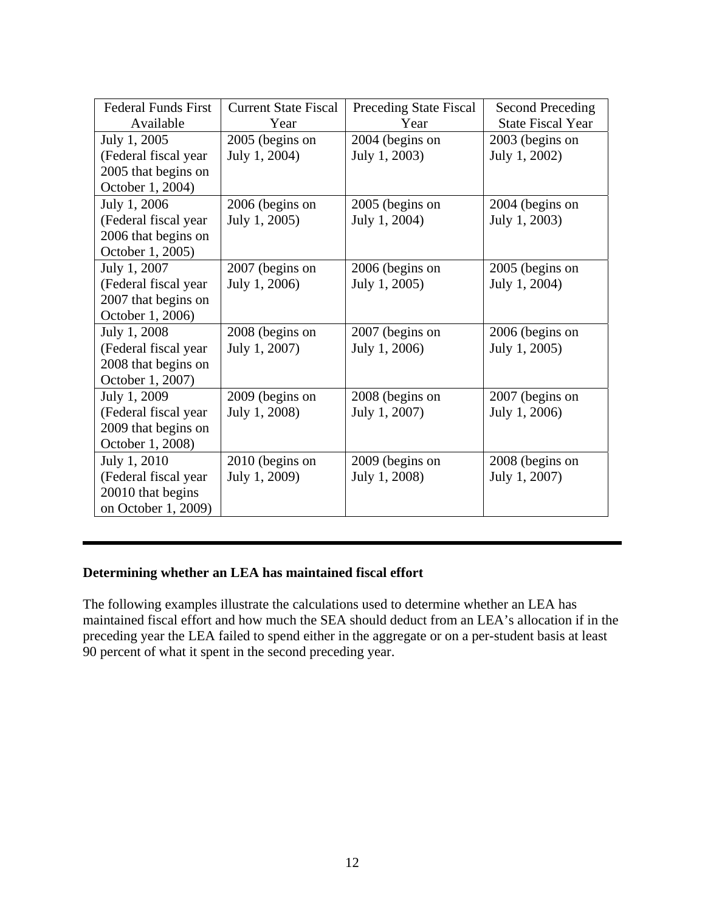| Federal Funds First Available | Current State Fiscal Year | Preceding State Fiscal Year | Second Preceding State Fiscal Year |
|---|---|---|---|
| July 1, 2005 (Federal fiscal year 2005 that begins on October 1, 2004) | 2005 (begins on July 1, 2004) | 2004 (begins on July 1, 2003) | 2003 (begins on July 1, 2002) |
| July 1, 2006 (Federal fiscal year 2006 that begins on October 1, 2005) | 2006 (begins on July 1, 2005) | 2005 (begins on July 1, 2004) | 2004 (begins on July 1, 2003) |
| July 1, 2007 (Federal fiscal year 2007 that begins on October 1, 2006) | 2007 (begins on July 1, 2006) | 2006 (begins on July 1, 2005) | 2005 (begins on July 1, 2004) |
| July 1, 2008 (Federal fiscal year 2008 that begins on October 1, 2007) | 2008 (begins on July 1, 2007) | 2007 (begins on July 1, 2006) | 2006 (begins on July 1, 2005) |
| July 1, 2009 (Federal fiscal year 2009 that begins on October 1, 2008) | 2009 (begins on July 1, 2008) | 2008 (begins on July 1, 2007) | 2007 (begins on July 1, 2006) |
| July 1, 2010 (Federal fiscal year 20010 that begins on October 1, 2009) | 2010 (begins on July 1, 2009) | 2009 (begins on July 1, 2008) | 2008 (begins on July 1, 2007) |

---

**Determining whether an LEA has maintained fiscal effort**

The following examples illustrate the calculations used to determine whether an LEA has maintained fiscal effort and how much the SEA should deduct from an LEA's allocation if in the preceding year the LEA failed to spend either in the aggregate or on a per-student basis at least 90 percent of what it spent in the second preceding year.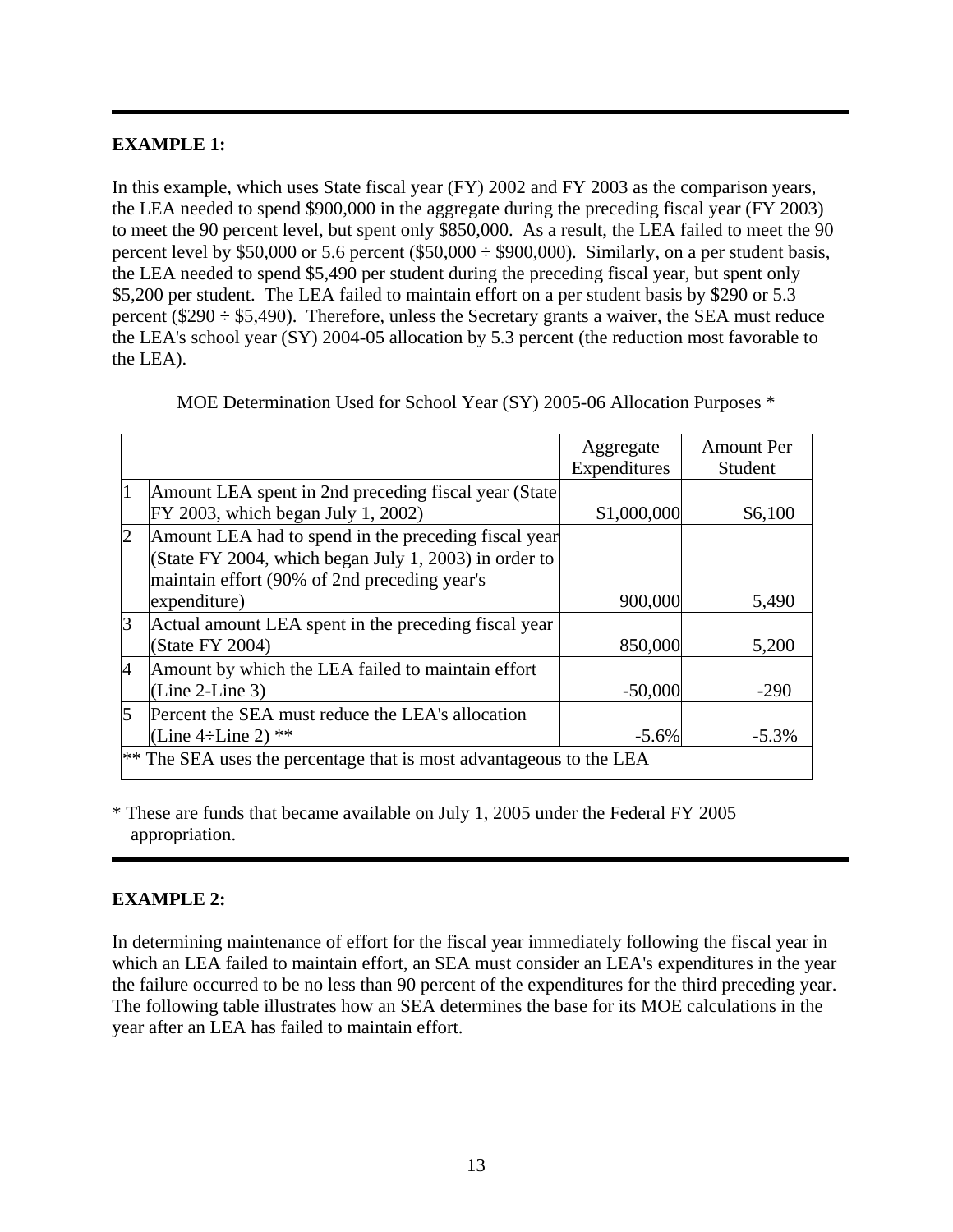**EXAMPLE 1:**

In this example, which uses State fiscal year (FY) 2002 and FY 2003 as the comparison years, the LEA needed to spend $900,000 in the aggregate during the preceding fiscal year (FY 2003) to meet the 90 percent level, but spent only $850,000. As a result, the LEA failed to meet the 90 percent level by $50,000 or 5.6 percent ($50,000 ÷ $900,000). Similarly, on a per student basis, the LEA needed to spend $5,490 per student during the preceding fiscal year, but spent only $5,200 per student. The LEA failed to maintain effort on a per student basis by $290 or 5.3 percent ($290 ÷ $5,490). Therefore, unless the Secretary grants a waiver, the SEA must reduce the LEA's school year (SY) 2004-05 allocation by 5.3 percent (the reduction most favorable to the LEA).

MOE Determination Used for School Year (SY) 2005-06 Allocation Purposes *

| | | Aggregate Expenditures | Amount Per Student |
|---|---|---|---|
| 1 | Amount LEA spent in 2nd preceding fiscal year (State FY 2003, which began July 1, 2002) | $1,000,000 | $6,100 |
| 2 | Amount LEA had to spend in the preceding fiscal year (State FY 2004, which began July 1, 2003) in order to maintain effort (90% of 2nd preceding year's expenditure) | 900,000 | 5,490 |
| 3 | Actual amount LEA spent in the preceding fiscal year (State FY 2004) | 850,000 | 5,200 |
| 4 | Amount by which the LEA failed to maintain effort (Line 2-Line 3) | -50,000 | -290 |
| 5 | Percent the SEA must reduce the LEA's allocation (Line 4÷Line 2) ** | -5.6% | -5.3% |
| ** The SEA uses the percentage that is most advantageous to the LEA | | | |

\* These are funds that became available on July 1, 2005 under the Federal FY 2005 appropriation.

**EXAMPLE 2:**

In determining maintenance of effort for the fiscal year immediately following the fiscal year in which an LEA failed to maintain effort, an SEA must consider an LEA's expenditures in the year the failure occurred to be no less than 90 percent of the expenditures for the third preceding year. The following table illustrates how an SEA determines the base for its MOE calculations in the year after an LEA has failed to maintain effort.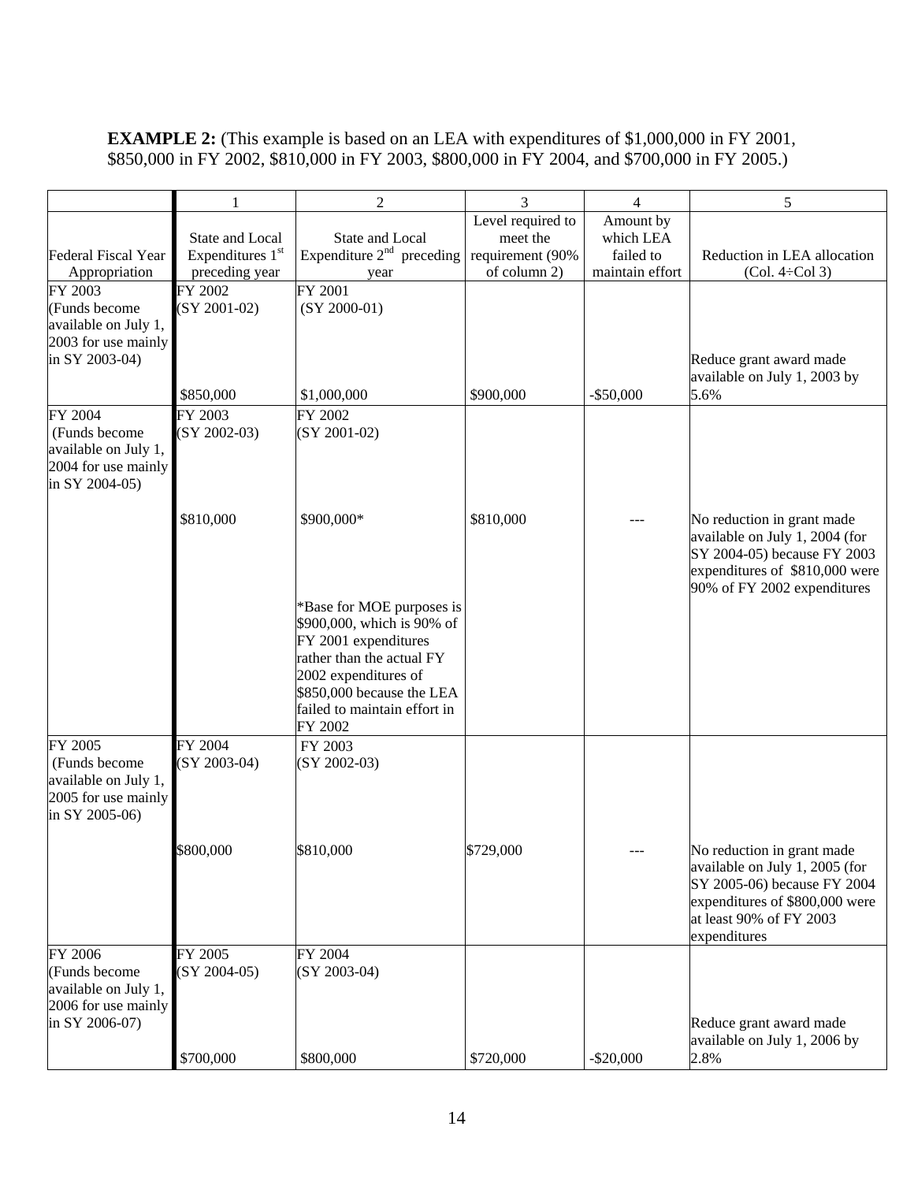**EXAMPLE 2:** (This example is based on an LEA with expenditures of $1,000,000 in FY 2001, $850,000 in FY 2002, $810,000 in FY 2003, $800,000 in FY 2004, and $700,000 in FY 2005.)

| | 1 | 2 | 3 | 4 | 5 |
|---|---|---|---|---|---|
| Federal Fiscal Year Appropriation | State and Local Expenditures 1st preceding year | State and Local Expenditure 2nd preceding year | Level required to meet the requirement (90% of column 2) | Amount by which LEA failed to maintain effort | Reduction in LEA allocation (Col. 4÷Col 3) |
| FY 2003 (Funds become available on July 1, 2003 for use mainly in SY 2003-04) | FY 2002 (SY 2001-02) $850,000 | FY 2001 (SY 2000-01) $1,000,000 | $900,000 | -$50,000 | Reduce grant award made available on July 1, 2003 by 5.6% |
| FY 2004 (Funds become available on July 1, 2004 for use mainly in SY 2004-05) | FY 2003 (SY 2002-03) $810,000 | FY 2002 (SY 2001-02) $900,000* *Base for MOE purposes is $900,000, which is 90% of FY 2001 expenditures rather than the actual FY 2002 expenditures of $850,000 because the LEA failed to maintain effort in FY 2002 | $810,000 | --- | No reduction in grant made available on July 1, 2004 (for SY 2004-05) because FY 2003 expenditures of $810,000 were 90% of FY 2002 expenditures |
| FY 2005 (Funds become available on July 1, 2005 for use mainly in SY 2005-06) | FY 2004 (SY 2003-04) $800,000 | FY 2003 (SY 2002-03) $810,000 | $729,000 | --- | No reduction in grant made available on July 1, 2005 (for SY 2005-06) because FY 2004 expenditures of $800,000 were at least 90% of FY 2003 expenditures |
| FY 2006 (Funds become available on July 1, 2006 for use mainly in SY 2006-07) | FY 2005 (SY 2004-05) $700,000 | FY 2004 (SY 2003-04) $800,000 | $720,000 | -$20,000 | Reduce grant award made available on July 1, 2006 by 2.8% |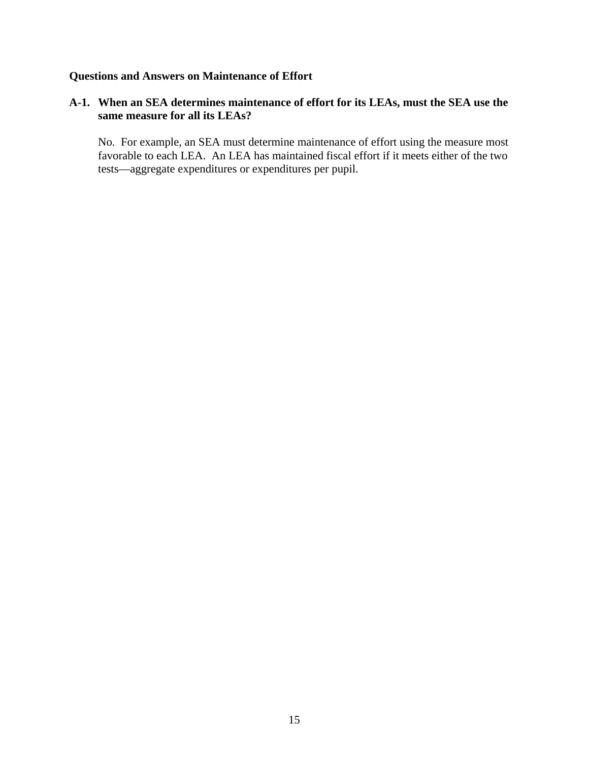**Questions and Answers on Maintenance of Effort**

**A-1. When an SEA determines maintenance of effort for its LEAs, must the SEA use the same measure for all its LEAs?**

No. For example, an SEA must determine maintenance of effort using the measure most favorable to each LEA. An LEA has maintained fiscal effort if it meets either of the two tests—aggregate expenditures or expenditures per pupil.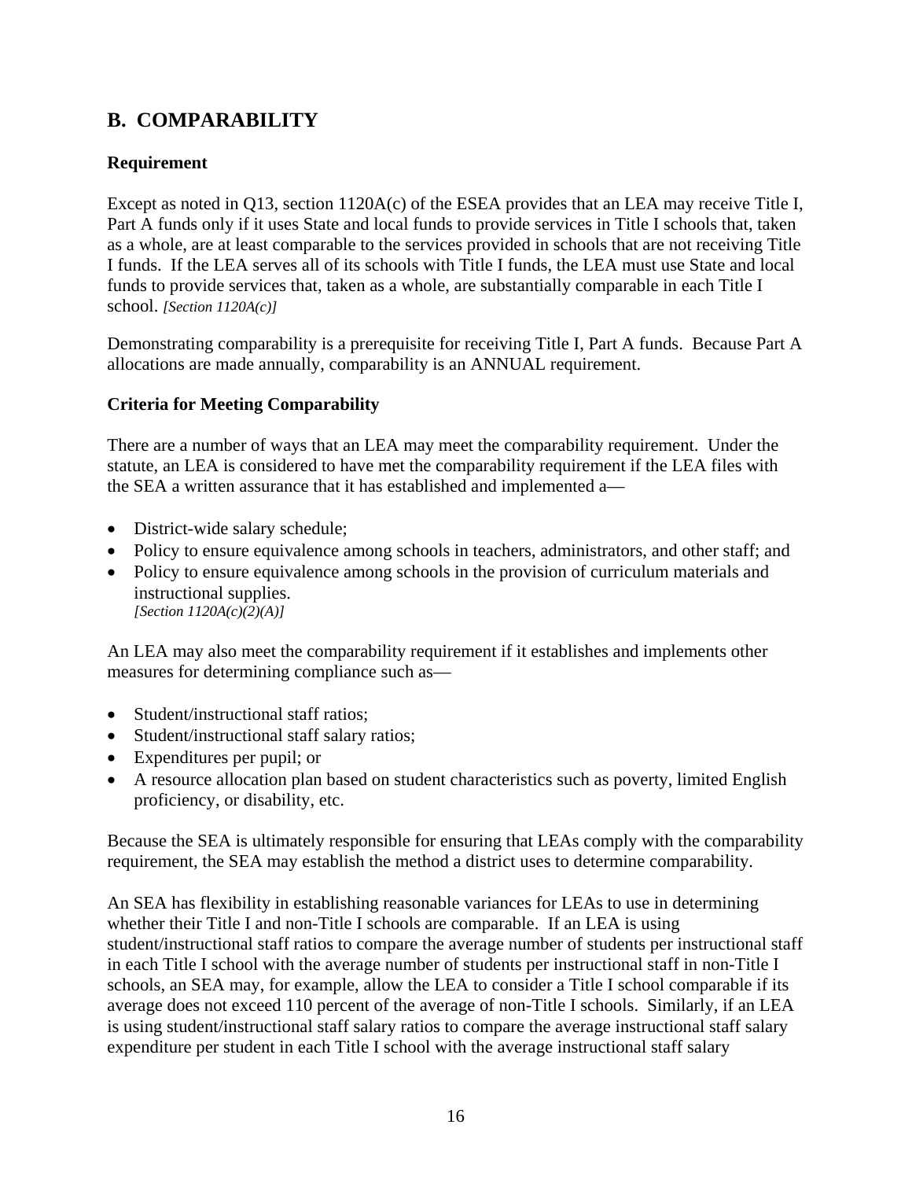## B. COMPARABILITY

### Requirement

Except as noted in Q13, section 1120A(c) of the ESEA provides that an LEA may receive Title I, Part A funds only if it uses State and local funds to provide services in Title I schools that, taken as a whole, are at least comparable to the services provided in schools that are not receiving Title I funds. If the LEA serves all of its schools with Title I funds, the LEA must use State and local funds to provide services that, taken as a whole, are substantially comparable in each Title I school. *[Section 1120A(c)]*

Demonstrating comparability is a prerequisite for receiving Title I, Part A funds. Because Part A allocations are made annually, comparability is an ANNUAL requirement.

### Criteria for Meeting Comparability

There are a number of ways that an LEA may meet the comparability requirement. Under the statute, an LEA is considered to have met the comparability requirement if the LEA files with the SEA a written assurance that it has established and implemented a—

- District-wide salary schedule;
- Policy to ensure equivalence among schools in teachers, administrators, and other staff; and
- Policy to ensure equivalence among schools in the provision of curriculum materials and instructional supplies.
  *[Section 1120A(c)(2)(A)]*

An LEA may also meet the comparability requirement if it establishes and implements other measures for determining compliance such as—

- Student/instructional staff ratios;
- Student/instructional staff salary ratios;
- Expenditures per pupil; or
- A resource allocation plan based on student characteristics such as poverty, limited English proficiency, or disability, etc.

Because the SEA is ultimately responsible for ensuring that LEAs comply with the comparability requirement, the SEA may establish the method a district uses to determine comparability.

An SEA has flexibility in establishing reasonable variances for LEAs to use in determining whether their Title I and non-Title I schools are comparable. If an LEA is using student/instructional staff ratios to compare the average number of students per instructional staff in each Title I school with the average number of students per instructional staff in non-Title I schools, an SEA may, for example, allow the LEA to consider a Title I school comparable if its average does not exceed 110 percent of the average of non-Title I schools. Similarly, if an LEA is using student/instructional staff salary ratios to compare the average instructional staff salary expenditure per student in each Title I school with the average instructional staff salary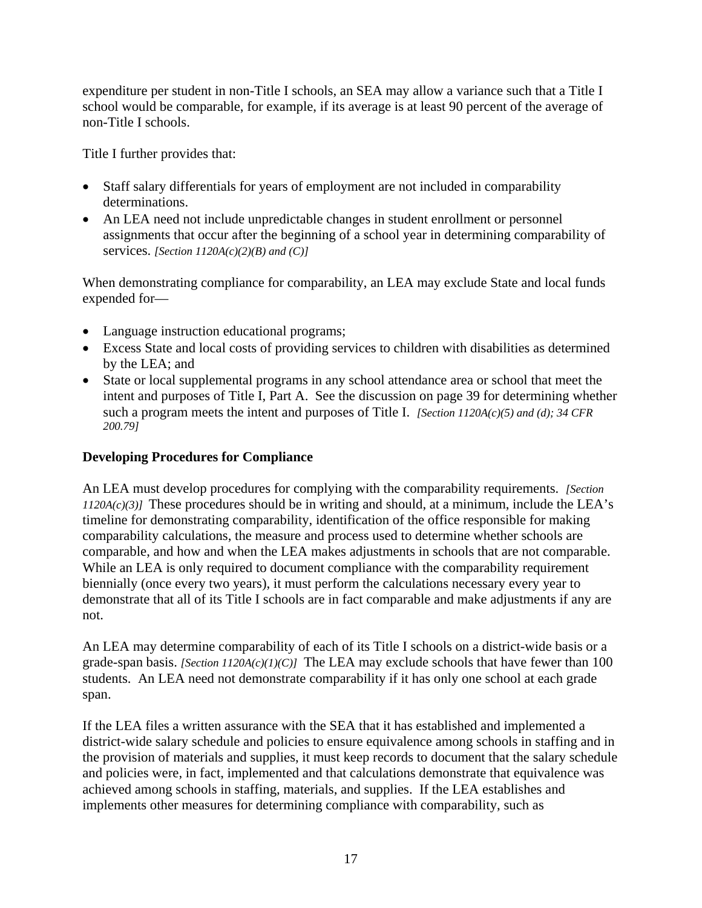expenditure per student in non-Title I schools, an SEA may allow a variance such that a Title I school would be comparable, for example, if its average is at least 90 percent of the average of non-Title I schools.

Title I further provides that:

- Staff salary differentials for years of employment are not included in comparability determinations.
- An LEA need not include unpredictable changes in student enrollment or personnel assignments that occur after the beginning of a school year in determining comparability of services. *[Section 1120A(c)(2)(B) and (C)]*

When demonstrating compliance for comparability, an LEA may exclude State and local funds expended for—

- Language instruction educational programs;
- Excess State and local costs of providing services to children with disabilities as determined by the LEA; and
- State or local supplemental programs in any school attendance area or school that meet the intent and purposes of Title I, Part A. See the discussion on page 39 for determining whether such a program meets the intent and purposes of Title I. *[Section 1120A(c)(5) and (d); 34 CFR 200.79]*

**Developing Procedures for Compliance**

An LEA must develop procedures for complying with the comparability requirements. *[Section 1120A(c)(3)]* These procedures should be in writing and should, at a minimum, include the LEA's timeline for demonstrating comparability, identification of the office responsible for making comparability calculations, the measure and process used to determine whether schools are comparable, and how and when the LEA makes adjustments in schools that are not comparable. While an LEA is only required to document compliance with the comparability requirement biennially (once every two years), it must perform the calculations necessary every year to demonstrate that all of its Title I schools are in fact comparable and make adjustments if any are not.

An LEA may determine comparability of each of its Title I schools on a district-wide basis or a grade-span basis. *[Section 1120A(c)(1)(C)]* The LEA may exclude schools that have fewer than 100 students. An LEA need not demonstrate comparability if it has only one school at each grade span.

If the LEA files a written assurance with the SEA that it has established and implemented a district-wide salary schedule and policies to ensure equivalence among schools in staffing and in the provision of materials and supplies, it must keep records to document that the salary schedule and policies were, in fact, implemented and that calculations demonstrate that equivalence was achieved among schools in staffing, materials, and supplies. If the LEA establishes and implements other measures for determining compliance with comparability, such as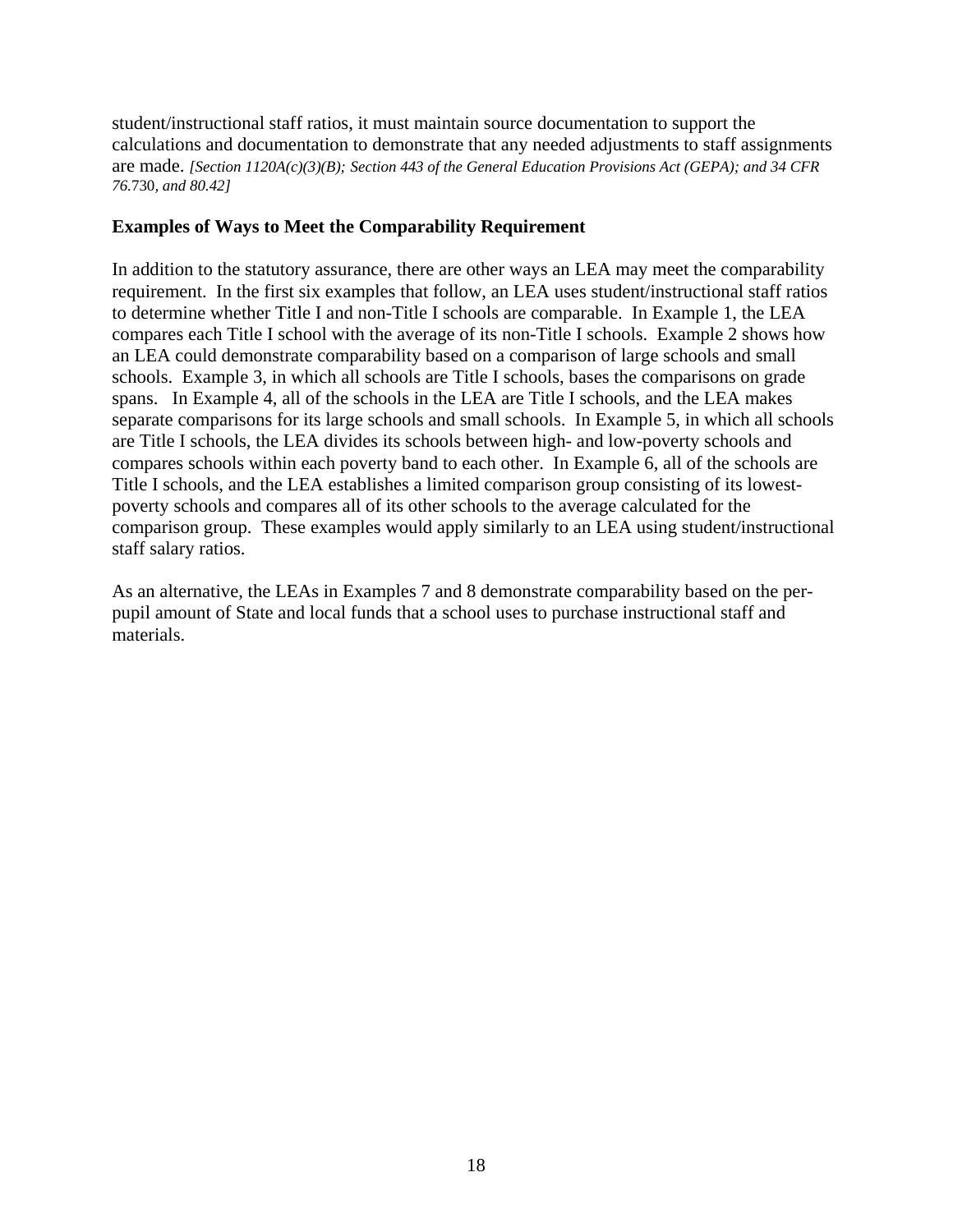student/instructional staff ratios, it must maintain source documentation to support the calculations and documentation to demonstrate that any needed adjustments to staff assignments are made. *[Section 1120A(c)(3)(B); Section 443 of the General Education Provisions Act (GEPA); and 34 CFR 76.730, and 80.42]*

**Examples of Ways to Meet the Comparability Requirement**

In addition to the statutory assurance, there are other ways an LEA may meet the comparability requirement. In the first six examples that follow, an LEA uses student/instructional staff ratios to determine whether Title I and non-Title I schools are comparable. In Example 1, the LEA compares each Title I school with the average of its non-Title I schools. Example 2 shows how an LEA could demonstrate comparability based on a comparison of large schools and small schools. Example 3, in which all schools are Title I schools, bases the comparisons on grade spans. In Example 4, all of the schools in the LEA are Title I schools, and the LEA makes separate comparisons for its large schools and small schools. In Example 5, in which all schools are Title I schools, the LEA divides its schools between high- and low-poverty schools and compares schools within each poverty band to each other. In Example 6, all of the schools are Title I schools, and the LEA establishes a limited comparison group consisting of its lowest-poverty schools and compares all of its other schools to the average calculated for the comparison group. These examples would apply similarly to an LEA using student/instructional staff salary ratios.

As an alternative, the LEAs in Examples 7 and 8 demonstrate comparability based on the per-pupil amount of State and local funds that a school uses to purchase instructional staff and materials.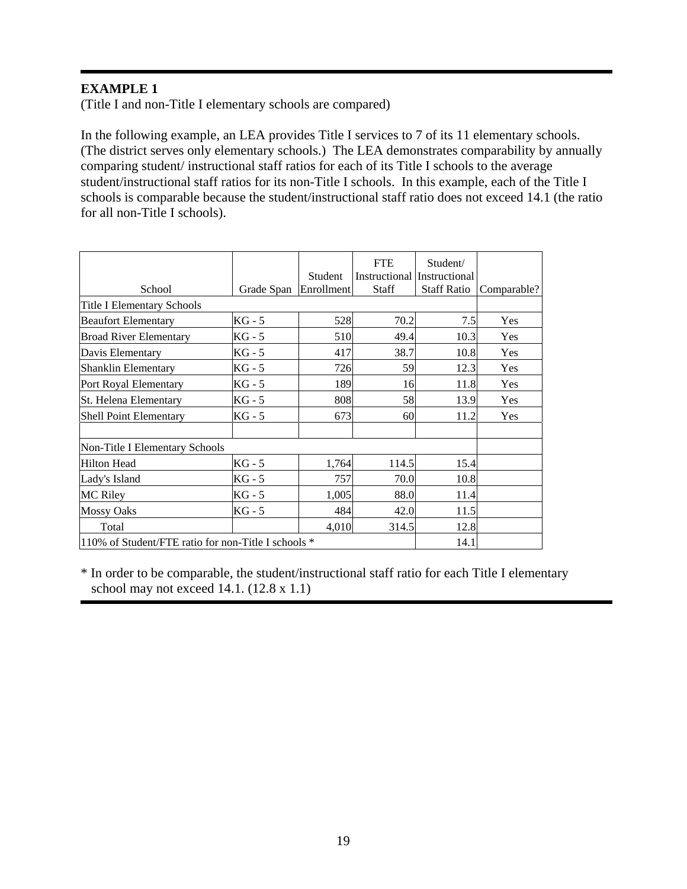**EXAMPLE 1**

(Title I and non-Title I elementary schools are compared)

In the following example, an LEA provides Title I services to 7 of its 11 elementary schools. (The district serves only elementary schools.) The LEA demonstrates comparability by annually comparing student/ instructional staff ratios for each of its Title I schools to the average student/instructional staff ratios for its non-Title I schools. In this example, each of the Title I schools is comparable because the student/instructional staff ratio does not exceed 14.1 (the ratio for all non-Title I schools).

| School | Grade Span | Student Enrollment | FTE Instructional Staff | Student/ Instructional Staff Ratio | Comparable? |
|---|---|---|---|---|---|
| Title I Elementary Schools | | | | | |
| Beaufort Elementary | KG - 5 | 528 | 70.2 | 7.5 | Yes |
| Broad River Elementary | KG - 5 | 510 | 49.4 | 10.3 | Yes |
| Davis Elementary | KG - 5 | 417 | 38.7 | 10.8 | Yes |
| Shanklin Elementary | KG - 5 | 726 | 59 | 12.3 | Yes |
| Port Royal Elementary | KG - 5 | 189 | 16 | 11.8 | Yes |
| St. Helena Elementary | KG - 5 | 808 | 58 | 13.9 | Yes |
| Shell Point Elementary | KG - 5 | 673 | 60 | 11.2 | Yes |
| | | | | | |
| Non-Title I Elementary Schools | | | | | |
| Hilton Head | KG - 5 | 1,764 | 114.5 | 15.4 | |
| Lady's Island | KG - 5 | 757 | 70.0 | 10.8 | |
| MC Riley | KG - 5 | 1,005 | 88.0 | 11.4 | |
| Mossy Oaks | KG - 5 | 484 | 42.0 | 11.5 | |
| Total | | 4,010 | 314.5 | 12.8 | |
| 110% of Student/FTE ratio for non-Title I schools * | | | | 14.1 | |

* In order to be comparable, the student/instructional staff ratio for each Title I elementary school may not exceed 14.1. (12.8 x 1.1)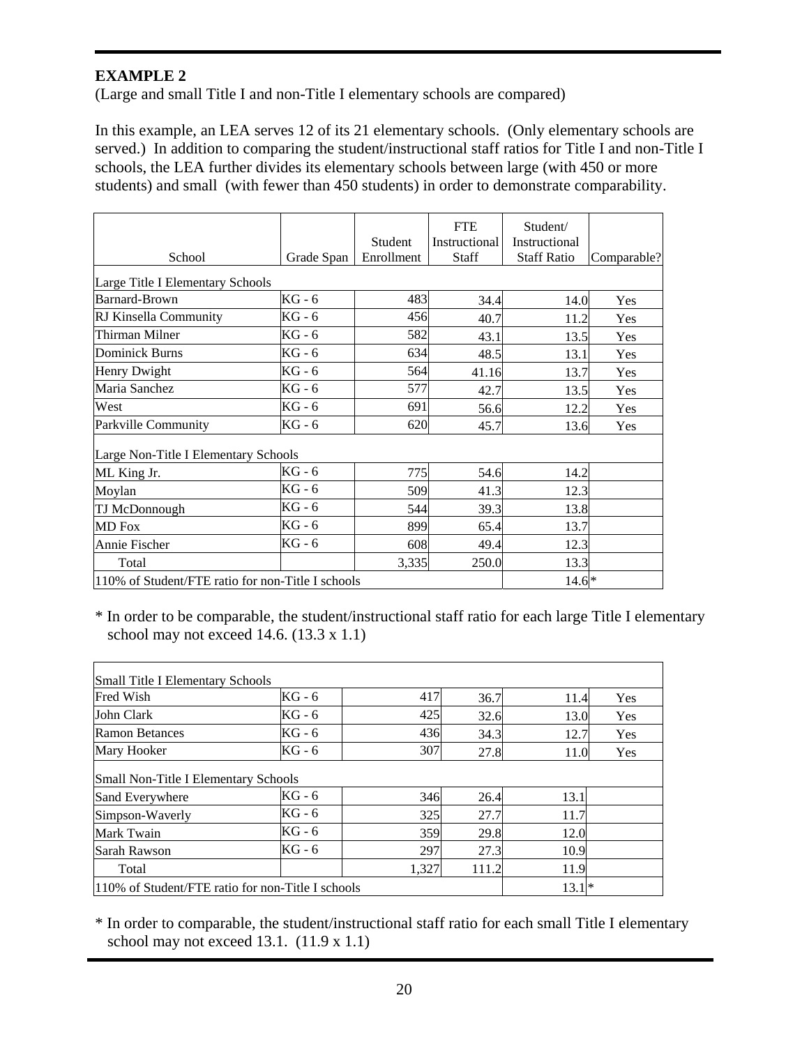**EXAMPLE 2**

(Large and small Title I and non-Title I elementary schools are compared)

In this example, an LEA serves 12 of its 21 elementary schools. (Only elementary schools are served.) In addition to comparing the student/instructional staff ratios for Title I and non-Title I schools, the LEA further divides its elementary schools between large (with 450 or more students) and small (with fewer than 450 students) in order to demonstrate comparability.

| School | Grade Span | Student Enrollment | FTE Instructional Staff | Student/ Instructional Staff Ratio | Comparable? |
|---|---|---|---|---|---|
| Large Title I Elementary Schools | | | | | |
| Barnard-Brown | KG - 6 | 483 | 34.4 | 14.0 | Yes |
| RJ Kinsella Community | KG - 6 | 456 | 40.7 | 11.2 | Yes |
| Thirman Milner | KG - 6 | 582 | 43.1 | 13.5 | Yes |
| Dominick Burns | KG - 6 | 634 | 48.5 | 13.1 | Yes |
| Henry Dwight | KG - 6 | 564 | 41.16 | 13.7 | Yes |
| Maria Sanchez | KG - 6 | 577 | 42.7 | 13.5 | Yes |
| West | KG - 6 | 691 | 56.6 | 12.2 | Yes |
| Parkville Community | KG - 6 | 620 | 45.7 | 13.6 | Yes |
| Large Non-Title I Elementary Schools | | | | | |
| ML King Jr. | KG - 6 | 775 | 54.6 | 14.2 | |
| Moylan | KG - 6 | 509 | 41.3 | 12.3 | |
| TJ McDonnough | KG - 6 | 544 | 39.3 | 13.8 | |
| MD Fox | KG - 6 | 899 | 65.4 | 13.7 | |
| Annie Fischer | KG - 6 | 608 | 49.4 | 12.3 | |
| Total | | 3,335 | 250.0 | 13.3 | |
| 110% of Student/FTE ratio for non-Title I schools | | | | 14.6* | |

\* In order to be comparable, the student/instructional staff ratio for each large Title I elementary school may not exceed 14.6. (13.3 x 1.1)

| School | Grade Span | Student Enrollment | FTE Instructional Staff | Student/ Instructional Staff Ratio | Comparable? |
|---|---|---|---|---|---|
| Small Title I Elementary Schools | | | | | |
| Fred Wish | KG - 6 | 417 | 36.7 | 11.4 | Yes |
| John Clark | KG - 6 | 425 | 32.6 | 13.0 | Yes |
| Ramon Betances | KG - 6 | 436 | 34.3 | 12.7 | Yes |
| Mary Hooker | KG - 6 | 307 | 27.8 | 11.0 | Yes |
| Small Non-Title I Elementary Schools | | | | | |
| Sand Everywhere | KG - 6 | 346 | 26.4 | 13.1 | |
| Simpson-Waverly | KG - 6 | 325 | 27.7 | 11.7 | |
| Mark Twain | KG - 6 | 359 | 29.8 | 12.0 | |
| Sarah Rawson | KG - 6 | 297 | 27.3 | 10.9 | |
| Total | | 1,327 | 111.2 | 11.9 | |
| 110% of Student/FTE ratio for non-Title I schools | | | | 13.1* | |

\* In order to comparable, the student/instructional staff ratio for each small Title I elementary school may not exceed 13.1. (11.9 x 1.1)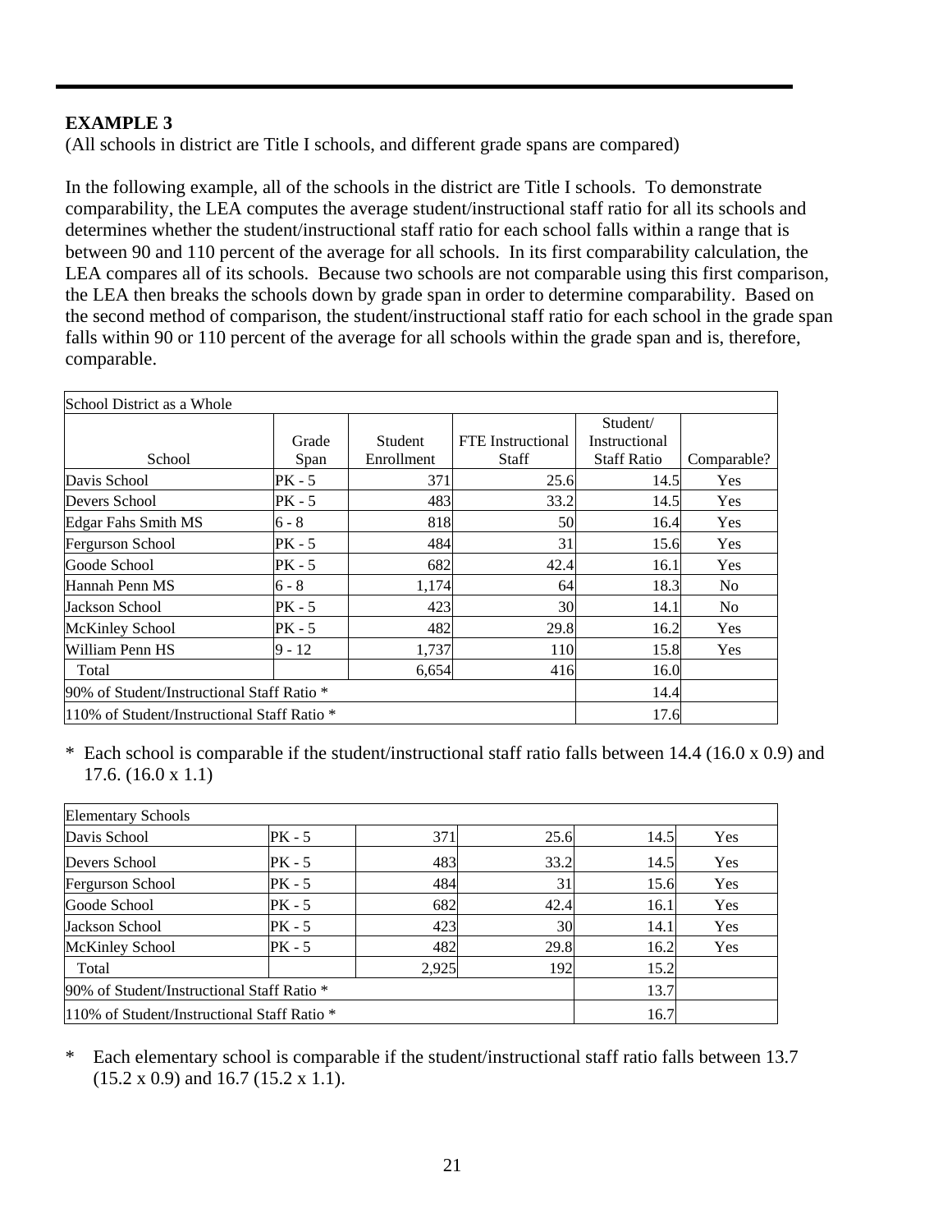**EXAMPLE 3**

(All schools in district are Title I schools, and different grade spans are compared)

In the following example, all of the schools in the district are Title I schools. To demonstrate comparability, the LEA computes the average student/instructional staff ratio for all its schools and determines whether the student/instructional staff ratio for each school falls within a range that is between 90 and 110 percent of the average for all schools. In its first comparability calculation, the LEA compares all of its schools. Because two schools are not comparable using this first comparison, the LEA then breaks the schools down by grade span in order to determine comparability. Based on the second method of comparison, the student/instructional staff ratio for each school in the grade span falls within 90 or 110 percent of the average for all schools within the grade span and is, therefore, comparable.

| School District as a Whole | | | | | |
|---|---|---|---|---|---|
| School | Grade Span | Student Enrollment | FTE Instructional Staff | Student/ Instructional Staff Ratio | Comparable? |
| Davis School | PK - 5 | 371 | 25.6 | 14.5 | Yes |
| Devers School | PK - 5 | 483 | 33.2 | 14.5 | Yes |
| Edgar Fahs Smith MS | 6 - 8 | 818 | 50 | 16.4 | Yes |
| Fergurson School | PK - 5 | 484 | 31 | 15.6 | Yes |
| Goode School | PK - 5 | 682 | 42.4 | 16.1 | Yes |
| Hannah Penn MS | 6 - 8 | 1,174 | 64 | 18.3 | No |
| Jackson School | PK - 5 | 423 | 30 | 14.1 | No |
| McKinley School | PK - 5 | 482 | 29.8 | 16.2 | Yes |
| William Penn HS | 9 - 12 | 1,737 | 110 | 15.8 | Yes |
| Total | | 6,654 | 416 | 16.0 | |
| 90% of Student/Instructional Staff Ratio * | | | | 14.4 | |
| 110% of Student/Instructional Staff Ratio * | | | | 17.6 | |

\* Each school is comparable if the student/instructional staff ratio falls between 14.4 (16.0 x 0.9) and 17.6. (16.0 x 1.1)

| Elementary Schools | | | | | |
|---|---|---|---|---|---|
| Davis School | PK - 5 | 371 | 25.6 | 14.5 | Yes |
| Devers School | PK - 5 | 483 | 33.2 | 14.5 | Yes |
| Fergurson School | PK - 5 | 484 | 31 | 15.6 | Yes |
| Goode School | PK - 5 | 682 | 42.4 | 16.1 | Yes |
| Jackson School | PK - 5 | 423 | 30 | 14.1 | Yes |
| McKinley School | PK - 5 | 482 | 29.8 | 16.2 | Yes |
| Total | | 2,925 | 192 | 15.2 | |
| 90% of Student/Instructional Staff Ratio * | | | | 13.7 | |
| 110% of Student/Instructional Staff Ratio * | | | | 16.7 | |

\* Each elementary school is comparable if the student/instructional staff ratio falls between 13.7 (15.2 x 0.9) and 16.7 (15.2 x 1.1).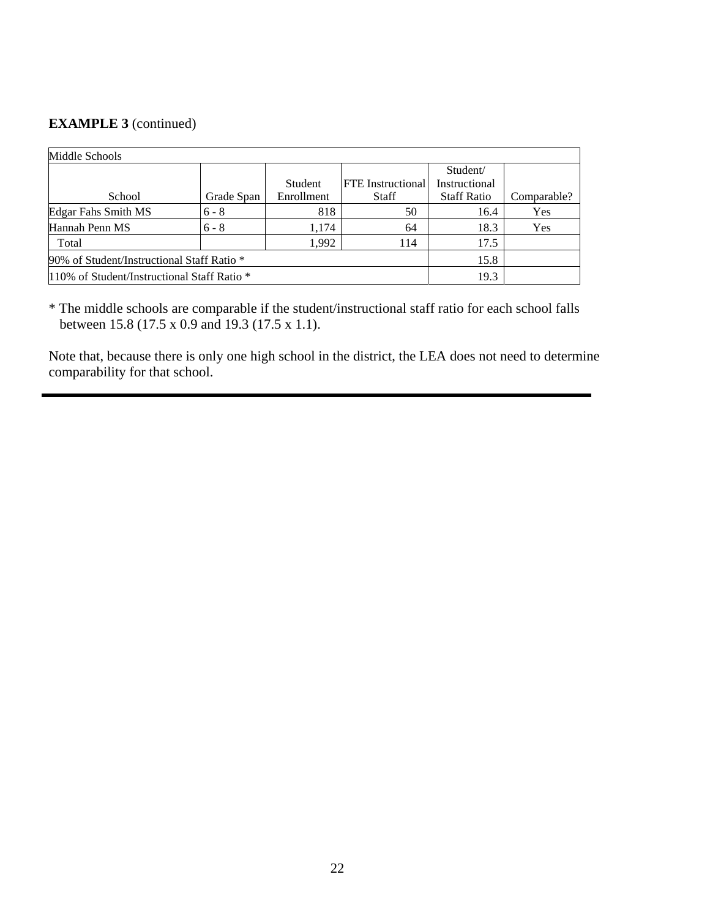**EXAMPLE 3** (continued)

| Middle Schools | | | | | |
|---|---|---|---|---|---|
| School | Grade Span | Student Enrollment | FTE Instructional Staff | Student/ Instructional Staff Ratio | Comparable? |
| Edgar Fahs Smith MS | 6 - 8 | 818 | 50 | 16.4 | Yes |
| Hannah Penn MS | 6 - 8 | 1,174 | 64 | 18.3 | Yes |
| Total | | 1,992 | 114 | 17.5 | |
| 90% of Student/Instructional Staff Ratio * | | | | 15.8 | |
| 110% of Student/Instructional Staff Ratio * | | | | 19.3 | |

* The middle schools are comparable if the student/instructional staff ratio for each school falls between 15.8 (17.5 x 0.9 and 19.3 (17.5 x 1.1).

Note that, because there is only one high school in the district, the LEA does not need to determine comparability for that school.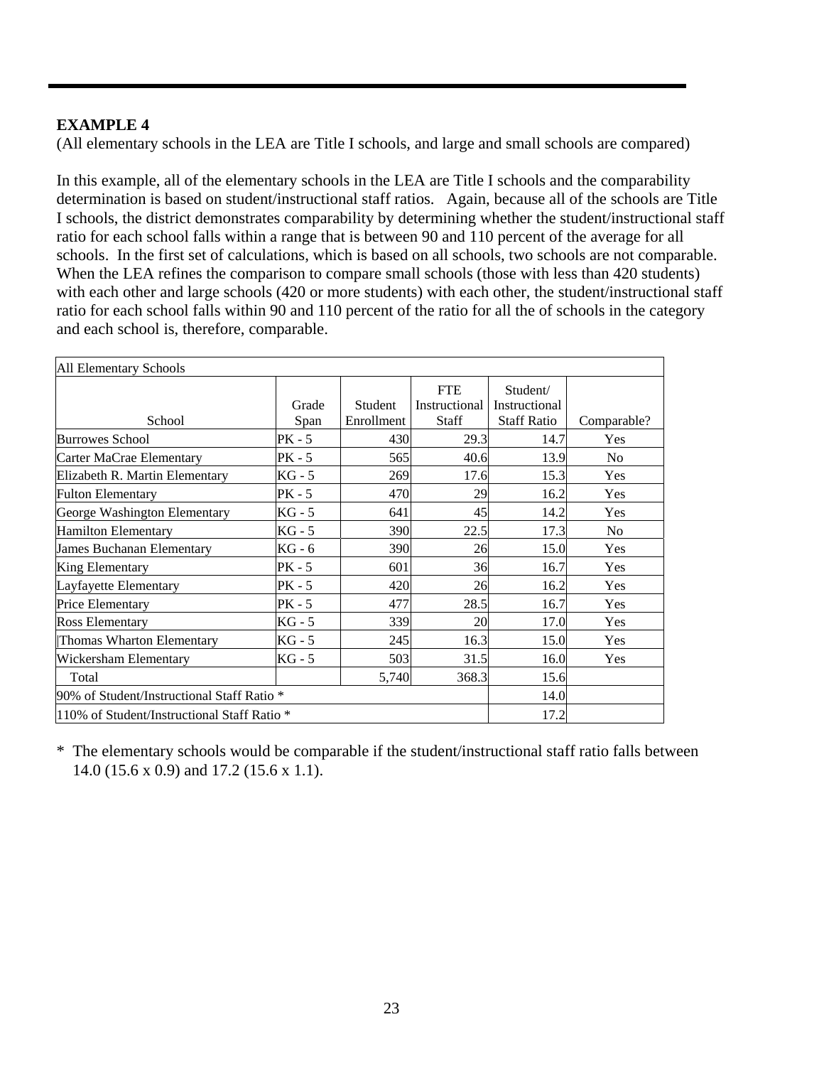**EXAMPLE 4**

(All elementary schools in the LEA are Title I schools, and large and small schools are compared)

In this example, all of the elementary schools in the LEA are Title I schools and the comparability determination is based on student/instructional staff ratios. Again, because all of the schools are Title I schools, the district demonstrates comparability by determining whether the student/instructional staff ratio for each school falls within a range that is between 90 and 110 percent of the average for all schools. In the first set of calculations, which is based on all schools, two schools are not comparable. When the LEA refines the comparison to compare small schools (those with less than 420 students) with each other and large schools (420 or more students) with each other, the student/instructional staff ratio for each school falls within 90 and 110 percent of the ratio for all the of schools in the category and each school is, therefore, comparable.

| All Elementary Schools | | | | | |
|---|---|---|---|---|---|
| School | Grade Span | Student Enrollment | FTE Instructional Staff | Student/ Instructional Staff Ratio | Comparable? |
| Burrowes School | PK - 5 | 430 | 29.3 | 14.7 | Yes |
| Carter MaCrae Elementary | PK - 5 | 565 | 40.6 | 13.9 | No |
| Elizabeth R. Martin Elementary | KG - 5 | 269 | 17.6 | 15.3 | Yes |
| Fulton Elementary | PK - 5 | 470 | 29 | 16.2 | Yes |
| George Washington Elementary | KG - 5 | 641 | 45 | 14.2 | Yes |
| Hamilton Elementary | KG - 5 | 390 | 22.5 | 17.3 | No |
| James Buchanan Elementary | KG - 6 | 390 | 26 | 15.0 | Yes |
| King Elementary | PK - 5 | 601 | 36 | 16.7 | Yes |
| Layfayette Elementary | PK - 5 | 420 | 26 | 16.2 | Yes |
| Price Elementary | PK - 5 | 477 | 28.5 | 16.7 | Yes |
| Ross Elementary | KG - 5 | 339 | 20 | 17.0 | Yes |
| Thomas Wharton Elementary | KG - 5 | 245 | 16.3 | 15.0 | Yes |
| Wickersham Elementary | KG - 5 | 503 | 31.5 | 16.0 | Yes |
| Total | | 5,740 | 368.3 | 15.6 | |
| 90% of Student/Instructional Staff Ratio * | | | | 14.0 | |
| 110% of Student/Instructional Staff Ratio * | | | | 17.2 | |

\* The elementary schools would be comparable if the student/instructional staff ratio falls between 14.0 (15.6 x 0.9) and 17.2 (15.6 x 1.1).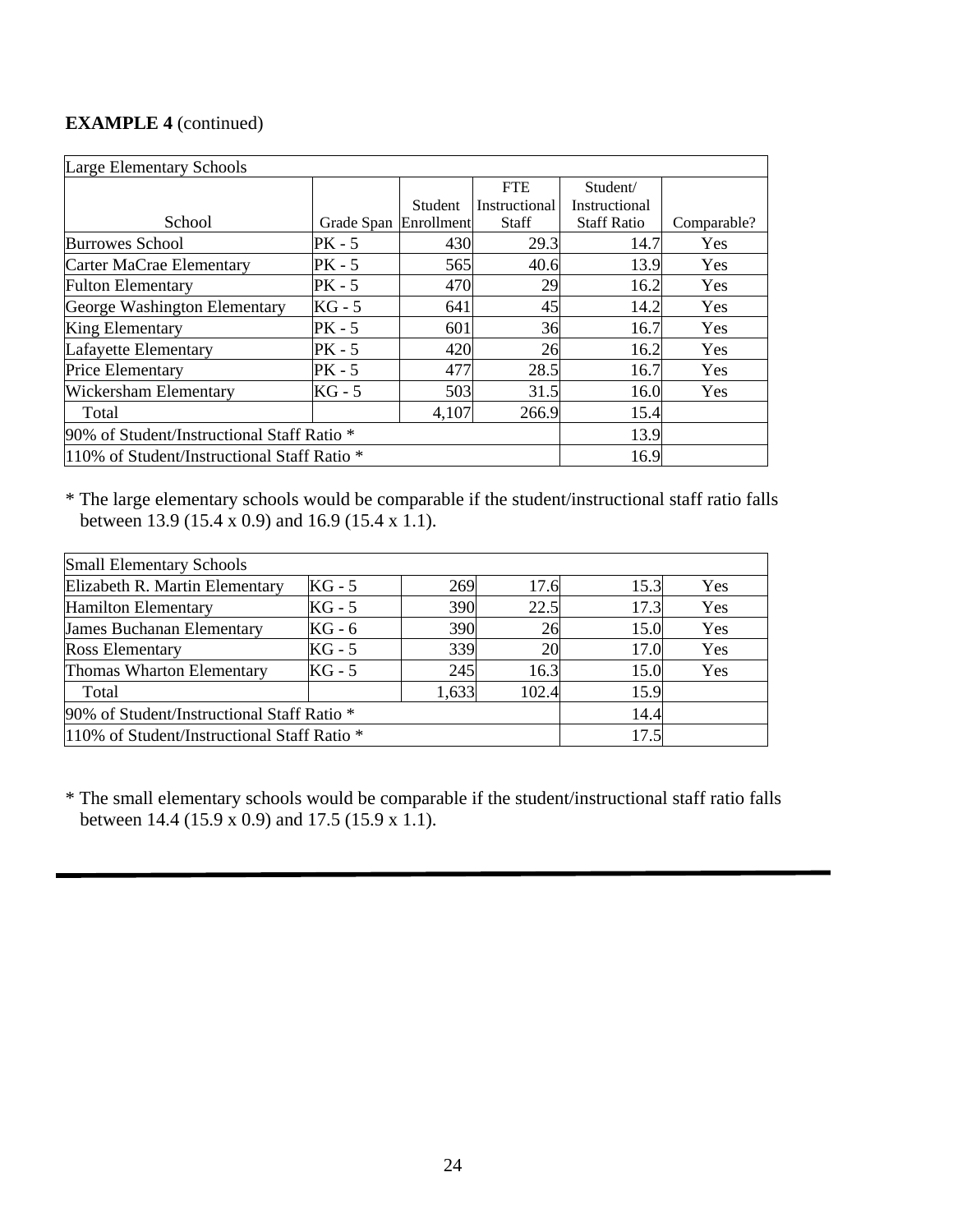**EXAMPLE 4** (continued)

| Large Elementary Schools | | | | | |
|---|---|---|---|---|---|
| School | Grade Span | Student Enrollment | FTE Instructional Staff | Student/ Instructional Staff Ratio | Comparable? |
| Burrowes School | PK - 5 | 430 | 29.3 | 14.7 | Yes |
| Carter MaCrae Elementary | PK - 5 | 565 | 40.6 | 13.9 | Yes |
| Fulton Elementary | PK - 5 | 470 | 29 | 16.2 | Yes |
| George Washington Elementary | KG - 5 | 641 | 45 | 14.2 | Yes |
| King Elementary | PK - 5 | 601 | 36 | 16.7 | Yes |
| Lafayette Elementary | PK - 5 | 420 | 26 | 16.2 | Yes |
| Price Elementary | PK - 5 | 477 | 28.5 | 16.7 | Yes |
| Wickersham Elementary | KG - 5 | 503 | 31.5 | 16.0 | Yes |
| Total | | 4,107 | 266.9 | 15.4 | |
| 90% of Student/Instructional Staff Ratio * | | | | 13.9 | |
| 110% of Student/Instructional Staff Ratio * | | | | 16.9 | |

\* The large elementary schools would be comparable if the student/instructional staff ratio falls between 13.9 (15.4 x 0.9) and 16.9 (15.4 x 1.1).

| Small Elementary Schools | | | | | |
|---|---|---|---|---|---|
| Elizabeth R. Martin Elementary | KG - 5 | 269 | 17.6 | 15.3 | Yes |
| Hamilton Elementary | KG - 5 | 390 | 22.5 | 17.3 | Yes |
| James Buchanan Elementary | KG - 6 | 390 | 26 | 15.0 | Yes |
| Ross Elementary | KG - 5 | 339 | 20 | 17.0 | Yes |
| Thomas Wharton Elementary | KG - 5 | 245 | 16.3 | 15.0 | Yes |
| Total | | 1,633 | 102.4 | 15.9 | |
| 90% of Student/Instructional Staff Ratio * | | | | 14.4 | |
| 110% of Student/Instructional Staff Ratio * | | | | 17.5 | |

\* The small elementary schools would be comparable if the student/instructional staff ratio falls between 14.4 (15.9 x 0.9) and 17.5 (15.9 x 1.1).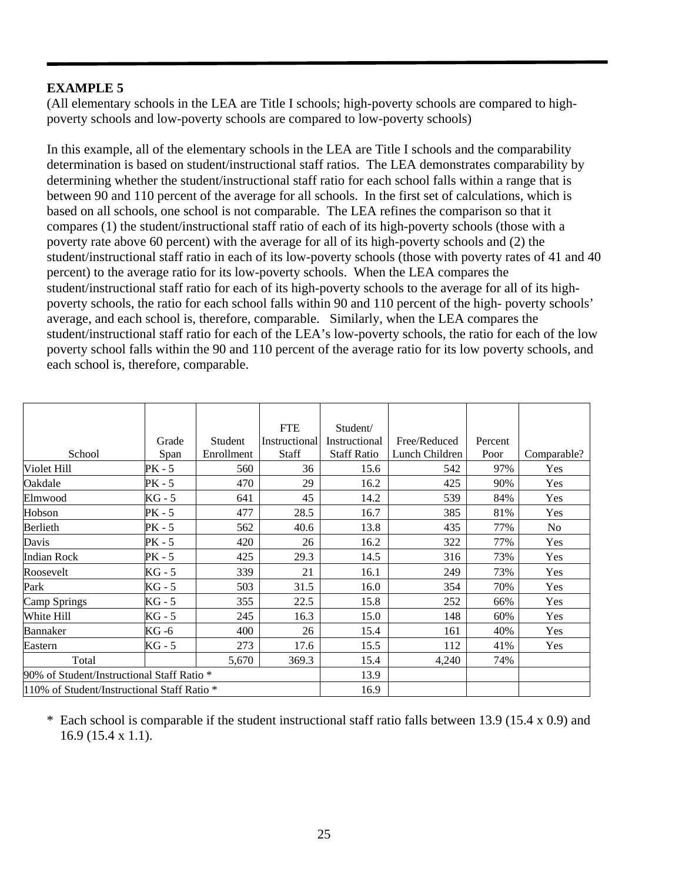**EXAMPLE 5**

(All elementary schools in the LEA are Title I schools; high-poverty schools are compared to high-poverty schools and low-poverty schools are compared to low-poverty schools)

In this example, all of the elementary schools in the LEA are Title I schools and the comparability determination is based on student/instructional staff ratios. The LEA demonstrates comparability by determining whether the student/instructional staff ratio for each school falls within a range that is between 90 and 110 percent of the average for all schools. In the first set of calculations, which is based on all schools, one school is not comparable. The LEA refines the comparison so that it compares (1) the student/instructional staff ratio of each of its high-poverty schools (those with a poverty rate above 60 percent) with the average for all of its high-poverty schools and (2) the student/instructional staff ratio in each of its low-poverty schools (those with poverty rates of 41 and 40 percent) to the average ratio for its low-poverty schools. When the LEA compares the student/instructional staff ratio for each of its high-poverty schools to the average for all of its high-poverty schools, the ratio for each school falls within 90 and 110 percent of the high- poverty schools' average, and each school is, therefore, comparable. Similarly, when the LEA compares the student/instructional staff ratio for each of the LEA's low-poverty schools, the ratio for each of the low poverty school falls within the 90 and 110 percent of the average ratio for its low poverty schools, and each school is, therefore, comparable.

| School | Grade Span | Student Enrollment | FTE Instructional Staff | Student/ Instructional Staff Ratio | Free/Reduced Lunch Children | Percent Poor | Comparable? |
|---|---|---|---|---|---|---|---|
| Violet Hill | PK - 5 | 560 | 36 | 15.6 | 542 | 97% | Yes |
| Oakdale | PK - 5 | 470 | 29 | 16.2 | 425 | 90% | Yes |
| Elmwood | KG - 5 | 641 | 45 | 14.2 | 539 | 84% | Yes |
| Hobson | PK - 5 | 477 | 28.5 | 16.7 | 385 | 81% | Yes |
| Berlieth | PK - 5 | 562 | 40.6 | 13.8 | 435 | 77% | No |
| Davis | PK - 5 | 420 | 26 | 16.2 | 322 | 77% | Yes |
| Indian Rock | PK - 5 | 425 | 29.3 | 14.5 | 316 | 73% | Yes |
| Roosevelt | KG - 5 | 339 | 21 | 16.1 | 249 | 73% | Yes |
| Park | KG - 5 | 503 | 31.5 | 16.0 | 354 | 70% | Yes |
| Camp Springs | KG - 5 | 355 | 22.5 | 15.8 | 252 | 66% | Yes |
| White Hill | KG - 5 | 245 | 16.3 | 15.0 | 148 | 60% | Yes |
| Bannaker | KG -6 | 400 | 26 | 15.4 | 161 | 40% | Yes |
| Eastern | KG - 5 | 273 | 17.6 | 15.5 | 112 | 41% | Yes |
| Total | | 5,670 | 369.3 | 15.4 | 4,240 | 74% | |
| 90% of Student/Instructional Staff Ratio * | | | | 13.9 | | | |
| 110% of Student/Instructional Staff Ratio * | | | | 16.9 | | | |

\* Each school is comparable if the student instructional staff ratio falls between 13.9 (15.4 x 0.9) and 16.9 (15.4 x 1.1).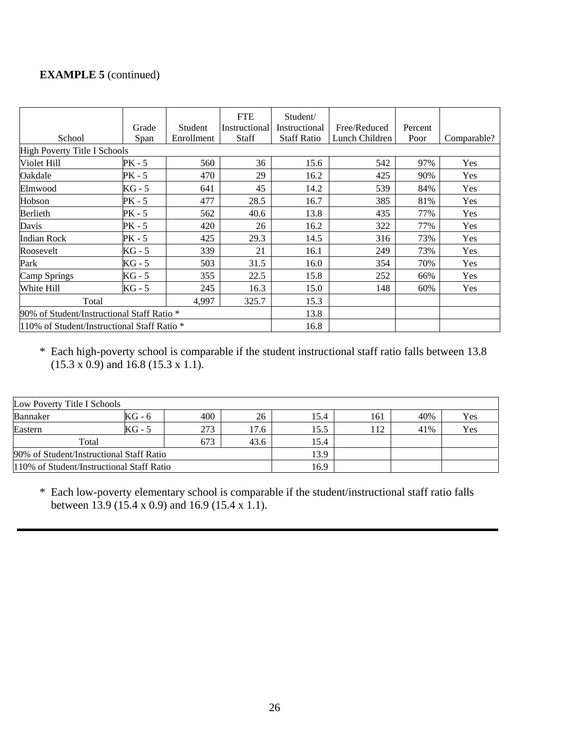**EXAMPLE 5** (continued)

| School | Grade Span | Student Enrollment | FTE Instructional Staff | Student/ Instructional Staff Ratio | Free/Reduced Lunch Children | Percent Poor | Comparable? |
|---|---|---|---|---|---|---|---|
| High Poverty Title I Schools | | | | | | | |
| Violet Hill | PK - 5 | 560 | 36 | 15.6 | 542 | 97% | Yes |
| Oakdale | PK - 5 | 470 | 29 | 16.2 | 425 | 90% | Yes |
| Elmwood | KG - 5 | 641 | 45 | 14.2 | 539 | 84% | Yes |
| Hobson | PK - 5 | 477 | 28.5 | 16.7 | 385 | 81% | Yes |
| Berlieth | PK - 5 | 562 | 40.6 | 13.8 | 435 | 77% | Yes |
| Davis | PK - 5 | 420 | 26 | 16.2 | 322 | 77% | Yes |
| Indian Rock | PK - 5 | 425 | 29.3 | 14.5 | 316 | 73% | Yes |
| Roosevelt | KG - 5 | 339 | 21 | 16.1 | 249 | 73% | Yes |
| Park | KG - 5 | 503 | 31.5 | 16.0 | 354 | 70% | Yes |
| Camp Springs | KG - 5 | 355 | 22.5 | 15.8 | 252 | 66% | Yes |
| White Hill | KG - 5 | 245 | 16.3 | 15.0 | 148 | 60% | Yes |
| Total | | 4,997 | 325.7 | 15.3 | | | |
| 90% of Student/Instructional Staff Ratio * | | | | 13.8 | | | |
| 110% of Student/Instructional Staff Ratio * | | | | 16.8 | | | |

\* Each high-poverty school is comparable if the student instructional staff ratio falls between 13.8 (15.3 x 0.9) and 16.8 (15.3 x 1.1).

| Low Poverty Title I Schools | | | | | | | |
|---|---|---|---|---|---|---|---|
| Bannaker | KG - 6 | 400 | 26 | 15.4 | 161 | 40% | Yes |
| Eastern | KG - 5 | 273 | 17.6 | 15.5 | 112 | 41% | Yes |
| Total | | 673 | 43.6 | 15.4 | | | |
| 90% of Student/Instructional Staff Ratio | | | | 13.9 | | | |
| 110% of Student/Instructional Staff Ratio | | | | 16.9 | | | |

\* Each low-poverty elementary school is comparable if the student/instructional staff ratio falls between 13.9 (15.4 x 0.9) and 16.9 (15.4 x 1.1).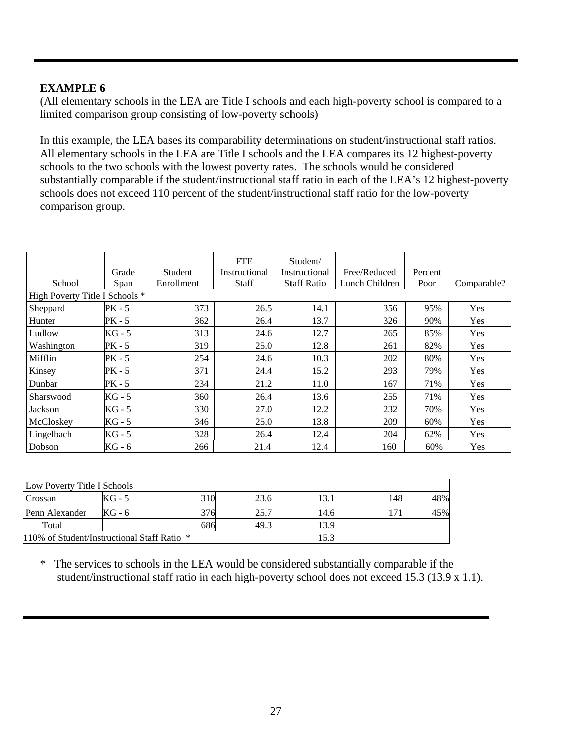**EXAMPLE 6**

(All elementary schools in the LEA are Title I schools and each high-poverty school is compared to a limited comparison group consisting of low-poverty schools)

In this example, the LEA bases its comparability determinations on student/instructional staff ratios. All elementary schools in the LEA are Title I schools and the LEA compares its 12 highest-poverty schools to the two schools with the lowest poverty rates. The schools would be considered substantially comparable if the student/instructional staff ratio in each of the LEA's 12 highest-poverty schools does not exceed 110 percent of the student/instructional staff ratio for the low-poverty comparison group.

| School | Grade Span | Student Enrollment | FTE Instructional Staff | Student/ Instructional Staff Ratio | Free/Reduced Lunch Children | Percent Poor | Comparable? |
|---|---|---|---|---|---|---|---|
| High Poverty Title I Schools * | | | | | | | |
| Sheppard | PK - 5 | 373 | 26.5 | 14.1 | 356 | 95% | Yes |
| Hunter | PK - 5 | 362 | 26.4 | 13.7 | 326 | 90% | Yes |
| Ludlow | KG - 5 | 313 | 24.6 | 12.7 | 265 | 85% | Yes |
| Washington | PK - 5 | 319 | 25.0 | 12.8 | 261 | 82% | Yes |
| Mifflin | PK - 5 | 254 | 24.6 | 10.3 | 202 | 80% | Yes |
| Kinsey | PK - 5 | 371 | 24.4 | 15.2 | 293 | 79% | Yes |
| Dunbar | PK - 5 | 234 | 21.2 | 11.0 | 167 | 71% | Yes |
| Sharswood | KG - 5 | 360 | 26.4 | 13.6 | 255 | 71% | Yes |
| Jackson | KG - 5 | 330 | 27.0 | 12.2 | 232 | 70% | Yes |
| McCloskey | KG - 5 | 346 | 25.0 | 13.8 | 209 | 60% | Yes |
| Lingelbach | KG - 5 | 328 | 26.4 | 12.4 | 204 | 62% | Yes |
| Dobson | KG - 6 | 266 | 21.4 | 12.4 | 160 | 60% | Yes |

| Low Poverty Title I Schools | | | | | | |
|---|---|---|---|---|---|---|
| Crossan | KG - 5 | 310 | 23.6 | 13.1 | 148 | 48% |
| Penn Alexander | KG - 6 | 376 | 25.7 | 14.6 | 171 | 45% |
| Total | | 686 | 49.3 | 13.9 | | |
| 110% of Student/Instructional Staff Ratio * | | | | 15.3 | | |

\* The services to schools in the LEA would be considered substantially comparable if the student/instructional staff ratio in each high-poverty school does not exceed 15.3 (13.9 x 1.1).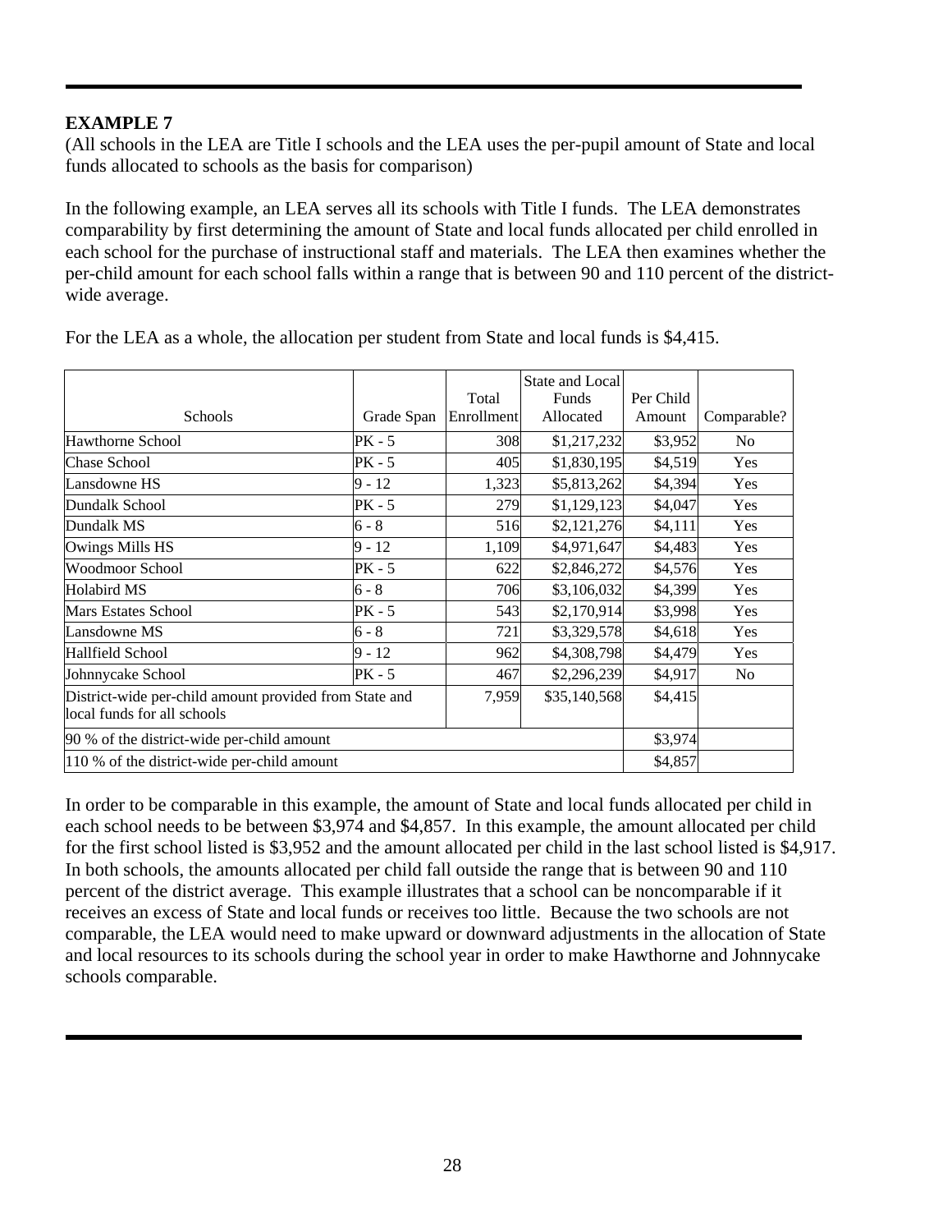**EXAMPLE 7**

(All schools in the LEA are Title I schools and the LEA uses the per-pupil amount of State and local funds allocated to schools as the basis for comparison)

In the following example, an LEA serves all its schools with Title I funds. The LEA demonstrates comparability by first determining the amount of State and local funds allocated per child enrolled in each school for the purchase of instructional staff and materials. The LEA then examines whether the per-child amount for each school falls within a range that is between 90 and 110 percent of the district-wide average.

For the LEA as a whole, the allocation per student from State and local funds is $4,415.

| Schools | Grade Span | Total Enrollment | State and Local Funds Allocated | Per Child Amount | Comparable? |
|---|---|---|---|---|---|
| Hawthorne School | PK - 5 | 308 | $1,217,232 | $3,952 | No |
| Chase School | PK - 5 | 405 | $1,830,195 | $4,519 | Yes |
| Lansdowne HS | 9 - 12 | 1,323 | $5,813,262 | $4,394 | Yes |
| Dundalk School | PK - 5 | 279 | $1,129,123 | $4,047 | Yes |
| Dundalk MS | 6 - 8 | 516 | $2,121,276 | $4,111 | Yes |
| Owings Mills HS | 9 - 12 | 1,109 | $4,971,647 | $4,483 | Yes |
| Woodmoor School | PK - 5 | 622 | $2,846,272 | $4,576 | Yes |
| Holabird MS | 6 - 8 | 706 | $3,106,032 | $4,399 | Yes |
| Mars Estates School | PK - 5 | 543 | $2,170,914 | $3,998 | Yes |
| Lansdowne MS | 6 - 8 | 721 | $3,329,578 | $4,618 | Yes |
| Hallfield School | 9 - 12 | 962 | $4,308,798 | $4,479 | Yes |
| Johnnycake School | PK - 5 | 467 | $2,296,239 | $4,917 | No |
| District-wide per-child amount provided from State and local funds for all schools | | 7,959 | $35,140,568 | $4,415 | |
| 90 % of the district-wide per-child amount | | | | $3,974 | |
| 110 % of the district-wide per-child amount | | | | $4,857 | |

In order to be comparable in this example, the amount of State and local funds allocated per child in each school needs to be between $3,974 and $4,857. In this example, the amount allocated per child for the first school listed is $3,952 and the amount allocated per child in the last school listed is $4,917. In both schools, the amounts allocated per child fall outside the range that is between 90 and 110 percent of the district average. This example illustrates that a school can be noncomparable if it receives an excess of State and local funds or receives too little. Because the two schools are not comparable, the LEA would need to make upward or downward adjustments in the allocation of State and local resources to its schools during the school year in order to make Hawthorne and Johnnycake schools comparable.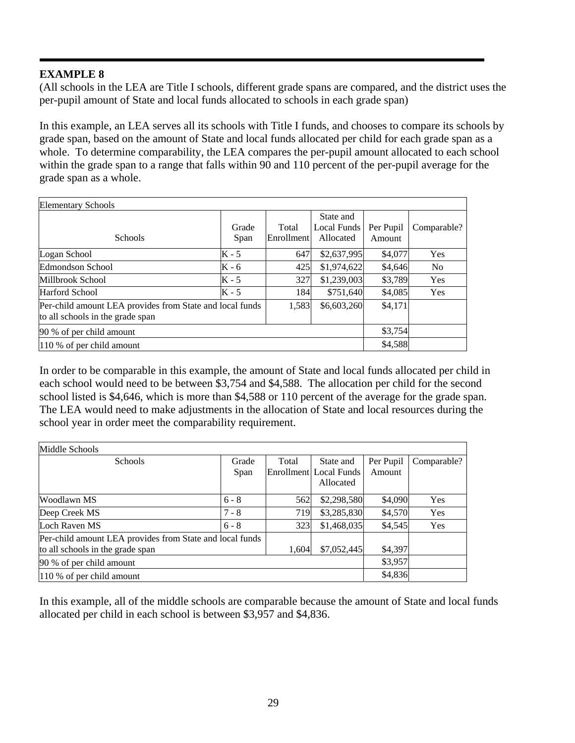**EXAMPLE 8**

(All schools in the LEA are Title I schools, different grade spans are compared, and the district uses the per-pupil amount of State and local funds allocated to schools in each grade span)

In this example, an LEA serves all its schools with Title I funds, and chooses to compare its schools by grade span, based on the amount of State and local funds allocated per child for each grade span as a whole. To determine comparability, the LEA compares the per-pupil amount allocated to each school within the grade span to a range that falls within 90 and 110 percent of the per-pupil average for the grade span as a whole.

| Elementary Schools | | | | | |
|---|---|---|---|---|---|
| Schools | Grade Span | Total Enrollment | State and Local Funds Allocated | Per Pupil Amount | Comparable? |
| Logan School | K - 5 | 647 | $2,637,995 | $4,077 | Yes |
| Edmondson School | K - 6 | 425 | $1,974,622 | $4,646 | No |
| Millbrook School | K - 5 | 327 | $1,239,003 | $3,789 | Yes |
| Harford School | K - 5 | 184 | $751,640 | $4,085 | Yes |
| Per-child amount LEA provides from State and local funds to all schools in the grade span | | 1,583 | $6,603,260 | $4,171 | |
| 90 % of per child amount | | | | $3,754 | |
| 110 % of per child amount | | | | $4,588 | |

In order to be comparable in this example, the amount of State and local funds allocated per child in each school would need to be between $3,754 and $4,588. The allocation per child for the second school listed is $4,646, which is more than $4,588 or 110 percent of the average for the grade span. The LEA would need to make adjustments in the allocation of State and local resources during the school year in order meet the comparability requirement.

| Middle Schools | | | | | |
|---|---|---|---|---|---|
| Schools | Grade Span | Total Enrollment | State and Local Funds Allocated | Per Pupil Amount | Comparable? |
| Woodlawn MS | 6 - 8 | 562 | $2,298,580 | $4,090 | Yes |
| Deep Creek MS | 7 - 8 | 719 | $3,285,830 | $4,570 | Yes |
| Loch Raven MS | 6 - 8 | 323 | $1,468,035 | $4,545 | Yes |
| Per-child amount LEA provides from State and local funds to all schools in the grade span | | 1,604 | $7,052,445 | $4,397 | |
| 90 % of per child amount | | | | $3,957 | |
| 110 % of per child amount | | | | $4,836 | |

In this example, all of the middle schools are comparable because the amount of State and local funds allocated per child in each school is between $3,957 and $4,836.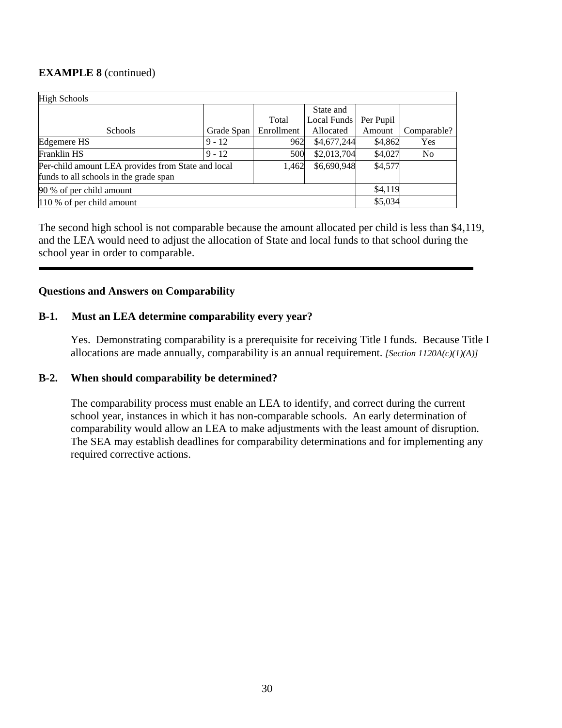**EXAMPLE 8** (continued)

| High Schools | | | | | |
|---|---|---|---|---|---|
| Schools | Grade Span | Total Enrollment | State and Local Funds Allocated | Per Pupil Amount | Comparable? |
| Edgemere HS | 9 - 12 | 962 | $4,677,244 | $4,862 | Yes |
| Franklin HS | 9 - 12 | 500 | $2,013,704 | $4,027 | No |
| Per-child amount LEA provides from State and local funds to all schools in the grade span | | 1,462 | $6,690,948 | $4,577 | |
| 90 % of per child amount | | | | $4,119 | |
| 110 % of per child amount | | | | $5,034 | |

The second high school is not comparable because the amount allocated per child is less than $4,119, and the LEA would need to adjust the allocation of State and local funds to that school during the school year in order to comparable.

---

**Questions and Answers on Comparability**

**B-1. Must an LEA determine comparability every year?**

Yes. Demonstrating comparability is a prerequisite for receiving Title I funds. Because Title I allocations are made annually, comparability is an annual requirement. *[Section 1120A(c)(1)(A)]*

**B-2. When should comparability be determined?**

The comparability process must enable an LEA to identify, and correct during the current school year, instances in which it has non-comparable schools. An early determination of comparability would allow an LEA to make adjustments with the least amount of disruption. The SEA may establish deadlines for comparability determinations and for implementing any required corrective actions.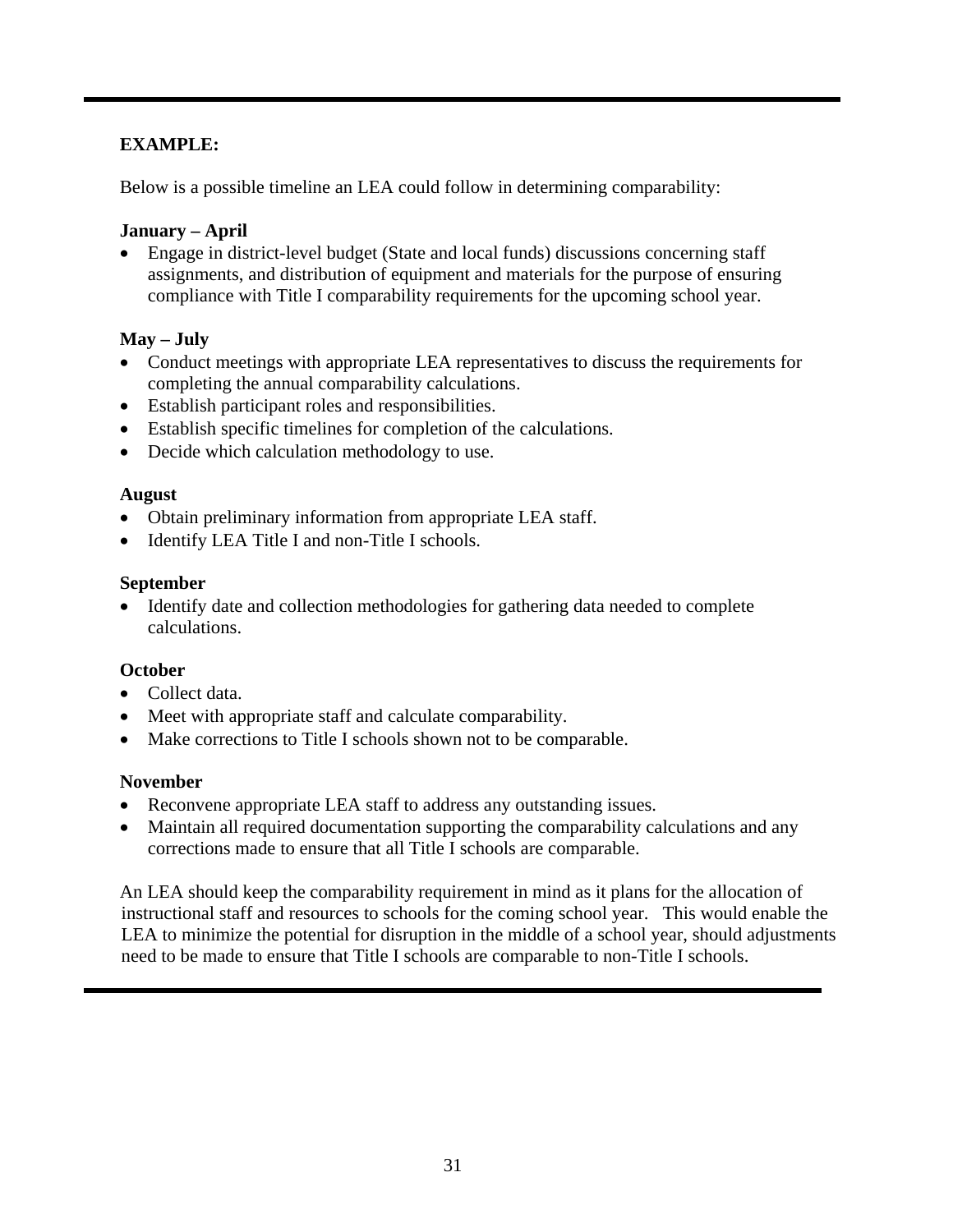**EXAMPLE:**

Below is a possible timeline an LEA could follow in determining comparability:

**January – April**

- Engage in district-level budget (State and local funds) discussions concerning staff assignments, and distribution of equipment and materials for the purpose of ensuring compliance with Title I comparability requirements for the upcoming school year.

**May – July**

- Conduct meetings with appropriate LEA representatives to discuss the requirements for completing the annual comparability calculations.
- Establish participant roles and responsibilities.
- Establish specific timelines for completion of the calculations.
- Decide which calculation methodology to use.

**August**

- Obtain preliminary information from appropriate LEA staff.
- Identify LEA Title I and non-Title I schools.

**September**

- Identify date and collection methodologies for gathering data needed to complete calculations.

**October**

- Collect data.
- Meet with appropriate staff and calculate comparability.
- Make corrections to Title I schools shown not to be comparable.

**November**

- Reconvene appropriate LEA staff to address any outstanding issues.
- Maintain all required documentation supporting the comparability calculations and any corrections made to ensure that all Title I schools are comparable.

An LEA should keep the comparability requirement in mind as it plans for the allocation of instructional staff and resources to schools for the coming school year. This would enable the LEA to minimize the potential for disruption in the middle of a school year, should adjustments need to be made to ensure that Title I schools are comparable to non-Title I schools.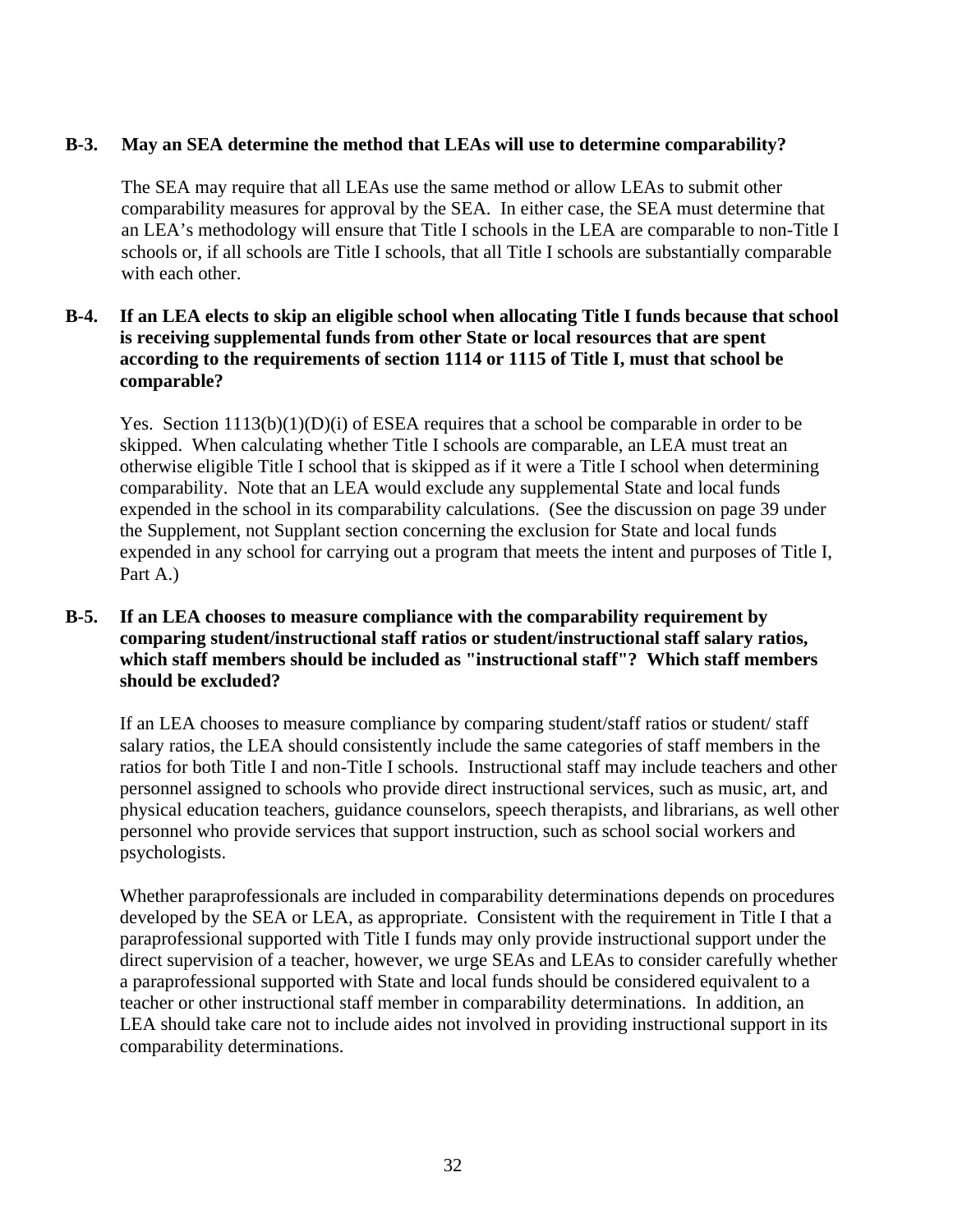**B-3. May an SEA determine the method that LEAs will use to determine comparability?**

The SEA may require that all LEAs use the same method or allow LEAs to submit other comparability measures for approval by the SEA. In either case, the SEA must determine that an LEA's methodology will ensure that Title I schools in the LEA are comparable to non-Title I schools or, if all schools are Title I schools, that all Title I schools are substantially comparable with each other.

**B-4. If an LEA elects to skip an eligible school when allocating Title I funds because that school is receiving supplemental funds from other State or local resources that are spent according to the requirements of section 1114 or 1115 of Title I, must that school be comparable?**

Yes. Section 1113(b)(1)(D)(i) of ESEA requires that a school be comparable in order to be skipped. When calculating whether Title I schools are comparable, an LEA must treat an otherwise eligible Title I school that is skipped as if it were a Title I school when determining comparability. Note that an LEA would exclude any supplemental State and local funds expended in the school in its comparability calculations. (See the discussion on page 39 under the Supplement, not Supplant section concerning the exclusion for State and local funds expended in any school for carrying out a program that meets the intent and purposes of Title I, Part A.)

**B-5. If an LEA chooses to measure compliance with the comparability requirement by comparing student/instructional staff ratios or student/instructional staff salary ratios, which staff members should be included as "instructional staff"? Which staff members should be excluded?**

If an LEA chooses to measure compliance by comparing student/staff ratios or student/ staff salary ratios, the LEA should consistently include the same categories of staff members in the ratios for both Title I and non-Title I schools. Instructional staff may include teachers and other personnel assigned to schools who provide direct instructional services, such as music, art, and physical education teachers, guidance counselors, speech therapists, and librarians, as well other personnel who provide services that support instruction, such as school social workers and psychologists.

Whether paraprofessionals are included in comparability determinations depends on procedures developed by the SEA or LEA, as appropriate. Consistent with the requirement in Title I that a paraprofessional supported with Title I funds may only provide instructional support under the direct supervision of a teacher, however, we urge SEAs and LEAs to consider carefully whether a paraprofessional supported with State and local funds should be considered equivalent to a teacher or other instructional staff member in comparability determinations. In addition, an LEA should take care not to include aides not involved in providing instructional support in its comparability determinations.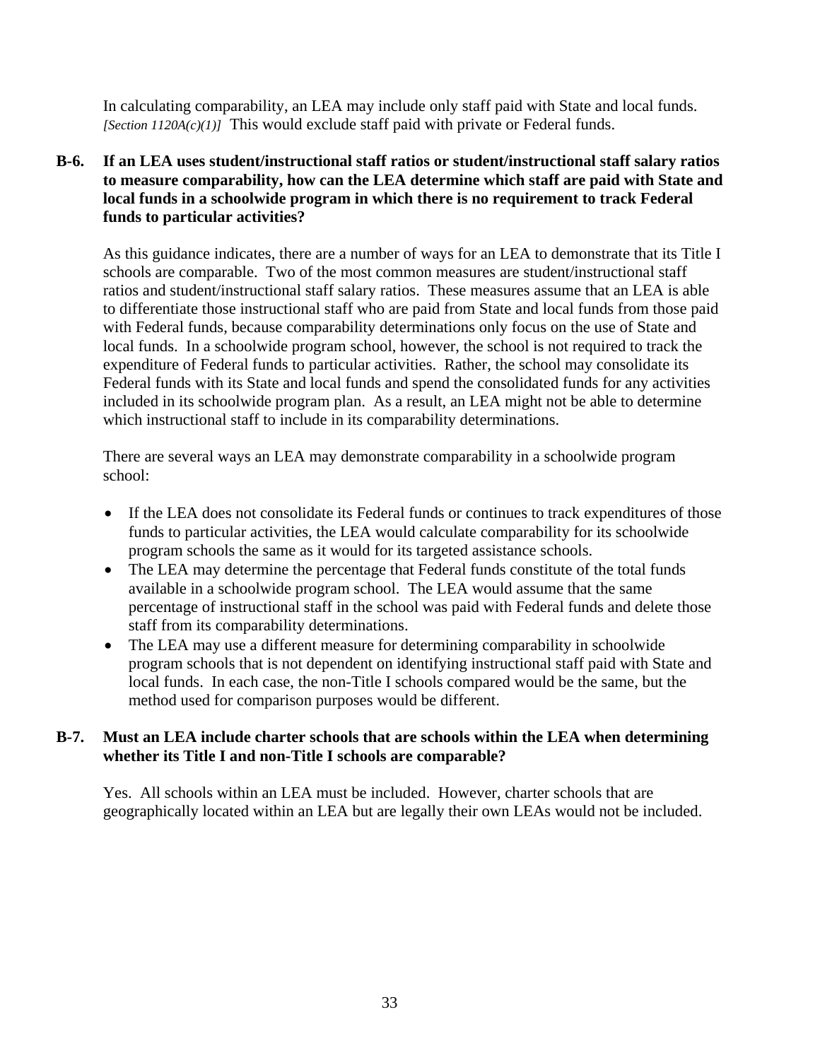In calculating comparability, an LEA may include only staff paid with State and local funds. *[Section 1120A(c)(1)]* This would exclude staff paid with private or Federal funds.

**B-6. If an LEA uses student/instructional staff ratios or student/instructional staff salary ratios to measure comparability, how can the LEA determine which staff are paid with State and local funds in a schoolwide program in which there is no requirement to track Federal funds to particular activities?**

As this guidance indicates, there are a number of ways for an LEA to demonstrate that its Title I schools are comparable. Two of the most common measures are student/instructional staff ratios and student/instructional staff salary ratios. These measures assume that an LEA is able to differentiate those instructional staff who are paid from State and local funds from those paid with Federal funds, because comparability determinations only focus on the use of State and local funds. In a schoolwide program school, however, the school is not required to track the expenditure of Federal funds to particular activities. Rather, the school may consolidate its Federal funds with its State and local funds and spend the consolidated funds for any activities included in its schoolwide program plan. As a result, an LEA might not be able to determine which instructional staff to include in its comparability determinations.

There are several ways an LEA may demonstrate comparability in a schoolwide program school:

- If the LEA does not consolidate its Federal funds or continues to track expenditures of those funds to particular activities, the LEA would calculate comparability for its schoolwide program schools the same as it would for its targeted assistance schools.
- The LEA may determine the percentage that Federal funds constitute of the total funds available in a schoolwide program school. The LEA would assume that the same percentage of instructional staff in the school was paid with Federal funds and delete those staff from its comparability determinations.
- The LEA may use a different measure for determining comparability in schoolwide program schools that is not dependent on identifying instructional staff paid with State and local funds. In each case, the non-Title I schools compared would be the same, but the method used for comparison purposes would be different.

**B-7. Must an LEA include charter schools that are schools within the LEA when determining whether its Title I and non-Title I schools are comparable?**

Yes. All schools within an LEA must be included. However, charter schools that are geographically located within an LEA but are legally their own LEAs would not be included.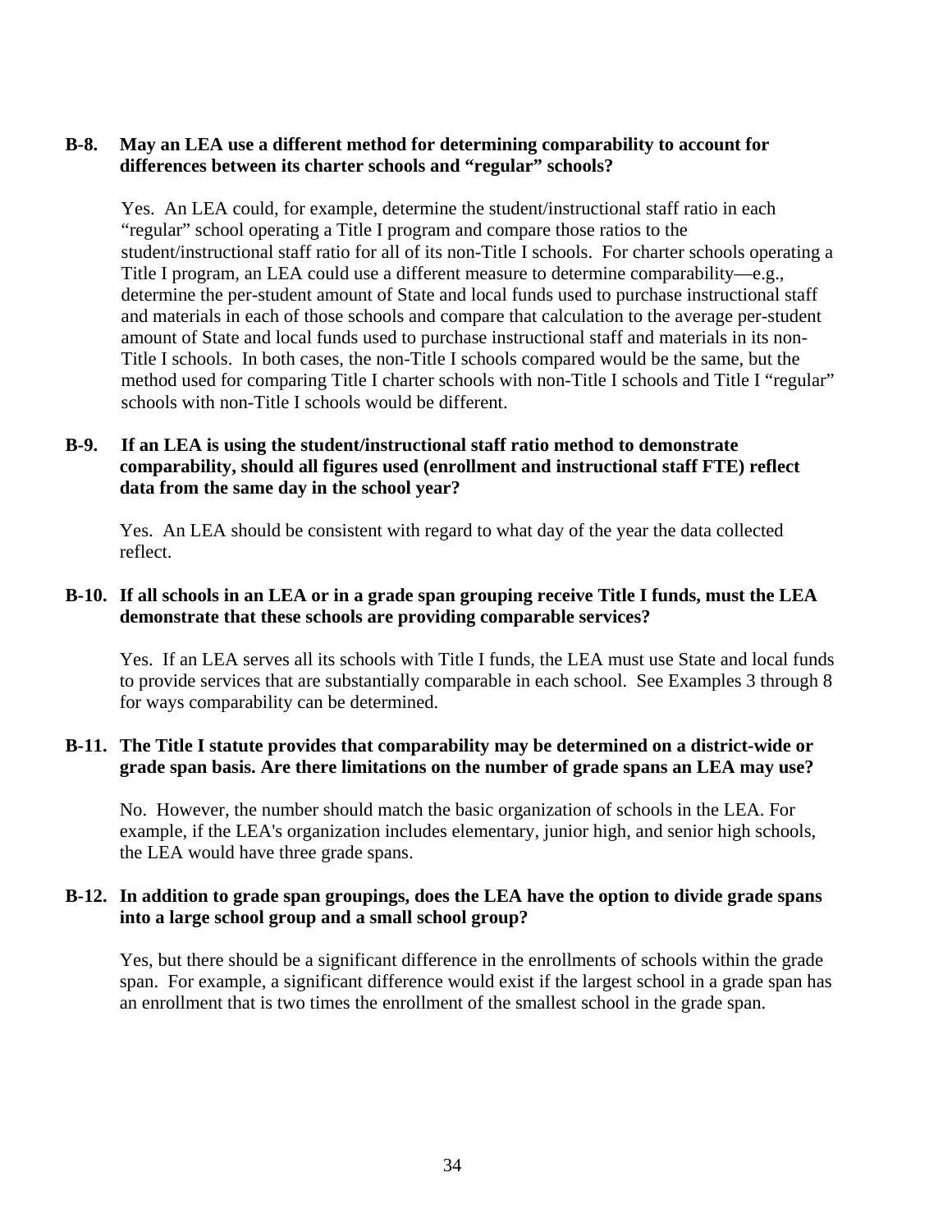**B-8. May an LEA use a different method for determining comparability to account for differences between its charter schools and "regular" schools?**

Yes. An LEA could, for example, determine the student/instructional staff ratio in each "regular" school operating a Title I program and compare those ratios to the student/instructional staff ratio for all of its non-Title I schools. For charter schools operating a Title I program, an LEA could use a different measure to determine comparability—e.g., determine the per-student amount of State and local funds used to purchase instructional staff and materials in each of those schools and compare that calculation to the average per-student amount of State and local funds used to purchase instructional staff and materials in its non-Title I schools. In both cases, the non-Title I schools compared would be the same, but the method used for comparing Title I charter schools with non-Title I schools and Title I "regular" schools with non-Title I schools would be different.

**B-9. If an LEA is using the student/instructional staff ratio method to demonstrate comparability, should all figures used (enrollment and instructional staff FTE) reflect data from the same day in the school year?**

Yes. An LEA should be consistent with regard to what day of the year the data collected reflect.

**B-10. If all schools in an LEA or in a grade span grouping receive Title I funds, must the LEA demonstrate that these schools are providing comparable services?**

Yes. If an LEA serves all its schools with Title I funds, the LEA must use State and local funds to provide services that are substantially comparable in each school. See Examples 3 through 8 for ways comparability can be determined.

**B-11. The Title I statute provides that comparability may be determined on a district-wide or grade span basis. Are there limitations on the number of grade spans an LEA may use?**

No. However, the number should match the basic organization of schools in the LEA. For example, if the LEA's organization includes elementary, junior high, and senior high schools, the LEA would have three grade spans.

**B-12. In addition to grade span groupings, does the LEA have the option to divide grade spans into a large school group and a small school group?**

Yes, but there should be a significant difference in the enrollments of schools within the grade span. For example, a significant difference would exist if the largest school in a grade span has an enrollment that is two times the enrollment of the smallest school in the grade span.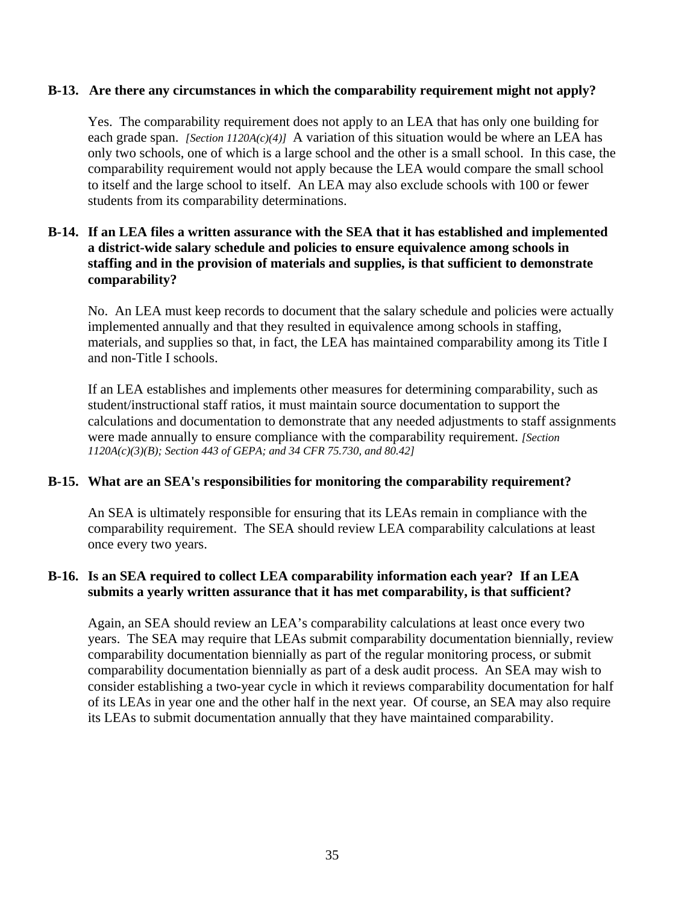**B-13. Are there any circumstances in which the comparability requirement might not apply?**

Yes. The comparability requirement does not apply to an LEA that has only one building for each grade span. *[Section 1120A(c)(4)]* A variation of this situation would be where an LEA has only two schools, one of which is a large school and the other is a small school. In this case, the comparability requirement would not apply because the LEA would compare the small school to itself and the large school to itself. An LEA may also exclude schools with 100 or fewer students from its comparability determinations.

**B-14. If an LEA files a written assurance with the SEA that it has established and implemented a district-wide salary schedule and policies to ensure equivalence among schools in staffing and in the provision of materials and supplies, is that sufficient to demonstrate comparability?**

No. An LEA must keep records to document that the salary schedule and policies were actually implemented annually and that they resulted in equivalence among schools in staffing, materials, and supplies so that, in fact, the LEA has maintained comparability among its Title I and non-Title I schools.

If an LEA establishes and implements other measures for determining comparability, such as student/instructional staff ratios, it must maintain source documentation to support the calculations and documentation to demonstrate that any needed adjustments to staff assignments were made annually to ensure compliance with the comparability requirement. *[Section 1120A(c)(3)(B); Section 443 of GEPA; and 34 CFR 75.730, and 80.42]*

**B-15. What are an SEA's responsibilities for monitoring the comparability requirement?**

An SEA is ultimately responsible for ensuring that its LEAs remain in compliance with the comparability requirement. The SEA should review LEA comparability calculations at least once every two years.

**B-16. Is an SEA required to collect LEA comparability information each year? If an LEA submits a yearly written assurance that it has met comparability, is that sufficient?**

Again, an SEA should review an LEA's comparability calculations at least once every two years. The SEA may require that LEAs submit comparability documentation biennially, review comparability documentation biennially as part of the regular monitoring process, or submit comparability documentation biennially as part of a desk audit process. An SEA may wish to consider establishing a two-year cycle in which it reviews comparability documentation for half of its LEAs in year one and the other half in the next year. Of course, an SEA may also require its LEAs to submit documentation annually that they have maintained comparability.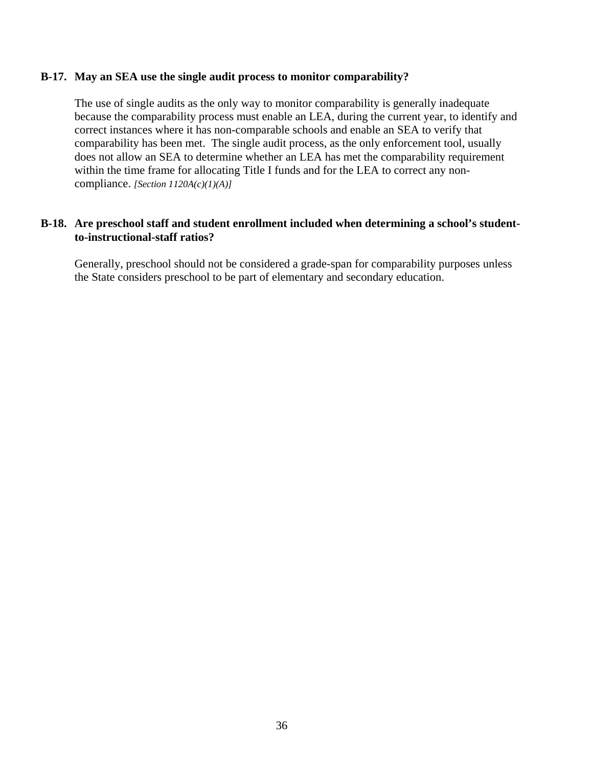**B-17. May an SEA use the single audit process to monitor comparability?**

The use of single audits as the only way to monitor comparability is generally inadequate because the comparability process must enable an LEA, during the current year, to identify and correct instances where it has non-comparable schools and enable an SEA to verify that comparability has been met. The single audit process, as the only enforcement tool, usually does not allow an SEA to determine whether an LEA has met the comparability requirement within the time frame for allocating Title I funds and for the LEA to correct any non-compliance. *[Section 1120A(c)(1)(A)]*

**B-18. Are preschool staff and student enrollment included when determining a school's student-to-instructional-staff ratios?**

Generally, preschool should not be considered a grade-span for comparability purposes unless the State considers preschool to be part of elementary and secondary education.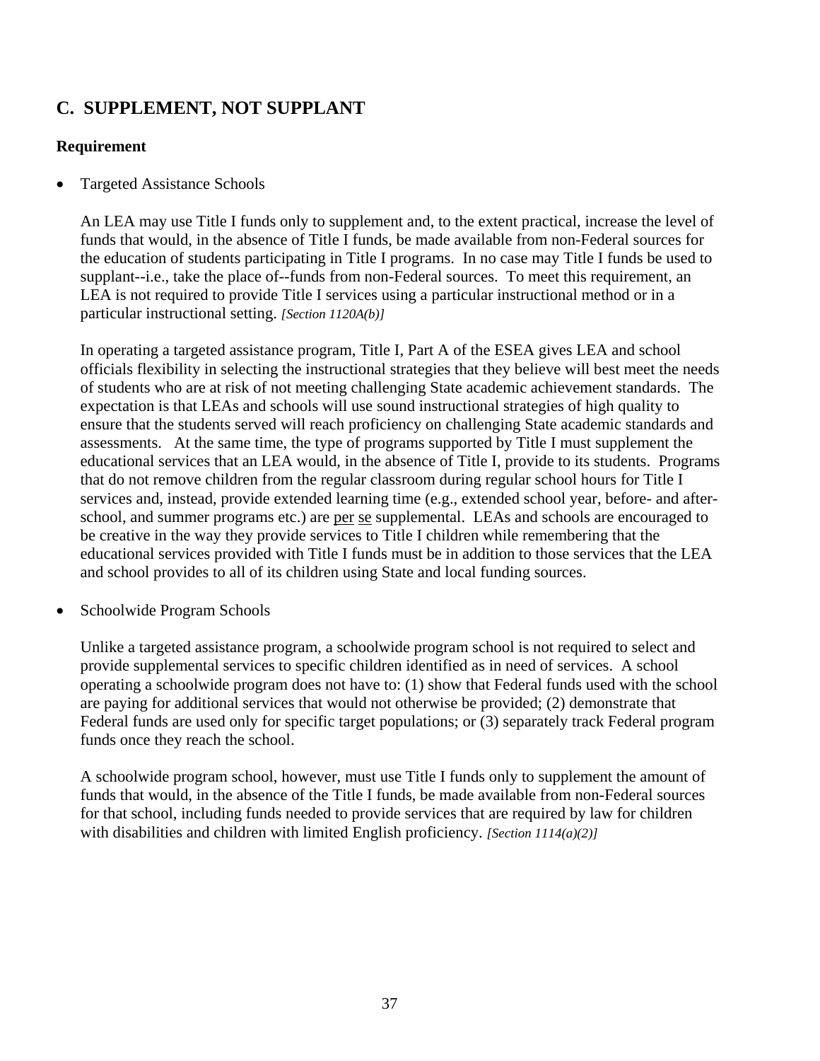## C. SUPPLEMENT, NOT SUPPLANT

### Requirement

- Targeted Assistance Schools

  An LEA may use Title I funds only to supplement and, to the extent practical, increase the level of funds that would, in the absence of Title I funds, be made available from non-Federal sources for the education of students participating in Title I programs. In no case may Title I funds be used to supplant--i.e., take the place of--funds from non-Federal sources. To meet this requirement, an LEA is not required to provide Title I services using a particular instructional method or in a particular instructional setting. *[Section 1120A(b)]*

  In operating a targeted assistance program, Title I, Part A of the ESEA gives LEA and school officials flexibility in selecting the instructional strategies that they believe will best meet the needs of students who are at risk of not meeting challenging State academic achievement standards. The expectation is that LEAs and schools will use sound instructional strategies of high quality to ensure that the students served will reach proficiency on challenging State academic standards and assessments. At the same time, the type of programs supported by Title I must supplement the educational services that an LEA would, in the absence of Title I, provide to its students. Programs that do not remove children from the regular classroom during regular school hours for Title I services and, instead, provide extended learning time (e.g., extended school year, before- and after-school, and summer programs etc.) are per se supplemental. LEAs and schools are encouraged to be creative in the way they provide services to Title I children while remembering that the educational services provided with Title I funds must be in addition to those services that the LEA and school provides to all of its children using State and local funding sources.

- Schoolwide Program Schools

  Unlike a targeted assistance program, a schoolwide program school is not required to select and provide supplemental services to specific children identified as in need of services. A school operating a schoolwide program does not have to: (1) show that Federal funds used with the school are paying for additional services that would not otherwise be provided; (2) demonstrate that Federal funds are used only for specific target populations; or (3) separately track Federal program funds once they reach the school.

  A schoolwide program school, however, must use Title I funds only to supplement the amount of funds that would, in the absence of the Title I funds, be made available from non-Federal sources for that school, including funds needed to provide services that are required by law for children with disabilities and children with limited English proficiency. *[Section 1114(a)(2)]*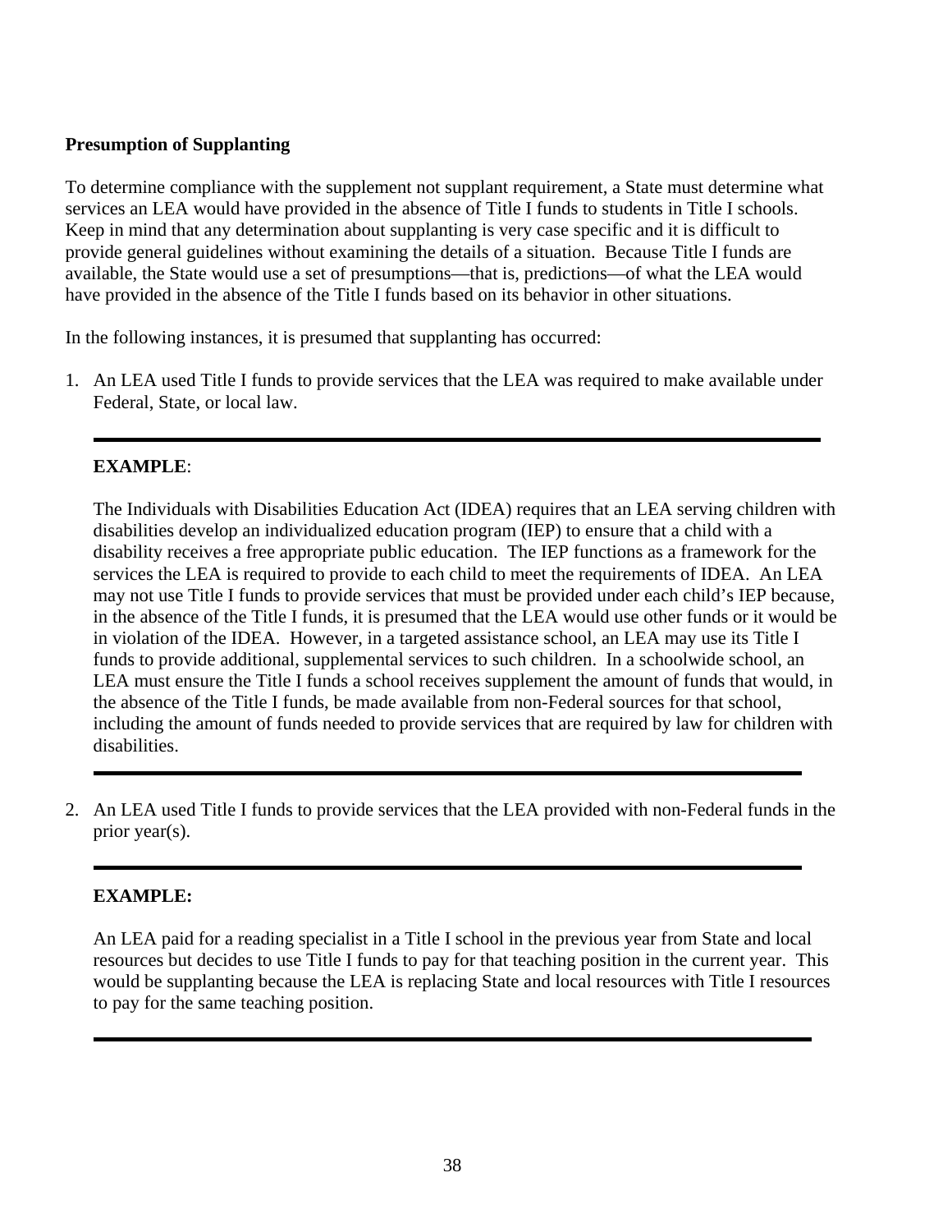**Presumption of Supplanting**

To determine compliance with the supplement not supplant requirement, a State must determine what services an LEA would have provided in the absence of Title I funds to students in Title I schools. Keep in mind that any determination about supplanting is very case specific and it is difficult to provide general guidelines without examining the details of a situation. Because Title I funds are available, the State would use a set of presumptions—that is, predictions—of what the LEA would have provided in the absence of the Title I funds based on its behavior in other situations.

In the following instances, it is presumed that supplanting has occurred:

1. An LEA used Title I funds to provide services that the LEA was required to make available under Federal, State, or local law.

---

**EXAMPLE**:

The Individuals with Disabilities Education Act (IDEA) requires that an LEA serving children with disabilities develop an individualized education program (IEP) to ensure that a child with a disability receives a free appropriate public education. The IEP functions as a framework for the services the LEA is required to provide to each child to meet the requirements of IDEA. An LEA may not use Title I funds to provide services that must be provided under each child's IEP because, in the absence of the Title I funds, it is presumed that the LEA would use other funds or it would be in violation of the IDEA. However, in a targeted assistance school, an LEA may use its Title I funds to provide additional, supplemental services to such children. In a schoolwide school, an LEA must ensure the Title I funds a school receives supplement the amount of funds that would, in the absence of the Title I funds, be made available from non-Federal sources for that school, including the amount of funds needed to provide services that are required by law for children with disabilities.

---

2. An LEA used Title I funds to provide services that the LEA provided with non-Federal funds in the prior year(s).

---

**EXAMPLE:**

An LEA paid for a reading specialist in a Title I school in the previous year from State and local resources but decides to use Title I funds to pay for that teaching position in the current year. This would be supplanting because the LEA is replacing State and local resources with Title I resources to pay for the same teaching position.

---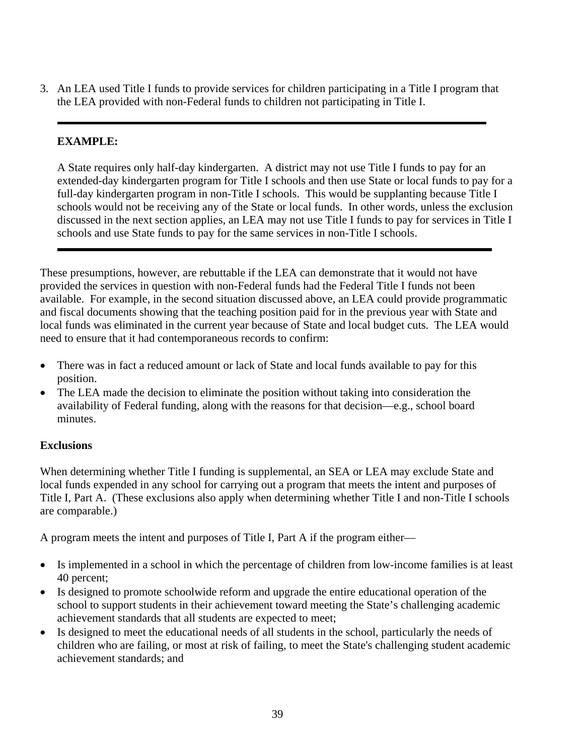3. An LEA used Title I funds to provide services for children participating in a Title I program that the LEA provided with non-Federal funds to children not participating in Title I.

---

**EXAMPLE:**

A State requires only half-day kindergarten. A district may not use Title I funds to pay for an extended-day kindergarten program for Title I schools and then use State or local funds to pay for a full-day kindergarten program in non-Title I schools. This would be supplanting because Title I schools would not be receiving any of the State or local funds. In other words, unless the exclusion discussed in the next section applies, an LEA may not use Title I funds to pay for services in Title I schools and use State funds to pay for the same services in non-Title I schools.

---

These presumptions, however, are rebuttable if the LEA can demonstrate that it would not have provided the services in question with non-Federal funds had the Federal Title I funds not been available. For example, in the second situation discussed above, an LEA could provide programmatic and fiscal documents showing that the teaching position paid for in the previous year with State and local funds was eliminated in the current year because of State and local budget cuts. The LEA would need to ensure that it had contemporaneous records to confirm:

- There was in fact a reduced amount or lack of State and local funds available to pay for this position.
- The LEA made the decision to eliminate the position without taking into consideration the availability of Federal funding, along with the reasons for that decision—e.g., school board minutes.

**Exclusions**

When determining whether Title I funding is supplemental, an SEA or LEA may exclude State and local funds expended in any school for carrying out a program that meets the intent and purposes of Title I, Part A. (These exclusions also apply when determining whether Title I and non-Title I schools are comparable.)

A program meets the intent and purposes of Title I, Part A if the program either—

- Is implemented in a school in which the percentage of children from low-income families is at least 40 percent;
- Is designed to promote schoolwide reform and upgrade the entire educational operation of the school to support students in their achievement toward meeting the State's challenging academic achievement standards that all students are expected to meet;
- Is designed to meet the educational needs of all students in the school, particularly the needs of children who are failing, or most at risk of failing, to meet the State's challenging student academic achievement standards; and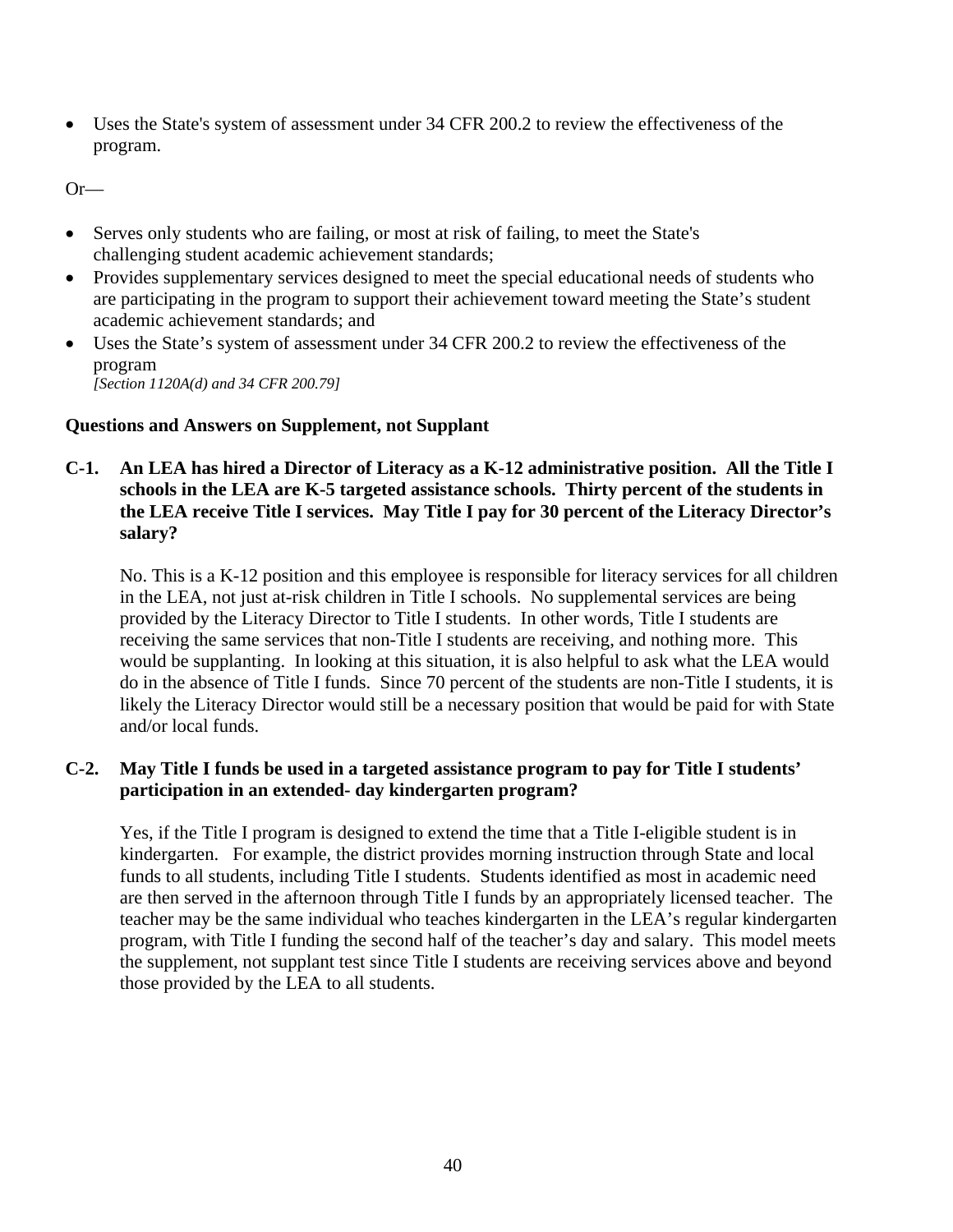- Uses the State's system of assessment under 34 CFR 200.2 to review the effectiveness of the program.

Or—

- Serves only students who are failing, or most at risk of failing, to meet the State's challenging student academic achievement standards;
- Provides supplementary services designed to meet the special educational needs of students who are participating in the program to support their achievement toward meeting the State's student academic achievement standards; and
- Uses the State's system of assessment under 34 CFR 200.2 to review the effectiveness of the program
  *[Section 1120A(d) and 34 CFR 200.79]*

**Questions and Answers on Supplement, not Supplant**

**C-1. An LEA has hired a Director of Literacy as a K-12 administrative position. All the Title I schools in the LEA are K-5 targeted assistance schools. Thirty percent of the students in the LEA receive Title I services. May Title I pay for 30 percent of the Literacy Director's salary?**

No. This is a K-12 position and this employee is responsible for literacy services for all children in the LEA, not just at-risk children in Title I schools. No supplemental services are being provided by the Literacy Director to Title I students. In other words, Title I students are receiving the same services that non-Title I students are receiving, and nothing more. This would be supplanting. In looking at this situation, it is also helpful to ask what the LEA would do in the absence of Title I funds. Since 70 percent of the students are non-Title I students, it is likely the Literacy Director would still be a necessary position that would be paid for with State and/or local funds.

**C-2. May Title I funds be used in a targeted assistance program to pay for Title I students' participation in an extended- day kindergarten program?**

Yes, if the Title I program is designed to extend the time that a Title I-eligible student is in kindergarten. For example, the district provides morning instruction through State and local funds to all students, including Title I students. Students identified as most in academic need are then served in the afternoon through Title I funds by an appropriately licensed teacher. The teacher may be the same individual who teaches kindergarten in the LEA's regular kindergarten program, with Title I funding the second half of the teacher's day and salary. This model meets the supplement, not supplant test since Title I students are receiving services above and beyond those provided by the LEA to all students.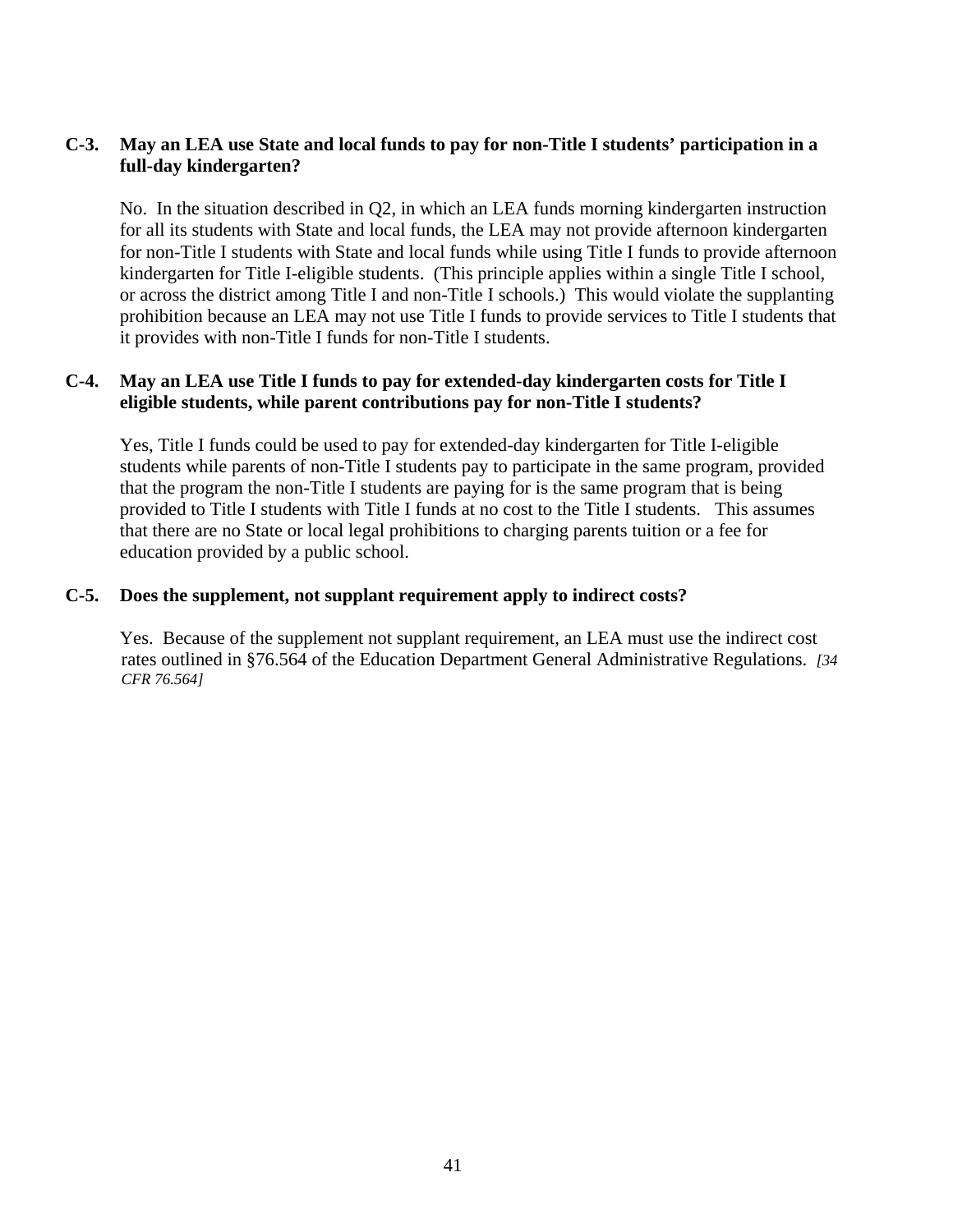**C-3. May an LEA use State and local funds to pay for non-Title I students' participation in a full-day kindergarten?**

No. In the situation described in Q2, in which an LEA funds morning kindergarten instruction for all its students with State and local funds, the LEA may not provide afternoon kindergarten for non-Title I students with State and local funds while using Title I funds to provide afternoon kindergarten for Title I-eligible students. (This principle applies within a single Title I school, or across the district among Title I and non-Title I schools.) This would violate the supplanting prohibition because an LEA may not use Title I funds to provide services to Title I students that it provides with non-Title I funds for non-Title I students.

**C-4. May an LEA use Title I funds to pay for extended-day kindergarten costs for Title I eligible students, while parent contributions pay for non-Title I students?**

Yes, Title I funds could be used to pay for extended-day kindergarten for Title I-eligible students while parents of non-Title I students pay to participate in the same program, provided that the program the non-Title I students are paying for is the same program that is being provided to Title I students with Title I funds at no cost to the Title I students. This assumes that there are no State or local legal prohibitions to charging parents tuition or a fee for education provided by a public school.

**C-5. Does the supplement, not supplant requirement apply to indirect costs?**

Yes. Because of the supplement not supplant requirement, an LEA must use the indirect cost rates outlined in §76.564 of the Education Department General Administrative Regulations. *[34 CFR 76.564]*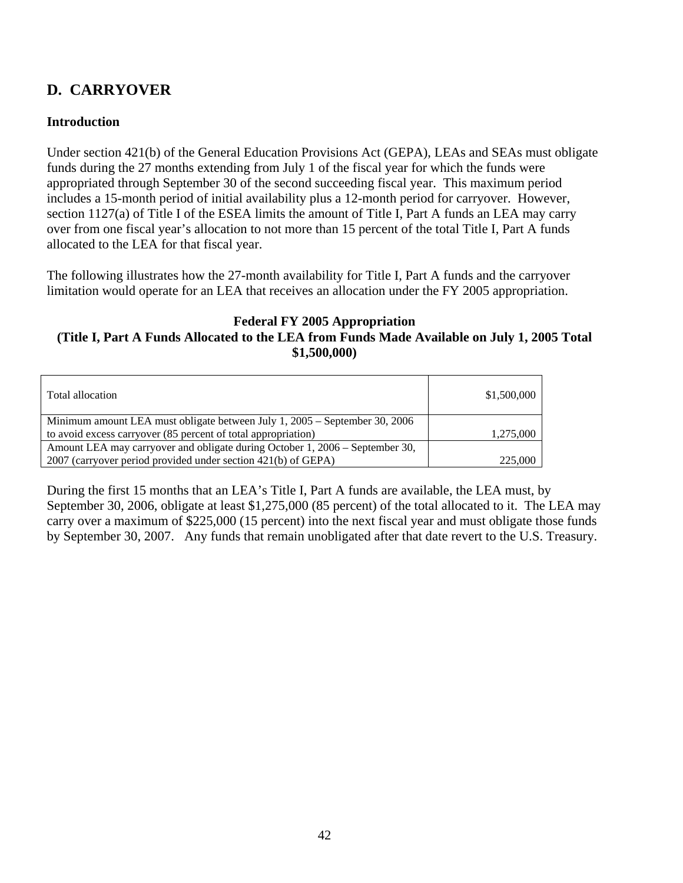## D. CARRYOVER

### Introduction

Under section 421(b) of the General Education Provisions Act (GEPA), LEAs and SEAs must obligate funds during the 27 months extending from July 1 of the fiscal year for which the funds were appropriated through September 30 of the second succeeding fiscal year. This maximum period includes a 15-month period of initial availability plus a 12-month period for carryover. However, section 1127(a) of Title I of the ESEA limits the amount of Title I, Part A funds an LEA may carry over from one fiscal year's allocation to not more than 15 percent of the total Title I, Part A funds allocated to the LEA for that fiscal year.

The following illustrates how the 27-month availability for Title I, Part A funds and the carryover limitation would operate for an LEA that receives an allocation under the FY 2005 appropriation.

**Federal FY 2005 Appropriation**
**(Title I, Part A Funds Allocated to the LEA from Funds Made Available on July 1, 2005 Total $1,500,000)**

| | |
|---|---:|
| Total allocation | $1,500,000 |
| Minimum amount LEA must obligate between July 1, 2005 – September 30, 2006 to avoid excess carryover (85 percent of total appropriation) | 1,275,000 |
| Amount LEA may carryover and obligate during October 1, 2006 – September 30, 2007 (carryover period provided under section 421(b) of GEPA) | 225,000 |

During the first 15 months that an LEA's Title I, Part A funds are available, the LEA must, by September 30, 2006, obligate at least $1,275,000 (85 percent) of the total allocated to it. The LEA may carry over a maximum of $225,000 (15 percent) into the next fiscal year and must obligate those funds by September 30, 2007. Any funds that remain unobligated after that date revert to the U.S. Treasury.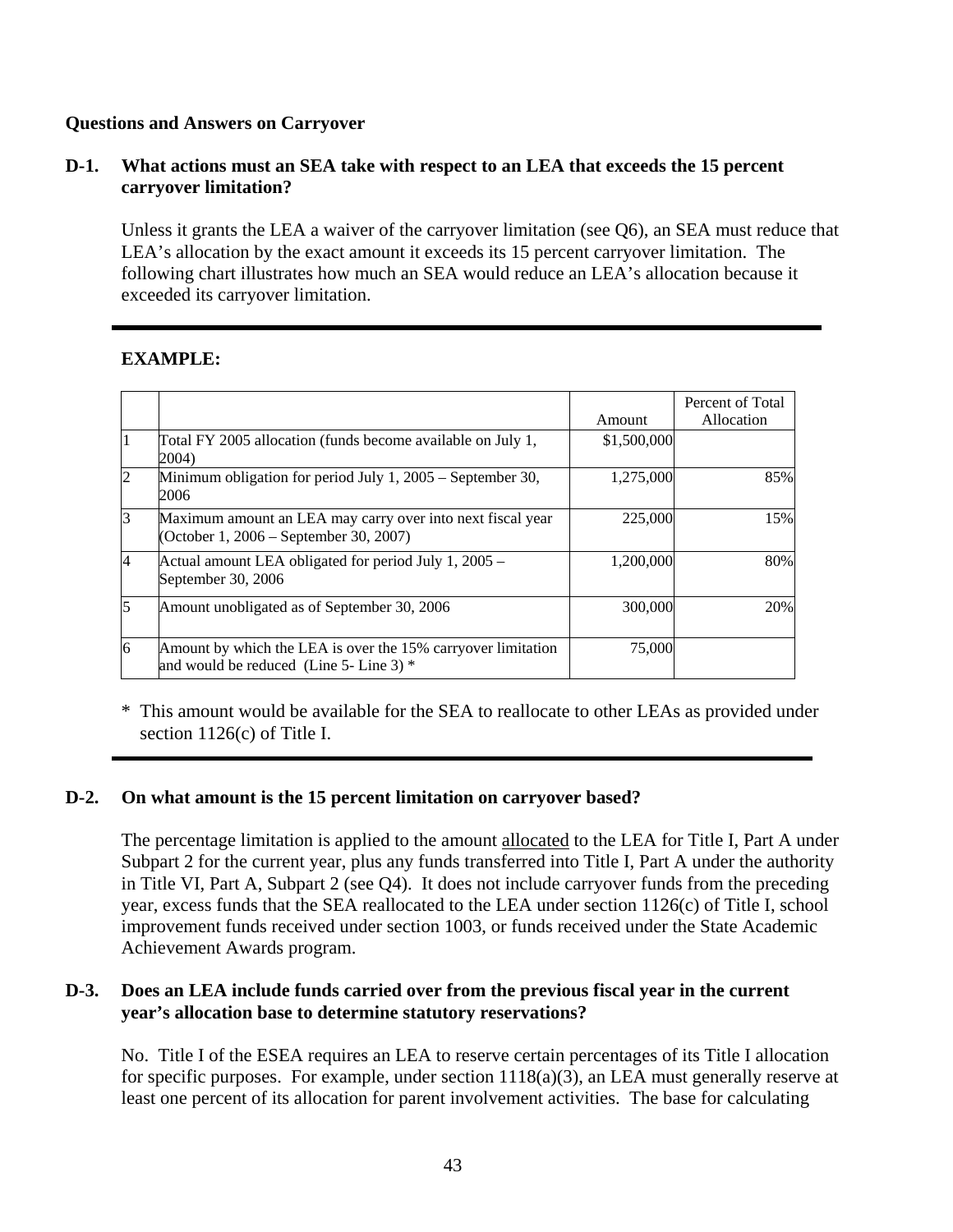**Questions and Answers on Carryover**

**D-1. What actions must an SEA take with respect to an LEA that exceeds the 15 percent carryover limitation?**

Unless it grants the LEA a waiver of the carryover limitation (see Q6), an SEA must reduce that LEA's allocation by the exact amount it exceeds its 15 percent carryover limitation. The following chart illustrates how much an SEA would reduce an LEA's allocation because it exceeded its carryover limitation.

**EXAMPLE:**

| | | Amount | Percent of Total Allocation |
|---|---|---|---|
| 1 | Total FY 2005 allocation (funds become available on July 1, 2004) | $1,500,000 | |
| 2 | Minimum obligation for period July 1, 2005 – September 30, 2006 | 1,275,000 | 85% |
| 3 | Maximum amount an LEA may carry over into next fiscal year (October 1, 2006 – September 30, 2007) | 225,000 | 15% |
| 4 | Actual amount LEA obligated for period July 1, 2005 – September 30, 2006 | 1,200,000 | 80% |
| 5 | Amount unobligated as of September 30, 2006 | 300,000 | 20% |
| 6 | Amount by which the LEA is over the 15% carryover limitation and would be reduced (Line 5- Line 3) * | 75,000 | |

\* This amount would be available for the SEA to reallocate to other LEAs as provided under section 1126(c) of Title I.

**D-2. On what amount is the 15 percent limitation on carryover based?**

The percentage limitation is applied to the amount allocated to the LEA for Title I, Part A under Subpart 2 for the current year, plus any funds transferred into Title I, Part A under the authority in Title VI, Part A, Subpart 2 (see Q4). It does not include carryover funds from the preceding year, excess funds that the SEA reallocated to the LEA under section 1126(c) of Title I, school improvement funds received under section 1003, or funds received under the State Academic Achievement Awards program.

**D-3. Does an LEA include funds carried over from the previous fiscal year in the current year's allocation base to determine statutory reservations?**

No. Title I of the ESEA requires an LEA to reserve certain percentages of its Title I allocation for specific purposes. For example, under section 1118(a)(3), an LEA must generally reserve at least one percent of its allocation for parent involvement activities. The base for calculating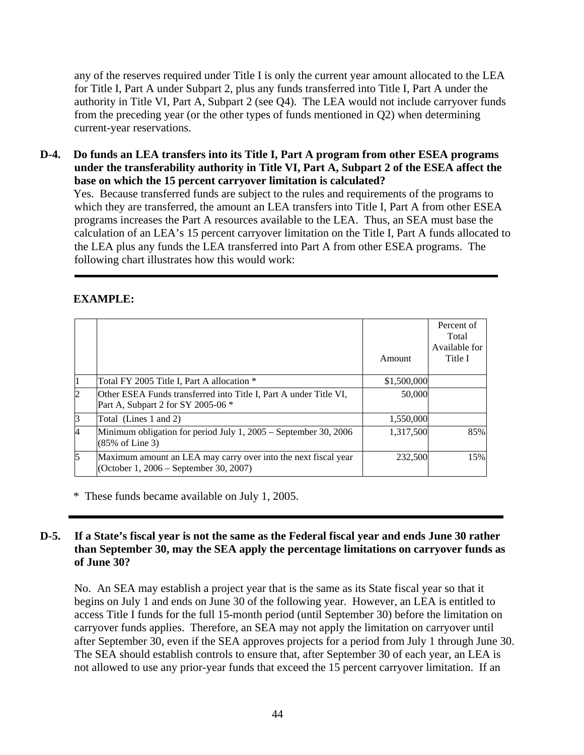any of the reserves required under Title I is only the current year amount allocated to the LEA for Title I, Part A under Subpart 2, plus any funds transferred into Title I, Part A under the authority in Title VI, Part A, Subpart 2 (see Q4). The LEA would not include carryover funds from the preceding year (or the other types of funds mentioned in Q2) when determining current-year reservations.

**D-4. Do funds an LEA transfers into its Title I, Part A program from other ESEA programs under the transferability authority in Title VI, Part A, Subpart 2 of the ESEA affect the base on which the 15 percent carryover limitation is calculated?**

Yes. Because transferred funds are subject to the rules and requirements of the programs to which they are transferred, the amount an LEA transfers into Title I, Part A from other ESEA programs increases the Part A resources available to the LEA. Thus, an SEA must base the calculation of an LEA's 15 percent carryover limitation on the Title I, Part A funds allocated to the LEA plus any funds the LEA transferred into Part A from other ESEA programs. The following chart illustrates how this would work:

---

**EXAMPLE:**

| | | Amount | Percent of Total Available for Title I |
|---|---|---|---|
| 1 | Total FY 2005 Title I, Part A allocation * | $1,500,000 | |
| 2 | Other ESEA Funds transferred into Title I, Part A under Title VI, Part A, Subpart 2 for SY 2005-06 * | 50,000 | |
| 3 | Total (Lines 1 and 2) | 1,550,000 | |
| 4 | Minimum obligation for period July 1, 2005 – September 30, 2006 (85% of Line 3) | 1,317,500 | 85% |
| 5 | Maximum amount an LEA may carry over into the next fiscal year (October 1, 2006 – September 30, 2007) | 232,500 | 15% |

\* These funds became available on July 1, 2005.

---

**D-5. If a State's fiscal year is not the same as the Federal fiscal year and ends June 30 rather than September 30, may the SEA apply the percentage limitations on carryover funds as of June 30?**

No. An SEA may establish a project year that is the same as its State fiscal year so that it begins on July 1 and ends on June 30 of the following year. However, an LEA is entitled to access Title I funds for the full 15-month period (until September 30) before the limitation on carryover funds applies. Therefore, an SEA may not apply the limitation on carryover until after September 30, even if the SEA approves projects for a period from July 1 through June 30. The SEA should establish controls to ensure that, after September 30 of each year, an LEA is not allowed to use any prior-year funds that exceed the 15 percent carryover limitation. If an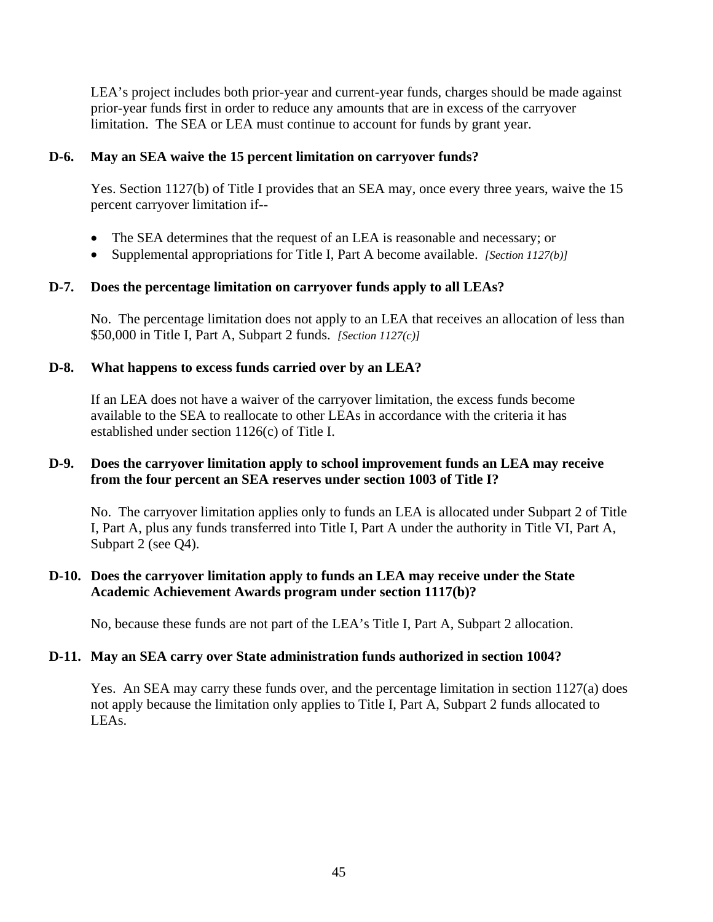LEA's project includes both prior-year and current-year funds, charges should be made against prior-year funds first in order to reduce any amounts that are in excess of the carryover limitation. The SEA or LEA must continue to account for funds by grant year.

**D-6. May an SEA waive the 15 percent limitation on carryover funds?**

Yes. Section 1127(b) of Title I provides that an SEA may, once every three years, waive the 15 percent carryover limitation if--

- The SEA determines that the request of an LEA is reasonable and necessary; or
- Supplemental appropriations for Title I, Part A become available. *[Section 1127(b)]*

**D-7. Does the percentage limitation on carryover funds apply to all LEAs?**

No. The percentage limitation does not apply to an LEA that receives an allocation of less than $50,000 in Title I, Part A, Subpart 2 funds. *[Section 1127(c)]*

**D-8. What happens to excess funds carried over by an LEA?**

If an LEA does not have a waiver of the carryover limitation, the excess funds become available to the SEA to reallocate to other LEAs in accordance with the criteria it has established under section 1126(c) of Title I.

**D-9. Does the carryover limitation apply to school improvement funds an LEA may receive from the four percent an SEA reserves under section 1003 of Title I?**

No. The carryover limitation applies only to funds an LEA is allocated under Subpart 2 of Title I, Part A, plus any funds transferred into Title I, Part A under the authority in Title VI, Part A, Subpart 2 (see Q4).

**D-10. Does the carryover limitation apply to funds an LEA may receive under the State Academic Achievement Awards program under section 1117(b)?**

No, because these funds are not part of the LEA's Title I, Part A, Subpart 2 allocation.

**D-11. May an SEA carry over State administration funds authorized in section 1004?**

Yes. An SEA may carry these funds over, and the percentage limitation in section 1127(a) does not apply because the limitation only applies to Title I, Part A, Subpart 2 funds allocated to LEAs.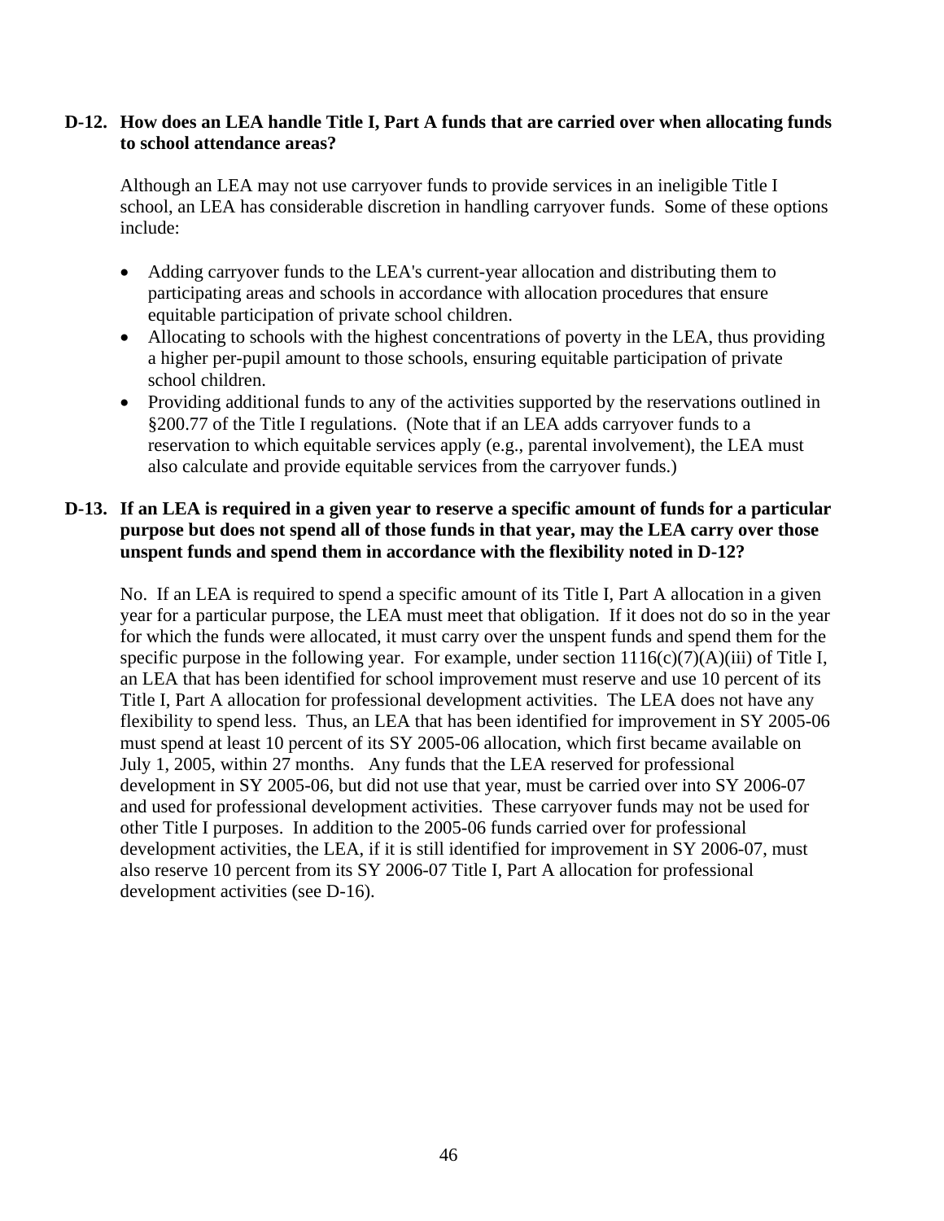**D-12. How does an LEA handle Title I, Part A funds that are carried over when allocating funds to school attendance areas?**

Although an LEA may not use carryover funds to provide services in an ineligible Title I school, an LEA has considerable discretion in handling carryover funds. Some of these options include:

- Adding carryover funds to the LEA's current-year allocation and distributing them to participating areas and schools in accordance with allocation procedures that ensure equitable participation of private school children.
- Allocating to schools with the highest concentrations of poverty in the LEA, thus providing a higher per-pupil amount to those schools, ensuring equitable participation of private school children.
- Providing additional funds to any of the activities supported by the reservations outlined in §200.77 of the Title I regulations. (Note that if an LEA adds carryover funds to a reservation to which equitable services apply (e.g., parental involvement), the LEA must also calculate and provide equitable services from the carryover funds.)

**D-13. If an LEA is required in a given year to reserve a specific amount of funds for a particular purpose but does not spend all of those funds in that year, may the LEA carry over those unspent funds and spend them in accordance with the flexibility noted in D-12?**

No. If an LEA is required to spend a specific amount of its Title I, Part A allocation in a given year for a particular purpose, the LEA must meet that obligation. If it does not do so in the year for which the funds were allocated, it must carry over the unspent funds and spend them for the specific purpose in the following year. For example, under section 1116(c)(7)(A)(iii) of Title I, an LEA that has been identified for school improvement must reserve and use 10 percent of its Title I, Part A allocation for professional development activities. The LEA does not have any flexibility to spend less. Thus, an LEA that has been identified for improvement in SY 2005-06 must spend at least 10 percent of its SY 2005-06 allocation, which first became available on July 1, 2005, within 27 months. Any funds that the LEA reserved for professional development in SY 2005-06, but did not use that year, must be carried over into SY 2006-07 and used for professional development activities. These carryover funds may not be used for other Title I purposes. In addition to the 2005-06 funds carried over for professional development activities, the LEA, if it is still identified for improvement in SY 2006-07, must also reserve 10 percent from its SY 2006-07 Title I, Part A allocation for professional development activities (see D-16).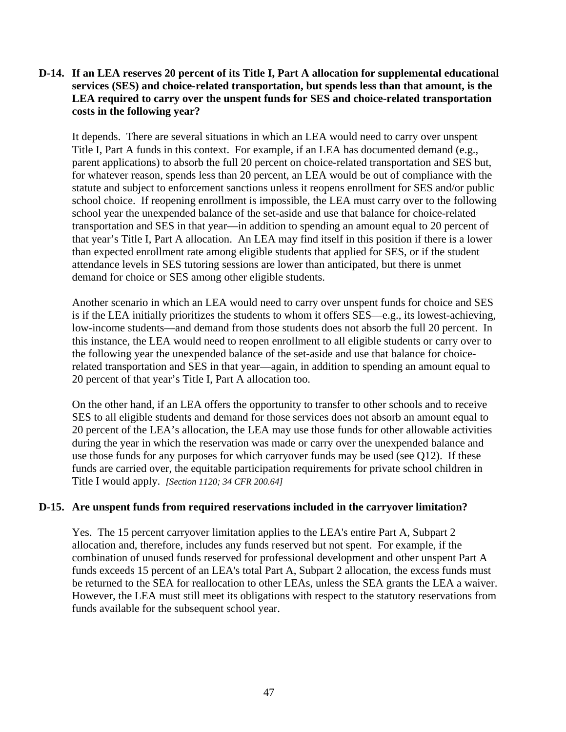**D-14. If an LEA reserves 20 percent of its Title I, Part A allocation for supplemental educational services (SES) and choice-related transportation, but spends less than that amount, is the LEA required to carry over the unspent funds for SES and choice-related transportation costs in the following year?**

It depends. There are several situations in which an LEA would need to carry over unspent Title I, Part A funds in this context. For example, if an LEA has documented demand (e.g., parent applications) to absorb the full 20 percent on choice-related transportation and SES but, for whatever reason, spends less than 20 percent, an LEA would be out of compliance with the statute and subject to enforcement sanctions unless it reopens enrollment for SES and/or public school choice. If reopening enrollment is impossible, the LEA must carry over to the following school year the unexpended balance of the set-aside and use that balance for choice-related transportation and SES in that year—in addition to spending an amount equal to 20 percent of that year's Title I, Part A allocation. An LEA may find itself in this position if there is a lower than expected enrollment rate among eligible students that applied for SES, or if the student attendance levels in SES tutoring sessions are lower than anticipated, but there is unmet demand for choice or SES among other eligible students.

Another scenario in which an LEA would need to carry over unspent funds for choice and SES is if the LEA initially prioritizes the students to whom it offers SES—e.g., its lowest-achieving, low-income students—and demand from those students does not absorb the full 20 percent. In this instance, the LEA would need to reopen enrollment to all eligible students or carry over to the following year the unexpended balance of the set-aside and use that balance for choice-related transportation and SES in that year—again, in addition to spending an amount equal to 20 percent of that year's Title I, Part A allocation too.

On the other hand, if an LEA offers the opportunity to transfer to other schools and to receive SES to all eligible students and demand for those services does not absorb an amount equal to 20 percent of the LEA's allocation, the LEA may use those funds for other allowable activities during the year in which the reservation was made or carry over the unexpended balance and use those funds for any purposes for which carryover funds may be used (see Q12). If these funds are carried over, the equitable participation requirements for private school children in Title I would apply. *[Section 1120; 34 CFR 200.64]*

**D-15. Are unspent funds from required reservations included in the carryover limitation?**

Yes. The 15 percent carryover limitation applies to the LEA's entire Part A, Subpart 2 allocation and, therefore, includes any funds reserved but not spent. For example, if the combination of unused funds reserved for professional development and other unspent Part A funds exceeds 15 percent of an LEA's total Part A, Subpart 2 allocation, the excess funds must be returned to the SEA for reallocation to other LEAs, unless the SEA grants the LEA a waiver. However, the LEA must still meet its obligations with respect to the statutory reservations from funds available for the subsequent school year.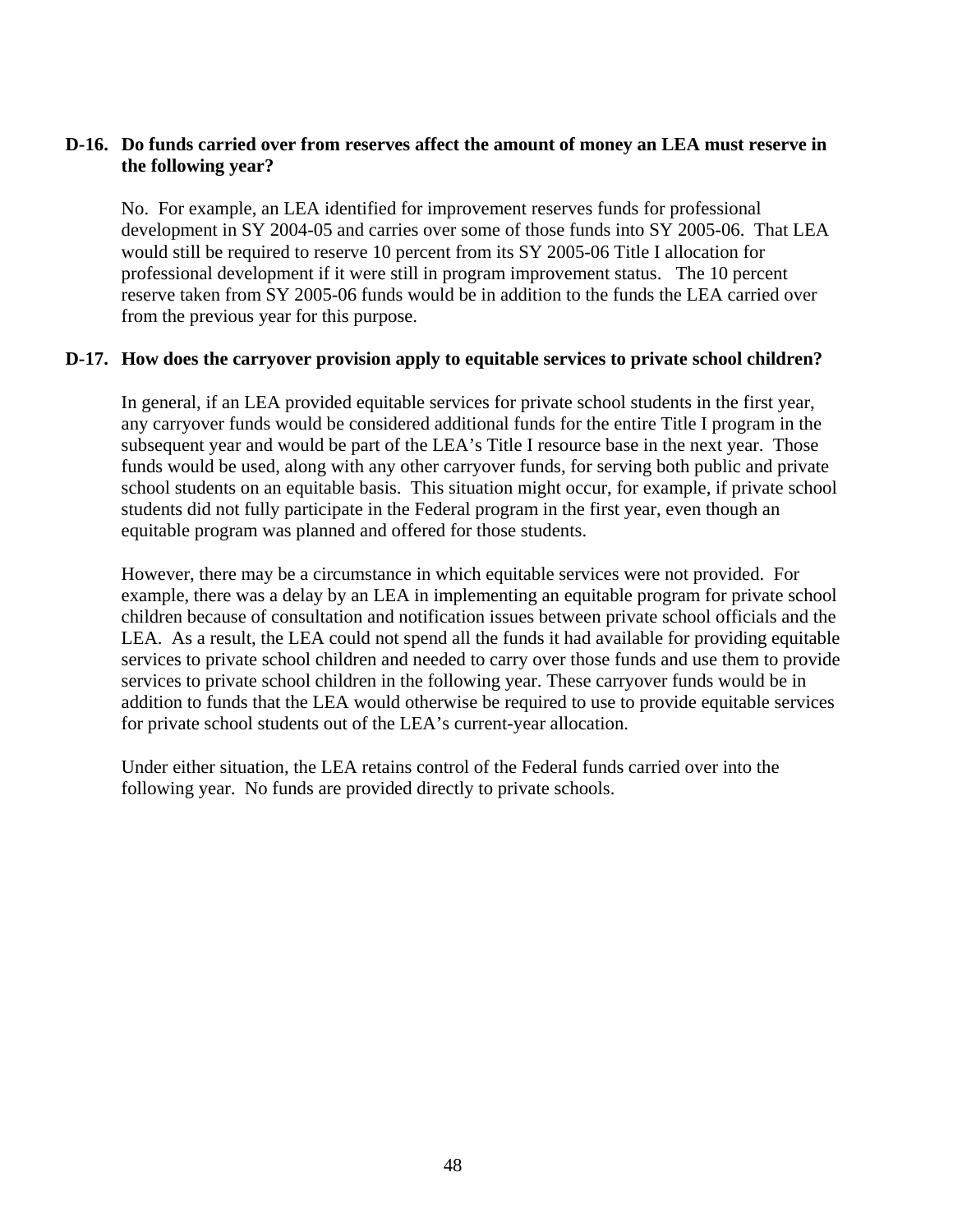**D-16. Do funds carried over from reserves affect the amount of money an LEA must reserve in the following year?**

No. For example, an LEA identified for improvement reserves funds for professional development in SY 2004-05 and carries over some of those funds into SY 2005-06. That LEA would still be required to reserve 10 percent from its SY 2005-06 Title I allocation for professional development if it were still in program improvement status. The 10 percent reserve taken from SY 2005-06 funds would be in addition to the funds the LEA carried over from the previous year for this purpose.

**D-17. How does the carryover provision apply to equitable services to private school children?**

In general, if an LEA provided equitable services for private school students in the first year, any carryover funds would be considered additional funds for the entire Title I program in the subsequent year and would be part of the LEA's Title I resource base in the next year. Those funds would be used, along with any other carryover funds, for serving both public and private school students on an equitable basis. This situation might occur, for example, if private school students did not fully participate in the Federal program in the first year, even though an equitable program was planned and offered for those students.

However, there may be a circumstance in which equitable services were not provided. For example, there was a delay by an LEA in implementing an equitable program for private school children because of consultation and notification issues between private school officials and the LEA. As a result, the LEA could not spend all the funds it had available for providing equitable services to private school children and needed to carry over those funds and use them to provide services to private school children in the following year. These carryover funds would be in addition to funds that the LEA would otherwise be required to use to provide equitable services for private school students out of the LEA's current-year allocation.

Under either situation, the LEA retains control of the Federal funds carried over into the following year. No funds are provided directly to private schools.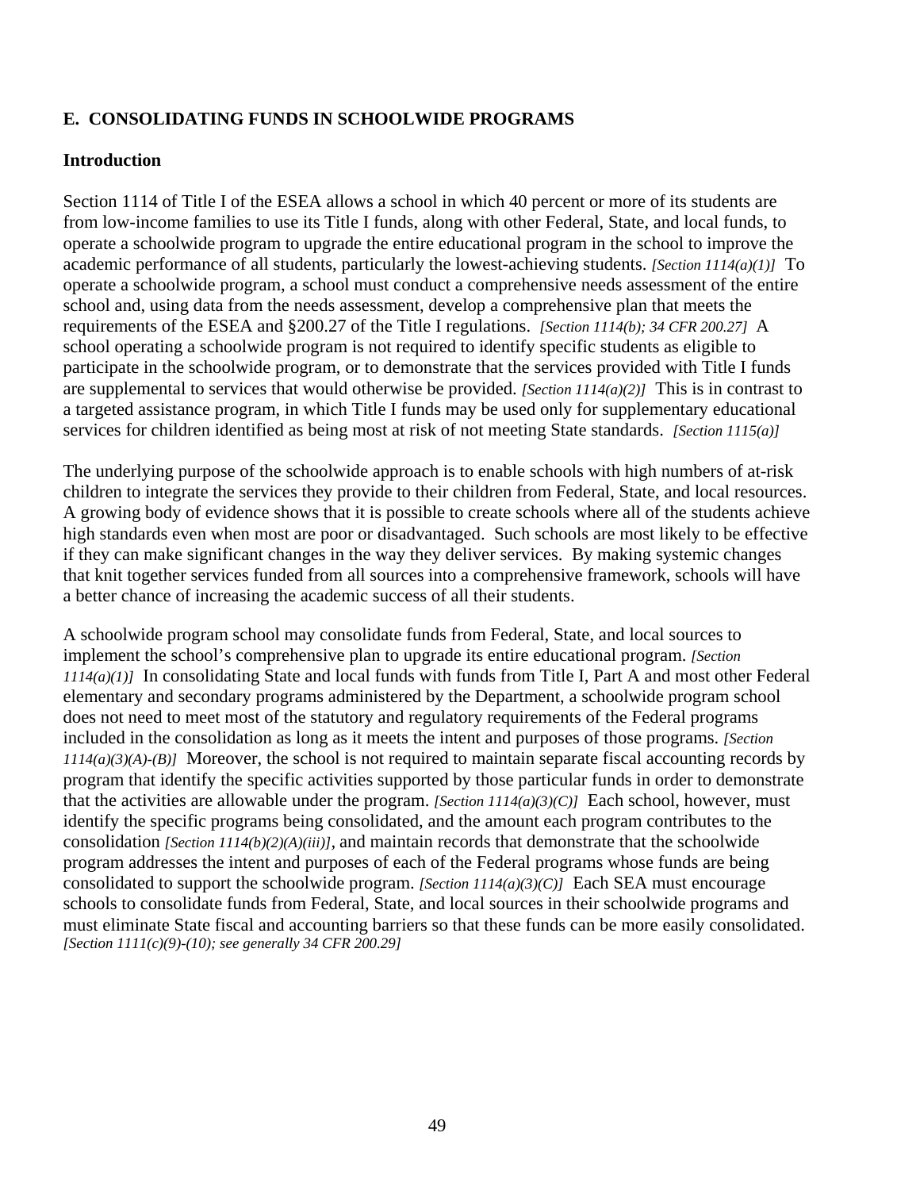## E. CONSOLIDATING FUNDS IN SCHOOLWIDE PROGRAMS

### Introduction

Section 1114 of Title I of the ESEA allows a school in which 40 percent or more of its students are from low-income families to use its Title I funds, along with other Federal, State, and local funds, to operate a schoolwide program to upgrade the entire educational program in the school to improve the academic performance of all students, particularly the lowest-achieving students. *[Section 1114(a)(1)]* To operate a schoolwide program, a school must conduct a comprehensive needs assessment of the entire school and, using data from the needs assessment, develop a comprehensive plan that meets the requirements of the ESEA and §200.27 of the Title I regulations. *[Section 1114(b); 34 CFR 200.27]* A school operating a schoolwide program is not required to identify specific students as eligible to participate in the schoolwide program, or to demonstrate that the services provided with Title I funds are supplemental to services that would otherwise be provided. *[Section 1114(a)(2)]* This is in contrast to a targeted assistance program, in which Title I funds may be used only for supplementary educational services for children identified as being most at risk of not meeting State standards. *[Section 1115(a)]*

The underlying purpose of the schoolwide approach is to enable schools with high numbers of at-risk children to integrate the services they provide to their children from Federal, State, and local resources. A growing body of evidence shows that it is possible to create schools where all of the students achieve high standards even when most are poor or disadvantaged. Such schools are most likely to be effective if they can make significant changes in the way they deliver services. By making systemic changes that knit together services funded from all sources into a comprehensive framework, schools will have a better chance of increasing the academic success of all their students.

A schoolwide program school may consolidate funds from Federal, State, and local sources to implement the school's comprehensive plan to upgrade its entire educational program. *[Section 1114(a)(1)]* In consolidating State and local funds with funds from Title I, Part A and most other Federal elementary and secondary programs administered by the Department, a schoolwide program school does not need to meet most of the statutory and regulatory requirements of the Federal programs included in the consolidation as long as it meets the intent and purposes of those programs. *[Section 1114(a)(3)(A)-(B)]* Moreover, the school is not required to maintain separate fiscal accounting records by program that identify the specific activities supported by those particular funds in order to demonstrate that the activities are allowable under the program. *[Section 1114(a)(3)(C)]* Each school, however, must identify the specific programs being consolidated, and the amount each program contributes to the consolidation *[Section 1114(b)(2)(A)(iii)]*, and maintain records that demonstrate that the schoolwide program addresses the intent and purposes of each of the Federal programs whose funds are being consolidated to support the schoolwide program. *[Section 1114(a)(3)(C)]* Each SEA must encourage schools to consolidate funds from Federal, State, and local sources in their schoolwide programs and must eliminate State fiscal and accounting barriers so that these funds can be more easily consolidated. *[Section 1111(c)(9)-(10); see generally 34 CFR 200.29]*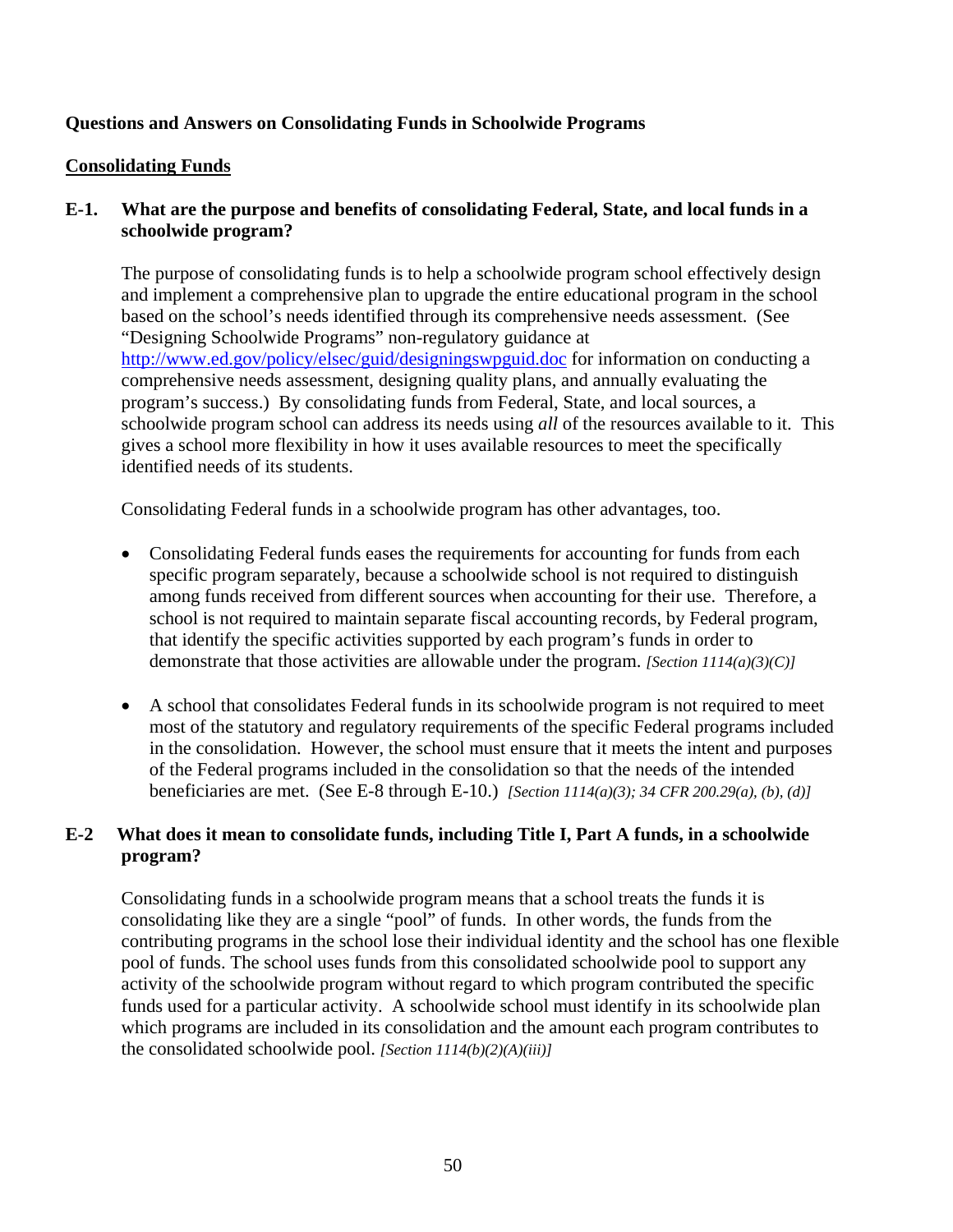**Questions and Answers on Consolidating Funds in Schoolwide Programs**

**Consolidating Funds**

**E-1. What are the purpose and benefits of consolidating Federal, State, and local funds in a schoolwide program?**

The purpose of consolidating funds is to help a schoolwide program school effectively design and implement a comprehensive plan to upgrade the entire educational program in the school based on the school's needs identified through its comprehensive needs assessment. (See "Designing Schoolwide Programs" non-regulatory guidance at http://www.ed.gov/policy/elsec/guid/designingswpguid.doc for information on conducting a comprehensive needs assessment, designing quality plans, and annually evaluating the program's success.) By consolidating funds from Federal, State, and local sources, a schoolwide program school can address its needs using *all* of the resources available to it. This gives a school more flexibility in how it uses available resources to meet the specifically identified needs of its students.

Consolidating Federal funds in a schoolwide program has other advantages, too.

- Consolidating Federal funds eases the requirements for accounting for funds from each specific program separately, because a schoolwide school is not required to distinguish among funds received from different sources when accounting for their use. Therefore, a school is not required to maintain separate fiscal accounting records, by Federal program, that identify the specific activities supported by each program's funds in order to demonstrate that those activities are allowable under the program. *[Section 1114(a)(3)(C)]*

- A school that consolidates Federal funds in its schoolwide program is not required to meet most of the statutory and regulatory requirements of the specific Federal programs included in the consolidation. However, the school must ensure that it meets the intent and purposes of the Federal programs included in the consolidation so that the needs of the intended beneficiaries are met. (See E-8 through E-10.) *[Section 1114(a)(3); 34 CFR 200.29(a), (b), (d)]*

**E-2 What does it mean to consolidate funds, including Title I, Part A funds, in a schoolwide program?**

Consolidating funds in a schoolwide program means that a school treats the funds it is consolidating like they are a single "pool" of funds. In other words, the funds from the contributing programs in the school lose their individual identity and the school has one flexible pool of funds. The school uses funds from this consolidated schoolwide pool to support any activity of the schoolwide program without regard to which program contributed the specific funds used for a particular activity. A schoolwide school must identify in its schoolwide plan which programs are included in its consolidation and the amount each program contributes to the consolidated schoolwide pool. *[Section 1114(b)(2)(A)(iii)]*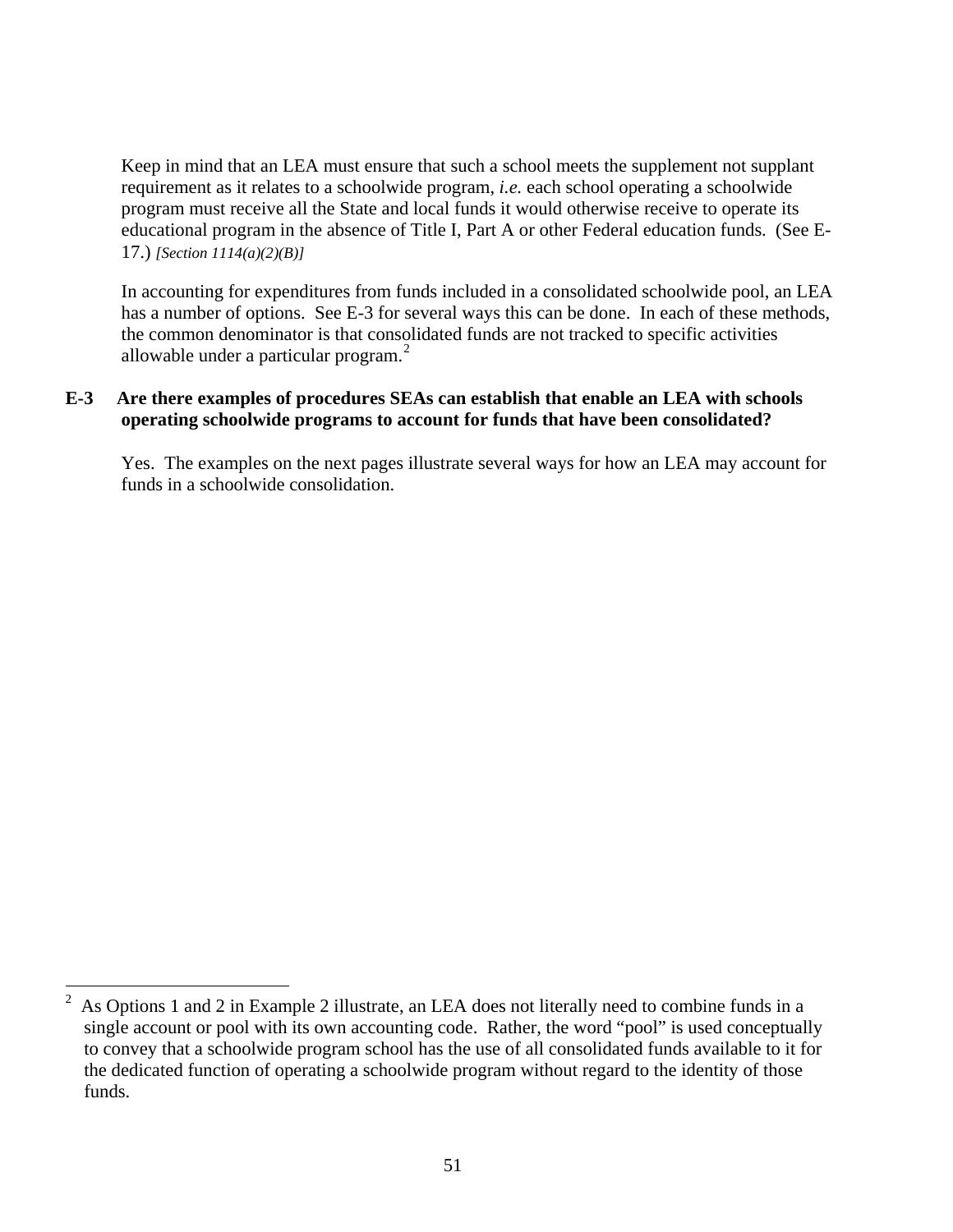Keep in mind that an LEA must ensure that such a school meets the supplement not supplant requirement as it relates to a schoolwide program, *i.e.* each school operating a schoolwide program must receive all the State and local funds it would otherwise receive to operate its educational program in the absence of Title I, Part A or other Federal education funds. (See E-17.) *[Section 1114(a)(2)(B)]*

In accounting for expenditures from funds included in a consolidated schoolwide pool, an LEA has a number of options. See E-3 for several ways this can be done. In each of these methods, the common denominator is that consolidated funds are not tracked to specific activities allowable under a particular program.[2]

**E-3 Are there examples of procedures SEAs can establish that enable an LEA with schools operating schoolwide programs to account for funds that have been consolidated?**

Yes. The examples on the next pages illustrate several ways for how an LEA may account for funds in a schoolwide consolidation.

---

[2] As Options 1 and 2 in Example 2 illustrate, an LEA does not literally need to combine funds in a single account or pool with its own accounting code. Rather, the word "pool" is used conceptually to convey that a schoolwide program school has the use of all consolidated funds available to it for the dedicated function of operating a schoolwide program without regard to the identity of those funds.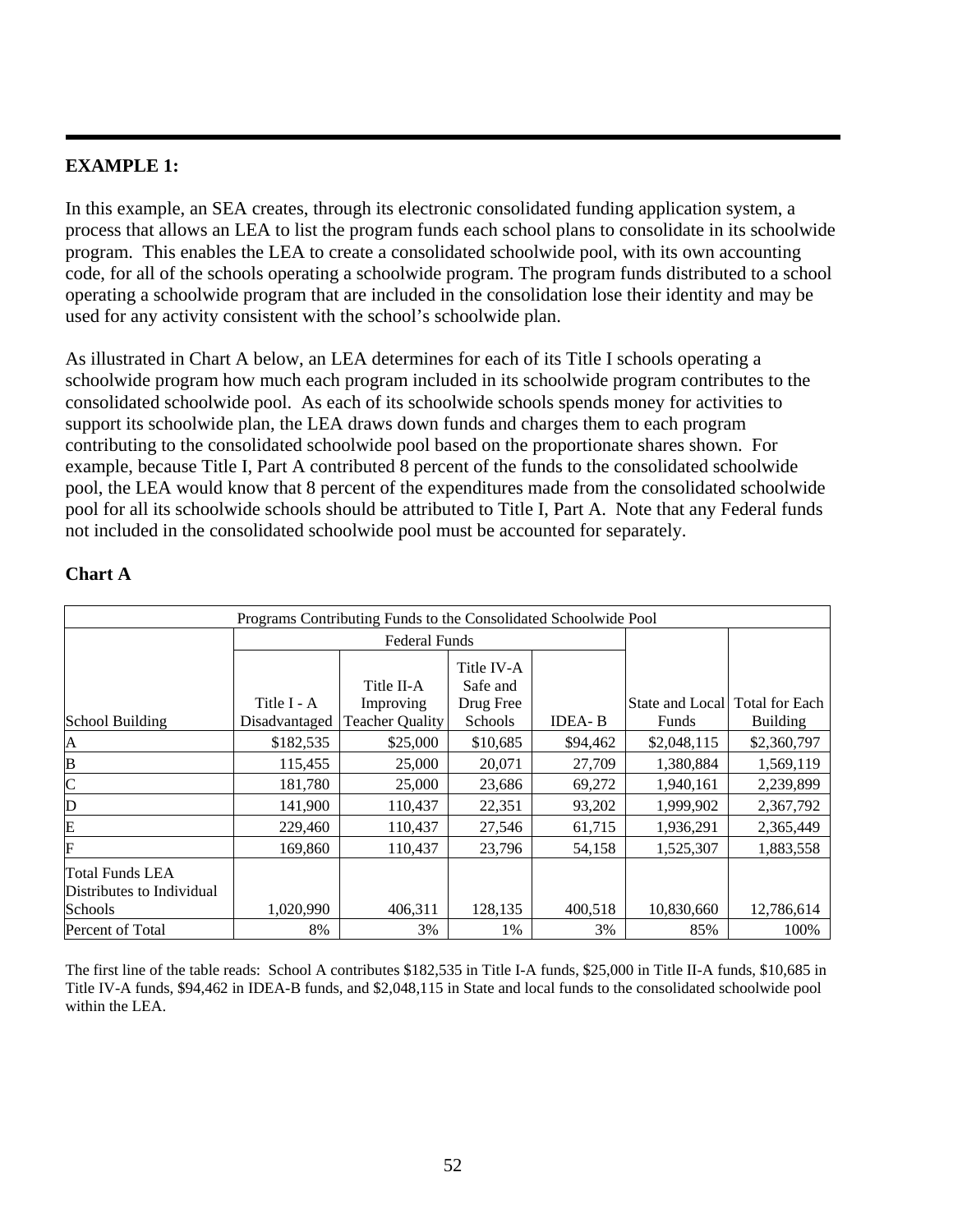**EXAMPLE 1:**

In this example, an SEA creates, through its electronic consolidated funding application system, a process that allows an LEA to list the program funds each school plans to consolidate in its schoolwide program. This enables the LEA to create a consolidated schoolwide pool, with its own accounting code, for all of the schools operating a schoolwide program. The program funds distributed to a school operating a schoolwide program that are included in the consolidation lose their identity and may be used for any activity consistent with the school's schoolwide plan.

As illustrated in Chart A below, an LEA determines for each of its Title I schools operating a schoolwide program how much each program included in its schoolwide program contributes to the consolidated schoolwide pool. As each of its schoolwide schools spends money for activities to support its schoolwide plan, the LEA draws down funds and charges them to each program contributing to the consolidated schoolwide pool based on the proportionate shares shown. For example, because Title I, Part A contributed 8 percent of the funds to the consolidated schoolwide pool, the LEA would know that 8 percent of the expenditures made from the consolidated schoolwide pool for all its schoolwide schools should be attributed to Title I, Part A. Note that any Federal funds not included in the consolidated schoolwide pool must be accounted for separately.

**Chart A**

| Programs Contributing Funds to the Consolidated Schoolwide Pool | | | | | | |
|---|---|---|---|---|---|---|
| | Federal Funds | | | | | |
| School Building | Title I - A Disadvantaged | Title II-A Improving Teacher Quality | Title IV-A Safe and Drug Free Schools | IDEA- B | State and Local Funds | Total for Each Building |
| A | $182,535 | $25,000 | $10,685 | $94,462 | $2,048,115 | $2,360,797 |
| B | 115,455 | 25,000 | 20,071 | 27,709 | 1,380,884 | 1,569,119 |
| C | 181,780 | 25,000 | 23,686 | 69,272 | 1,940,161 | 2,239,899 |
| D | 141,900 | 110,437 | 22,351 | 93,202 | 1,999,902 | 2,367,792 |
| E | 229,460 | 110,437 | 27,546 | 61,715 | 1,936,291 | 2,365,449 |
| F | 169,860 | 110,437 | 23,796 | 54,158 | 1,525,307 | 1,883,558 |
| Total Funds LEA Distributes to Individual Schools | 1,020,990 | 406,311 | 128,135 | 400,518 | 10,830,660 | 12,786,614 |
| Percent of Total | 8% | 3% | 1% | 3% | 85% | 100% |

The first line of the table reads: School A contributes $182,535 in Title I-A funds, $25,000 in Title II-A funds, $10,685 in Title IV-A funds, $94,462 in IDEA-B funds, and $2,048,115 in State and local funds to the consolidated schoolwide pool within the LEA.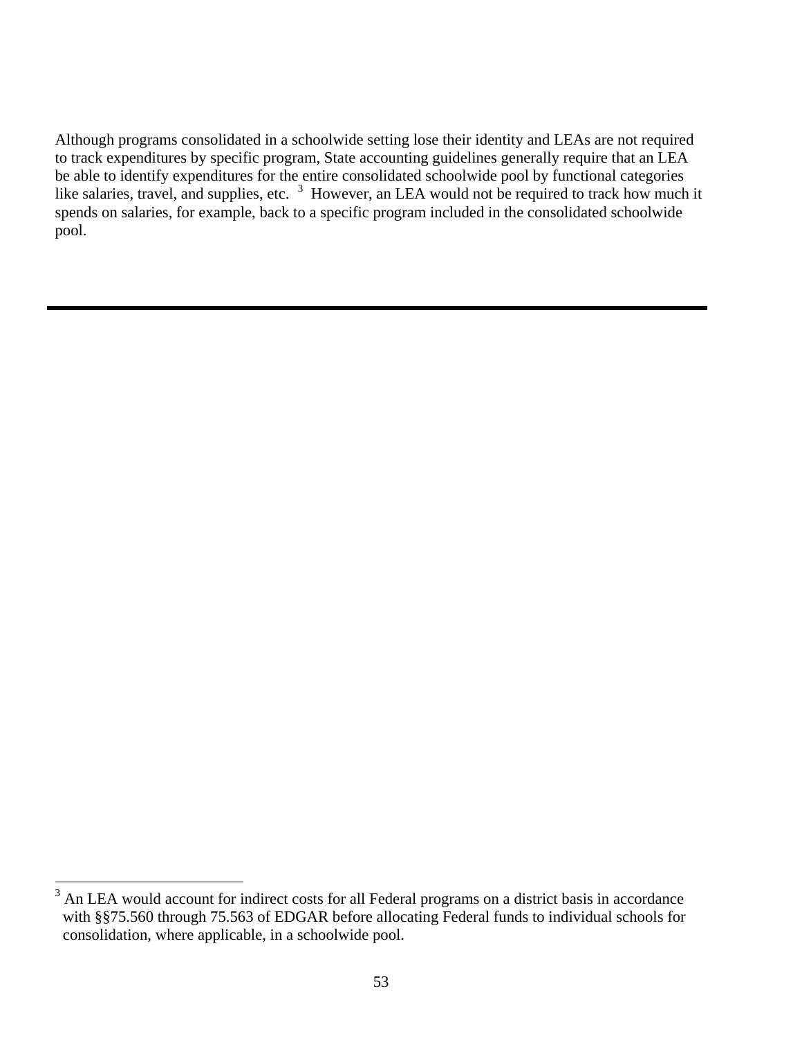Although programs consolidated in a schoolwide setting lose their identity and LEAs are not required to track expenditures by specific program, State accounting guidelines generally require that an LEA be able to identify expenditures for the entire consolidated schoolwide pool by functional categories like salaries, travel, and supplies, etc. [3] However, an LEA would not be required to track how much it spends on salaries, for example, back to a specific program included in the consolidated schoolwide pool.

---

[3] An LEA would account for indirect costs for all Federal programs on a district basis in accordance with §§75.560 through 75.563 of EDGAR before allocating Federal funds to individual schools for consolidation, where applicable, in a schoolwide pool.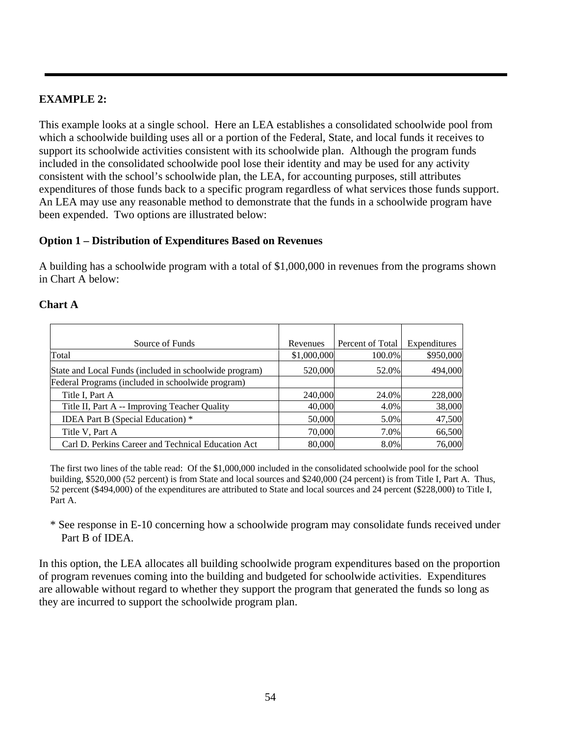**EXAMPLE 2:**

This example looks at a single school. Here an LEA establishes a consolidated schoolwide pool from which a schoolwide building uses all or a portion of the Federal, State, and local funds it receives to support its schoolwide activities consistent with its schoolwide plan. Although the program funds included in the consolidated schoolwide pool lose their identity and may be used for any activity consistent with the school's schoolwide plan, the LEA, for accounting purposes, still attributes expenditures of those funds back to a specific program regardless of what services those funds support. An LEA may use any reasonable method to demonstrate that the funds in a schoolwide program have been expended. Two options are illustrated below:

**Option 1 – Distribution of Expenditures Based on Revenues**

A building has a schoolwide program with a total of $1,000,000 in revenues from the programs shown in Chart A below:

**Chart A**

| Source of Funds | Revenues | Percent of Total | Expenditures |
|---|---|---|---|
| Total | $1,000,000 | 100.0% | $950,000 |
| State and Local Funds (included in schoolwide program) | 520,000 | 52.0% | 494,000 |
| Federal Programs (included in schoolwide program) | | | |
| Title I, Part A | 240,000 | 24.0% | 228,000 |
| Title II, Part A -- Improving Teacher Quality | 40,000 | 4.0% | 38,000 |
| IDEA Part B (Special Education) * | 50,000 | 5.0% | 47,500 |
| Title V, Part A | 70,000 | 7.0% | 66,500 |
| Carl D. Perkins Career and Technical Education Act | 80,000 | 8.0% | 76,000 |

The first two lines of the table read: Of the $1,000,000 included in the consolidated schoolwide pool for the school building, $520,000 (52 percent) is from State and local sources and $240,000 (24 percent) is from Title I, Part A. Thus, 52 percent ($494,000) of the expenditures are attributed to State and local sources and 24 percent ($228,000) to Title I, Part A.

* See response in E-10 concerning how a schoolwide program may consolidate funds received under Part B of IDEA.

In this option, the LEA allocates all building schoolwide program expenditures based on the proportion of program revenues coming into the building and budgeted for schoolwide activities. Expenditures are allowable without regard to whether they support the program that generated the funds so long as they are incurred to support the schoolwide program plan.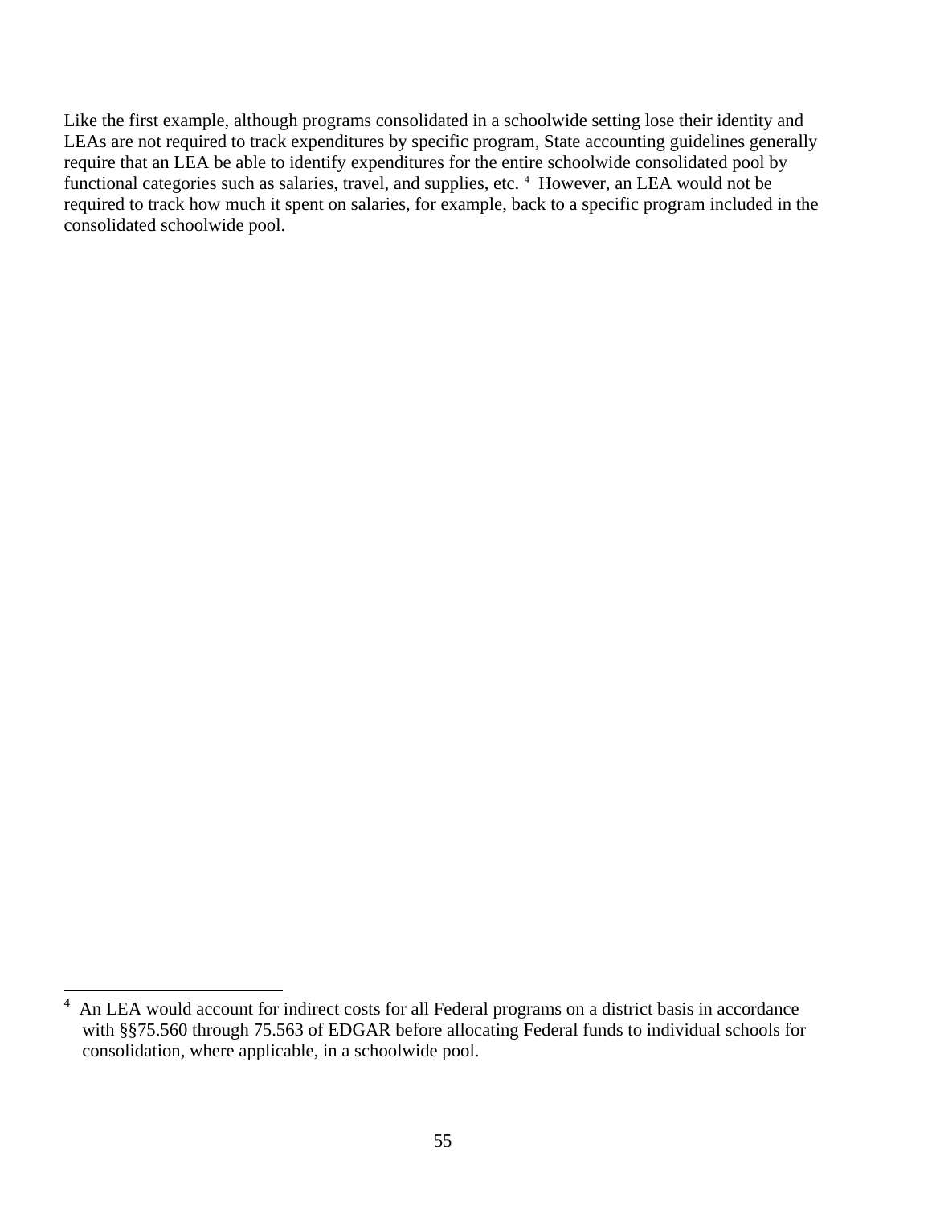Like the first example, although programs consolidated in a schoolwide setting lose their identity and LEAs are not required to track expenditures by specific program, State accounting guidelines generally require that an LEA be able to identify expenditures for the entire schoolwide consolidated pool by functional categories such as salaries, travel, and supplies, etc. [4] However, an LEA would not be required to track how much it spent on salaries, for example, back to a specific program included in the consolidated schoolwide pool.

---

[4] An LEA would account for indirect costs for all Federal programs on a district basis in accordance with §§75.560 through 75.563 of EDGAR before allocating Federal funds to individual schools for consolidation, where applicable, in a schoolwide pool.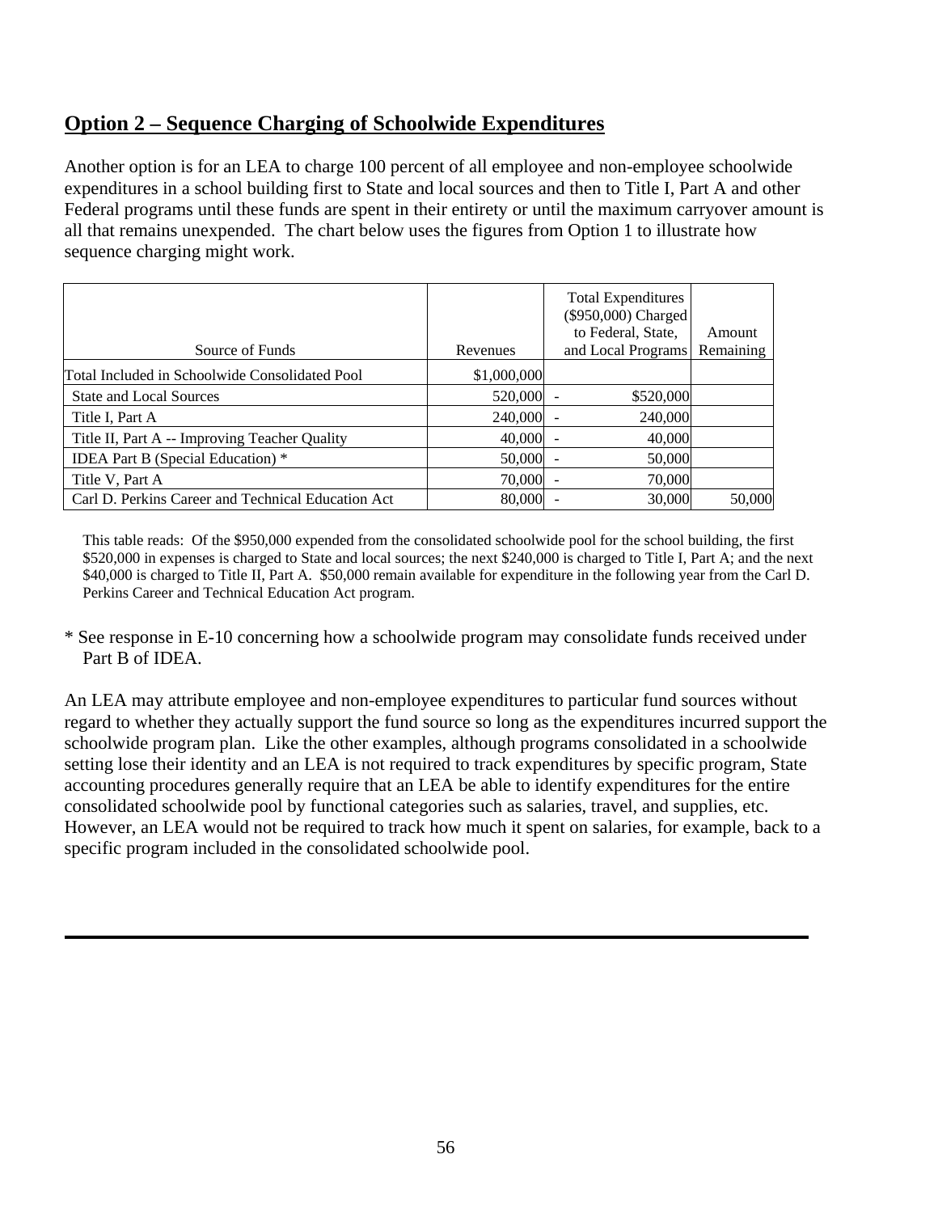## Option 2 – Sequence Charging of Schoolwide Expenditures

Another option is for an LEA to charge 100 percent of all employee and non-employee schoolwide expenditures in a school building first to State and local sources and then to Title I, Part A and other Federal programs until these funds are spent in their entirety or until the maximum carryover amount is all that remains unexpended. The chart below uses the figures from Option 1 to illustrate how sequence charging might work.

| Source of Funds | Revenues | | Total Expenditures ($950,000) Charged to Federal, State, and Local Programs | Amount Remaining |
|---|---|---|---|---|
| Total Included in Schoolwide Consolidated Pool | $1,000,000 | | | |
| State and Local Sources | 520,000 | - | $520,000 | |
| Title I, Part A | 240,000 | - | 240,000 | |
| Title II, Part A -- Improving Teacher Quality | 40,000 | - | 40,000 | |
| IDEA Part B (Special Education) * | 50,000 | - | 50,000 | |
| Title V, Part A | 70,000 | - | 70,000 | |
| Carl D. Perkins Career and Technical Education Act | 80,000 | - | 30,000 | 50,000 |

This table reads: Of the $950,000 expended from the consolidated schoolwide pool for the school building, the first $520,000 in expenses is charged to State and local sources; the next $240,000 is charged to Title I, Part A; and the next $40,000 is charged to Title II, Part A. $50,000 remain available for expenditure in the following year from the Carl D. Perkins Career and Technical Education Act program.

* See response in E-10 concerning how a schoolwide program may consolidate funds received under Part B of IDEA.

An LEA may attribute employee and non-employee expenditures to particular fund sources without regard to whether they actually support the fund source so long as the expenditures incurred support the schoolwide program plan. Like the other examples, although programs consolidated in a schoolwide setting lose their identity and an LEA is not required to track expenditures by specific program, State accounting procedures generally require that an LEA be able to identify expenditures for the entire consolidated schoolwide pool by functional categories such as salaries, travel, and supplies, etc. However, an LEA would not be required to track how much it spent on salaries, for example, back to a specific program included in the consolidated schoolwide pool.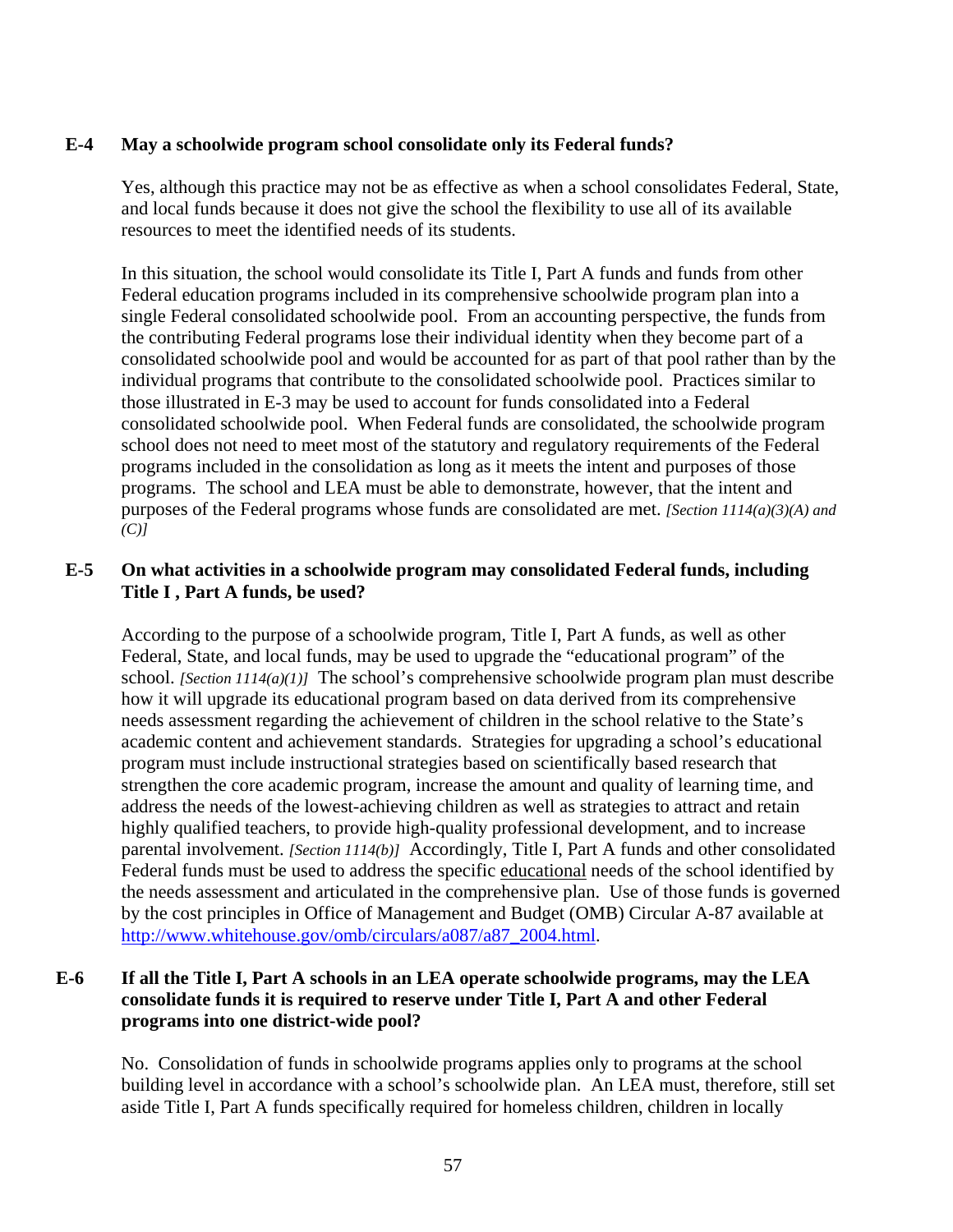**E-4 May a schoolwide program school consolidate only its Federal funds?**

Yes, although this practice may not be as effective as when a school consolidates Federal, State, and local funds because it does not give the school the flexibility to use all of its available resources to meet the identified needs of its students.

In this situation, the school would consolidate its Title I, Part A funds and funds from other Federal education programs included in its comprehensive schoolwide program plan into a single Federal consolidated schoolwide pool. From an accounting perspective, the funds from the contributing Federal programs lose their individual identity when they become part of a consolidated schoolwide pool and would be accounted for as part of that pool rather than by the individual programs that contribute to the consolidated schoolwide pool. Practices similar to those illustrated in E-3 may be used to account for funds consolidated into a Federal consolidated schoolwide pool. When Federal funds are consolidated, the schoolwide program school does not need to meet most of the statutory and regulatory requirements of the Federal programs included in the consolidation as long as it meets the intent and purposes of those programs. The school and LEA must be able to demonstrate, however, that the intent and purposes of the Federal programs whose funds are consolidated are met. *[Section 1114(a)(3)(A) and (C)]*

**E-5 On what activities in a schoolwide program may consolidated Federal funds, including Title I , Part A funds, be used?**

According to the purpose of a schoolwide program, Title I, Part A funds, as well as other Federal, State, and local funds, may be used to upgrade the "educational program" of the school. *[Section 1114(a)(1)]* The school's comprehensive schoolwide program plan must describe how it will upgrade its educational program based on data derived from its comprehensive needs assessment regarding the achievement of children in the school relative to the State's academic content and achievement standards. Strategies for upgrading a school's educational program must include instructional strategies based on scientifically based research that strengthen the core academic program, increase the amount and quality of learning time, and address the needs of the lowest-achieving children as well as strategies to attract and retain highly qualified teachers, to provide high-quality professional development, and to increase parental involvement. *[Section 1114(b)]* Accordingly, Title I, Part A funds and other consolidated Federal funds must be used to address the specific educational needs of the school identified by the needs assessment and articulated in the comprehensive plan. Use of those funds is governed by the cost principles in Office of Management and Budget (OMB) Circular A-87 available at http://www.whitehouse.gov/omb/circulars/a087/a87_2004.html.

**E-6 If all the Title I, Part A schools in an LEA operate schoolwide programs, may the LEA consolidate funds it is required to reserve under Title I, Part A and other Federal programs into one district-wide pool?**

No. Consolidation of funds in schoolwide programs applies only to programs at the school building level in accordance with a school's schoolwide plan. An LEA must, therefore, still set aside Title I, Part A funds specifically required for homeless children, children in locally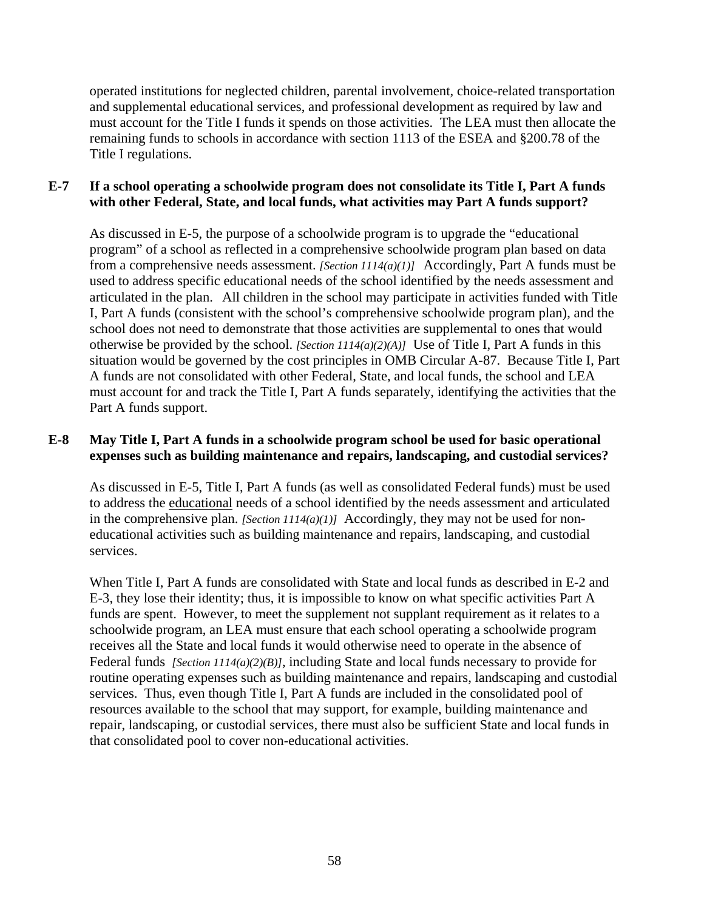operated institutions for neglected children, parental involvement, choice-related transportation and supplemental educational services, and professional development as required by law and must account for the Title I funds it spends on those activities. The LEA must then allocate the remaining funds to schools in accordance with section 1113 of the ESEA and §200.78 of the Title I regulations.

**E-7 If a school operating a schoolwide program does not consolidate its Title I, Part A funds with other Federal, State, and local funds, what activities may Part A funds support?**

As discussed in E-5, the purpose of a schoolwide program is to upgrade the "educational program" of a school as reflected in a comprehensive schoolwide program plan based on data from a comprehensive needs assessment. *[Section 1114(a)(1)]* Accordingly, Part A funds must be used to address specific educational needs of the school identified by the needs assessment and articulated in the plan. All children in the school may participate in activities funded with Title I, Part A funds (consistent with the school's comprehensive schoolwide program plan), and the school does not need to demonstrate that those activities are supplemental to ones that would otherwise be provided by the school. *[Section 1114(a)(2)(A)]* Use of Title I, Part A funds in this situation would be governed by the cost principles in OMB Circular A-87. Because Title I, Part A funds are not consolidated with other Federal, State, and local funds, the school and LEA must account for and track the Title I, Part A funds separately, identifying the activities that the Part A funds support.

**E-8 May Title I, Part A funds in a schoolwide program school be used for basic operational expenses such as building maintenance and repairs, landscaping, and custodial services?**

As discussed in E-5, Title I, Part A funds (as well as consolidated Federal funds) must be used to address the educational needs of a school identified by the needs assessment and articulated in the comprehensive plan. *[Section 1114(a)(1)]* Accordingly, they may not be used for non-educational activities such as building maintenance and repairs, landscaping, and custodial services.

When Title I, Part A funds are consolidated with State and local funds as described in E-2 and E-3, they lose their identity; thus, it is impossible to know on what specific activities Part A funds are spent. However, to meet the supplement not supplant requirement as it relates to a schoolwide program, an LEA must ensure that each school operating a schoolwide program receives all the State and local funds it would otherwise need to operate in the absence of Federal funds *[Section 1114(a)(2)(B)]*, including State and local funds necessary to provide for routine operating expenses such as building maintenance and repairs, landscaping and custodial services. Thus, even though Title I, Part A funds are included in the consolidated pool of resources available to the school that may support, for example, building maintenance and repair, landscaping, or custodial services, there must also be sufficient State and local funds in that consolidated pool to cover non-educational activities.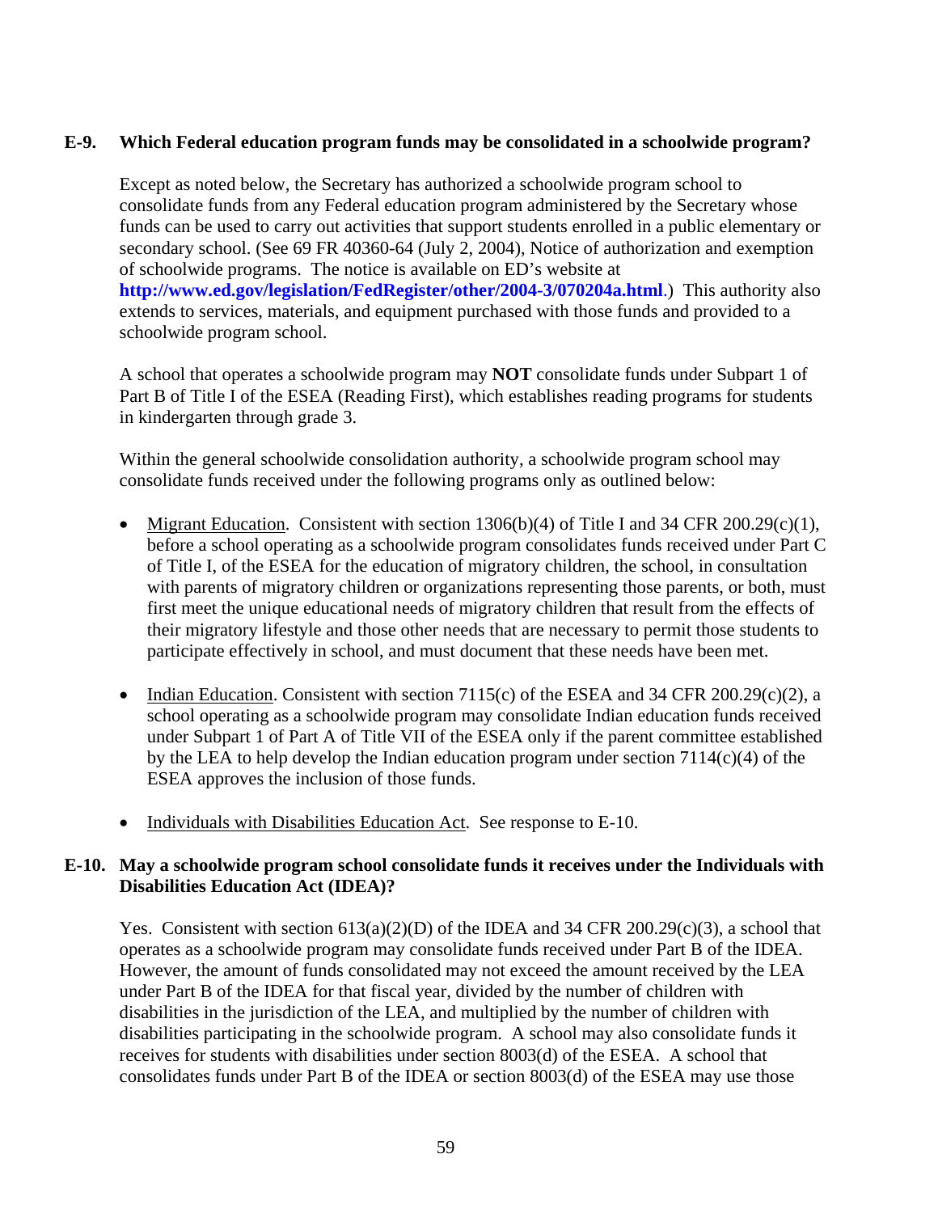### E-9. Which Federal education program funds may be consolidated in a schoolwide program?

Except as noted below, the Secretary has authorized a schoolwide program school to consolidate funds from any Federal education program administered by the Secretary whose funds can be used to carry out activities that support students enrolled in a public elementary or secondary school. (See 69 FR 40360-64 (July 2, 2004), Notice of authorization and exemption of schoolwide programs. The notice is available on ED's website at **http://www.ed.gov/legislation/FedRegister/other/2004-3/070204a.html**.) This authority also extends to services, materials, and equipment purchased with those funds and provided to a schoolwide program school.

A school that operates a schoolwide program may **NOT** consolidate funds under Subpart 1 of Part B of Title I of the ESEA (Reading First), which establishes reading programs for students in kindergarten through grade 3.

Within the general schoolwide consolidation authority, a schoolwide program school may consolidate funds received under the following programs only as outlined below:

- Migrant Education. Consistent with section 1306(b)(4) of Title I and 34 CFR 200.29(c)(1), before a school operating as a schoolwide program consolidates funds received under Part C of Title I, of the ESEA for the education of migratory children, the school, in consultation with parents of migratory children or organizations representing those parents, or both, must first meet the unique educational needs of migratory children that result from the effects of their migratory lifestyle and those other needs that are necessary to permit those students to participate effectively in school, and must document that these needs have been met.

- Indian Education. Consistent with section 7115(c) of the ESEA and 34 CFR 200.29(c)(2), a school operating as a schoolwide program may consolidate Indian education funds received under Subpart 1 of Part A of Title VII of the ESEA only if the parent committee established by the LEA to help develop the Indian education program under section 7114(c)(4) of the ESEA approves the inclusion of those funds.

- Individuals with Disabilities Education Act. See response to E-10.

### E-10. May a schoolwide program school consolidate funds it receives under the Individuals with Disabilities Education Act (IDEA)?

Yes. Consistent with section 613(a)(2)(D) of the IDEA and 34 CFR 200.29(c)(3), a school that operates as a schoolwide program may consolidate funds received under Part B of the IDEA. However, the amount of funds consolidated may not exceed the amount received by the LEA under Part B of the IDEA for that fiscal year, divided by the number of children with disabilities in the jurisdiction of the LEA, and multiplied by the number of children with disabilities participating in the schoolwide program. A school may also consolidate funds it receives for students with disabilities under section 8003(d) of the ESEA. A school that consolidates funds under Part B of the IDEA or section 8003(d) of the ESEA may use those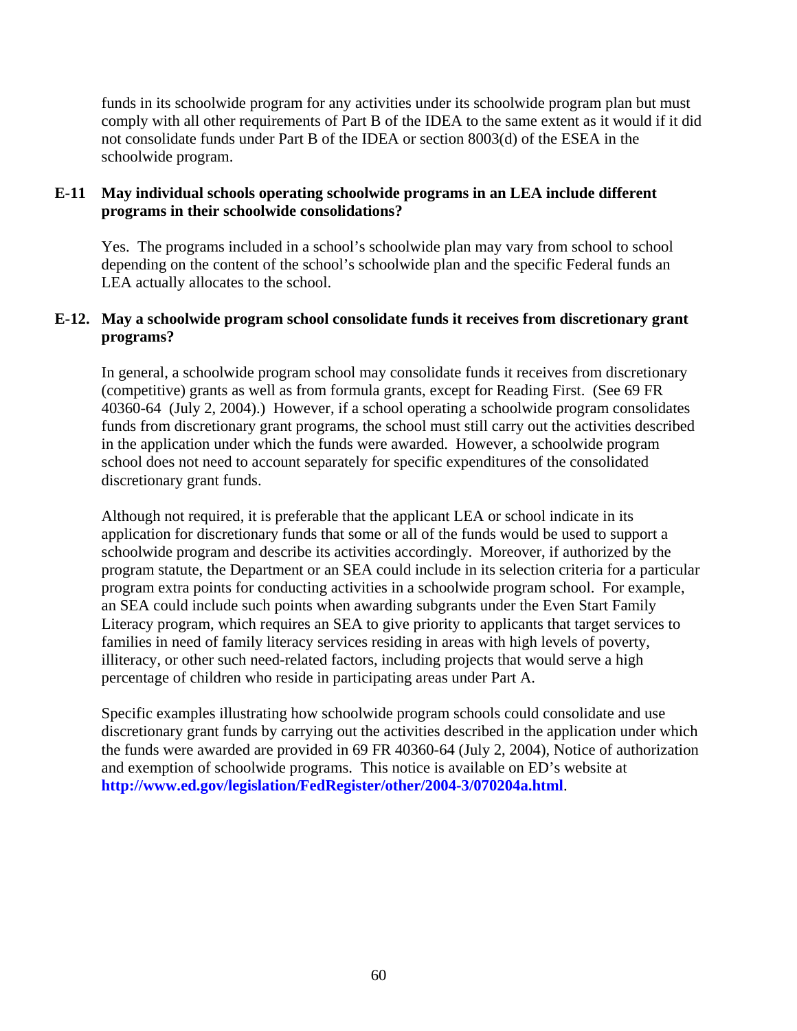funds in its schoolwide program for any activities under its schoolwide program plan but must comply with all other requirements of Part B of the IDEA to the same extent as it would if it did not consolidate funds under Part B of the IDEA or section 8003(d) of the ESEA in the schoolwide program.

**E-11 May individual schools operating schoolwide programs in an LEA include different programs in their schoolwide consolidations?**

Yes. The programs included in a school's schoolwide plan may vary from school to school depending on the content of the school's schoolwide plan and the specific Federal funds an LEA actually allocates to the school.

**E-12. May a schoolwide program school consolidate funds it receives from discretionary grant programs?**

In general, a schoolwide program school may consolidate funds it receives from discretionary (competitive) grants as well as from formula grants, except for Reading First. (See 69 FR 40360-64 (July 2, 2004).) However, if a school operating a schoolwide program consolidates funds from discretionary grant programs, the school must still carry out the activities described in the application under which the funds were awarded. However, a schoolwide program school does not need to account separately for specific expenditures of the consolidated discretionary grant funds.

Although not required, it is preferable that the applicant LEA or school indicate in its application for discretionary funds that some or all of the funds would be used to support a schoolwide program and describe its activities accordingly. Moreover, if authorized by the program statute, the Department or an SEA could include in its selection criteria for a particular program extra points for conducting activities in a schoolwide program school. For example, an SEA could include such points when awarding subgrants under the Even Start Family Literacy program, which requires an SEA to give priority to applicants that target services to families in need of family literacy services residing in areas with high levels of poverty, illiteracy, or other such need-related factors, including projects that would serve a high percentage of children who reside in participating areas under Part A.

Specific examples illustrating how schoolwide program schools could consolidate and use discretionary grant funds by carrying out the activities described in the application under which the funds were awarded are provided in 69 FR 40360-64 (July 2, 2004), Notice of authorization and exemption of schoolwide programs. This notice is available on ED's website at **http://www.ed.gov/legislation/FedRegister/other/2004-3/070204a.html**.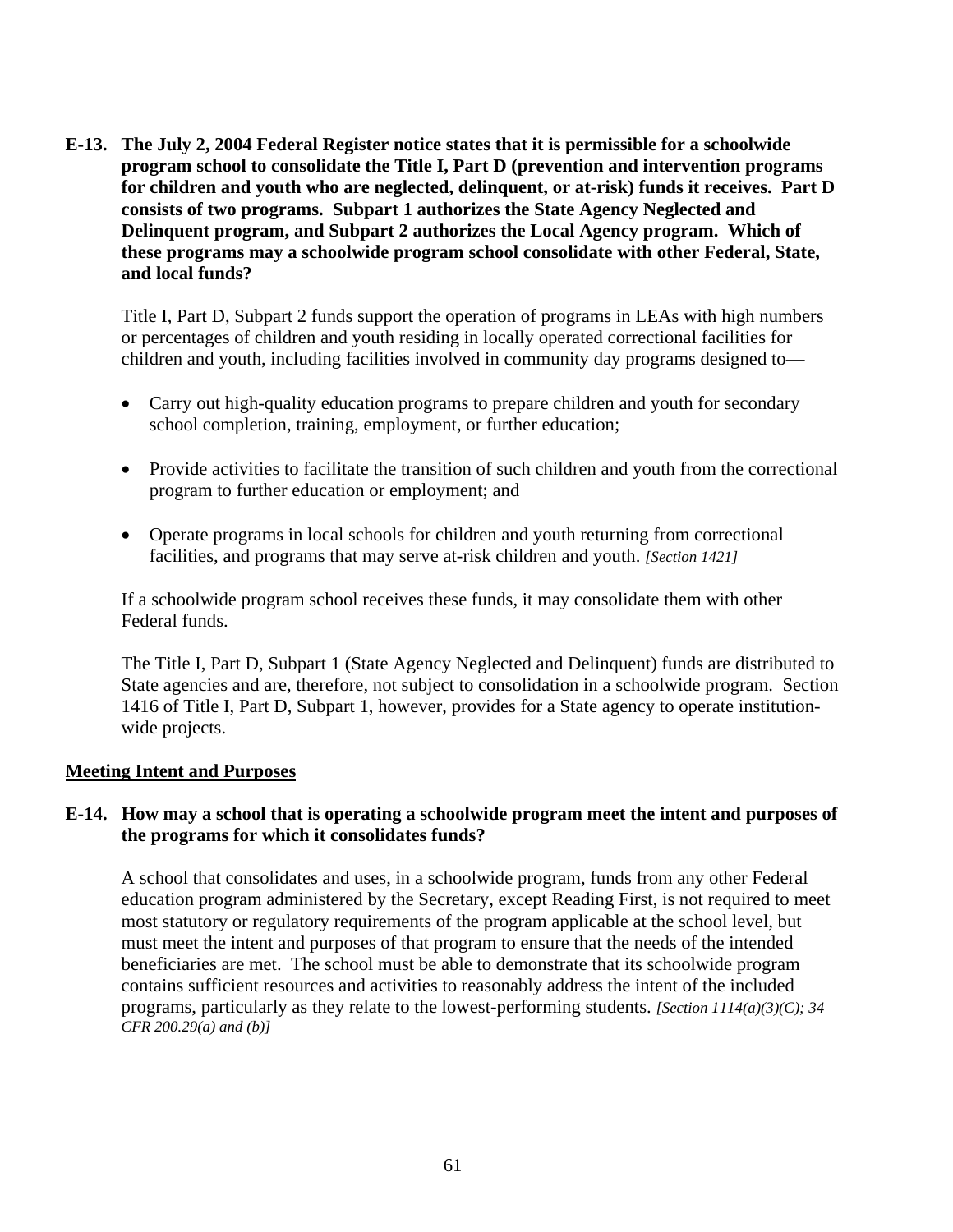**E-13. The July 2, 2004 Federal Register notice states that it is permissible for a schoolwide program school to consolidate the Title I, Part D (prevention and intervention programs for children and youth who are neglected, delinquent, or at-risk) funds it receives. Part D consists of two programs. Subpart 1 authorizes the State Agency Neglected and Delinquent program, and Subpart 2 authorizes the Local Agency program. Which of these programs may a schoolwide program school consolidate with other Federal, State, and local funds?**

Title I, Part D, Subpart 2 funds support the operation of programs in LEAs with high numbers or percentages of children and youth residing in locally operated correctional facilities for children and youth, including facilities involved in community day programs designed to—

- Carry out high-quality education programs to prepare children and youth for secondary school completion, training, employment, or further education;
- Provide activities to facilitate the transition of such children and youth from the correctional program to further education or employment; and
- Operate programs in local schools for children and youth returning from correctional facilities, and programs that may serve at-risk children and youth. *[Section 1421]*

If a schoolwide program school receives these funds, it may consolidate them with other Federal funds.

The Title I, Part D, Subpart 1 (State Agency Neglected and Delinquent) funds are distributed to State agencies and are, therefore, not subject to consolidation in a schoolwide program. Section 1416 of Title I, Part D, Subpart 1, however, provides for a State agency to operate institution-wide projects.

## Meeting Intent and Purposes

**E-14. How may a school that is operating a schoolwide program meet the intent and purposes of the programs for which it consolidates funds?**

A school that consolidates and uses, in a schoolwide program, funds from any other Federal education program administered by the Secretary, except Reading First, is not required to meet most statutory or regulatory requirements of the program applicable at the school level, but must meet the intent and purposes of that program to ensure that the needs of the intended beneficiaries are met. The school must be able to demonstrate that its schoolwide program contains sufficient resources and activities to reasonably address the intent of the included programs, particularly as they relate to the lowest-performing students. *[Section 1114(a)(3)(C); 34 CFR 200.29(a) and (b)]*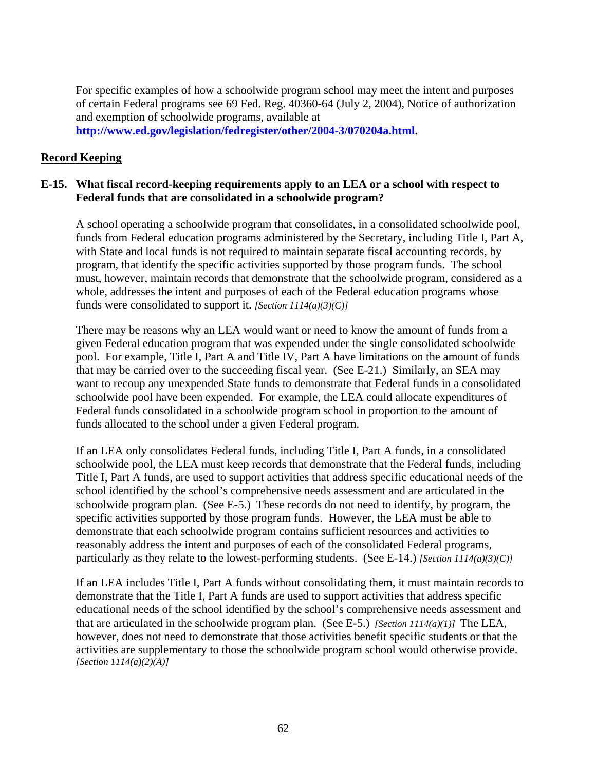For specific examples of how a schoolwide program school may meet the intent and purposes of certain Federal programs see 69 Fed. Reg. 40360-64 (July 2, 2004), Notice of authorization and exemption of schoolwide programs, available at **http://www.ed.gov/legislation/fedregister/other/2004-3/070204a.html.**

## Record Keeping

**E-15. What fiscal record-keeping requirements apply to an LEA or a school with respect to Federal funds that are consolidated in a schoolwide program?**

A school operating a schoolwide program that consolidates, in a consolidated schoolwide pool, funds from Federal education programs administered by the Secretary, including Title I, Part A, with State and local funds is not required to maintain separate fiscal accounting records, by program, that identify the specific activities supported by those program funds. The school must, however, maintain records that demonstrate that the schoolwide program, considered as a whole, addresses the intent and purposes of each of the Federal education programs whose funds were consolidated to support it. *[Section 1114(a)(3)(C)]*

There may be reasons why an LEA would want or need to know the amount of funds from a given Federal education program that was expended under the single consolidated schoolwide pool. For example, Title I, Part A and Title IV, Part A have limitations on the amount of funds that may be carried over to the succeeding fiscal year. (See E-21.) Similarly, an SEA may want to recoup any unexpended State funds to demonstrate that Federal funds in a consolidated schoolwide pool have been expended. For example, the LEA could allocate expenditures of Federal funds consolidated in a schoolwide program school in proportion to the amount of funds allocated to the school under a given Federal program.

If an LEA only consolidates Federal funds, including Title I, Part A funds, in a consolidated schoolwide pool, the LEA must keep records that demonstrate that the Federal funds, including Title I, Part A funds, are used to support activities that address specific educational needs of the school identified by the school's comprehensive needs assessment and are articulated in the schoolwide program plan. (See E-5.) These records do not need to identify, by program, the specific activities supported by those program funds. However, the LEA must be able to demonstrate that each schoolwide program contains sufficient resources and activities to reasonably address the intent and purposes of each of the consolidated Federal programs, particularly as they relate to the lowest-performing students. (See E-14.) *[Section 1114(a)(3)(C)]*

If an LEA includes Title I, Part A funds without consolidating them, it must maintain records to demonstrate that the Title I, Part A funds are used to support activities that address specific educational needs of the school identified by the school's comprehensive needs assessment and that are articulated in the schoolwide program plan. (See E-5.) *[Section 1114(a)(1)]* The LEA, however, does not need to demonstrate that those activities benefit specific students or that the activities are supplementary to those the schoolwide program school would otherwise provide. *[Section 1114(a)(2)(A)]*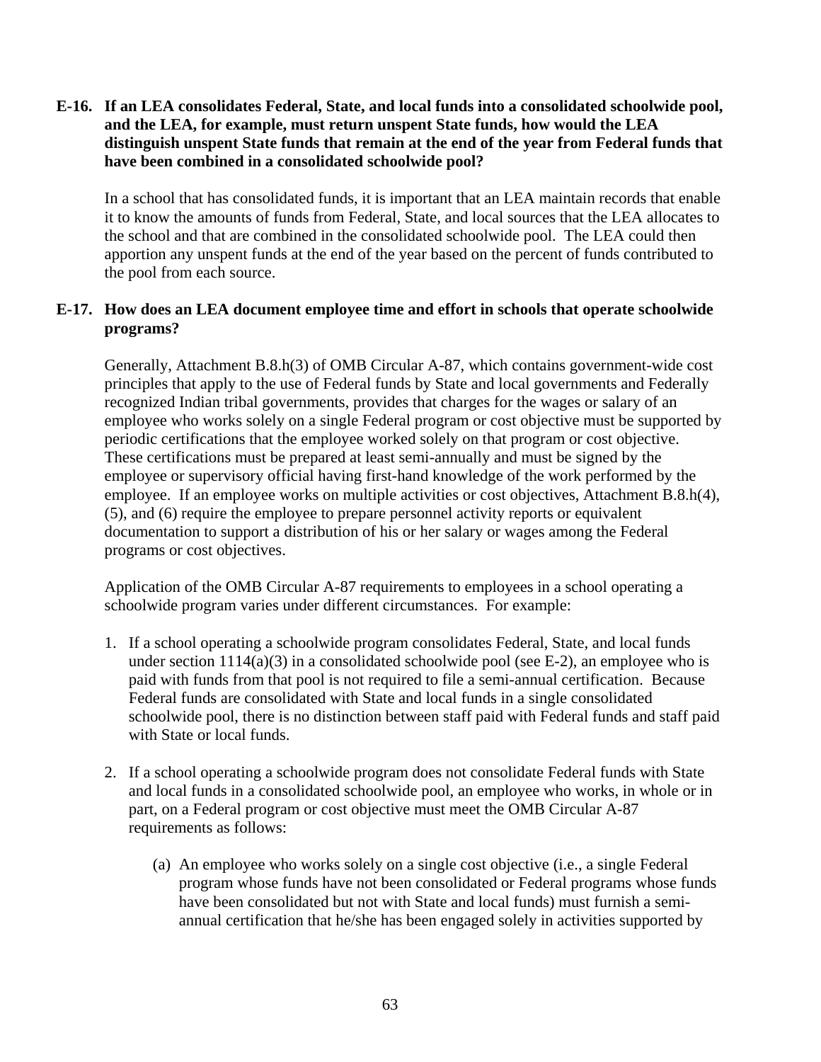**E-16. If an LEA consolidates Federal, State, and local funds into a consolidated schoolwide pool, and the LEA, for example, must return unspent State funds, how would the LEA distinguish unspent State funds that remain at the end of the year from Federal funds that have been combined in a consolidated schoolwide pool?**

In a school that has consolidated funds, it is important that an LEA maintain records that enable it to know the amounts of funds from Federal, State, and local sources that the LEA allocates to the school and that are combined in the consolidated schoolwide pool. The LEA could then apportion any unspent funds at the end of the year based on the percent of funds contributed to the pool from each source.

**E-17. How does an LEA document employee time and effort in schools that operate schoolwide programs?**

Generally, Attachment B.8.h(3) of OMB Circular A-87, which contains government-wide cost principles that apply to the use of Federal funds by State and local governments and Federally recognized Indian tribal governments, provides that charges for the wages or salary of an employee who works solely on a single Federal program or cost objective must be supported by periodic certifications that the employee worked solely on that program or cost objective. These certifications must be prepared at least semi-annually and must be signed by the employee or supervisory official having first-hand knowledge of the work performed by the employee. If an employee works on multiple activities or cost objectives, Attachment B.8.h(4), (5), and (6) require the employee to prepare personnel activity reports or equivalent documentation to support a distribution of his or her salary or wages among the Federal programs or cost objectives.

Application of the OMB Circular A-87 requirements to employees in a school operating a schoolwide program varies under different circumstances. For example:

1. If a school operating a schoolwide program consolidates Federal, State, and local funds under section 1114(a)(3) in a consolidated schoolwide pool (see E-2), an employee who is paid with funds from that pool is not required to file a semi-annual certification. Because Federal funds are consolidated with State and local funds in a single consolidated schoolwide pool, there is no distinction between staff paid with Federal funds and staff paid with State or local funds.

2. If a school operating a schoolwide program does not consolidate Federal funds with State and local funds in a consolidated schoolwide pool, an employee who works, in whole or in part, on a Federal program or cost objective must meet the OMB Circular A-87 requirements as follows:

   (a) An employee who works solely on a single cost objective (i.e., a single Federal program whose funds have not been consolidated or Federal programs whose funds have been consolidated but not with State and local funds) must furnish a semi-annual certification that he/she has been engaged solely in activities supported by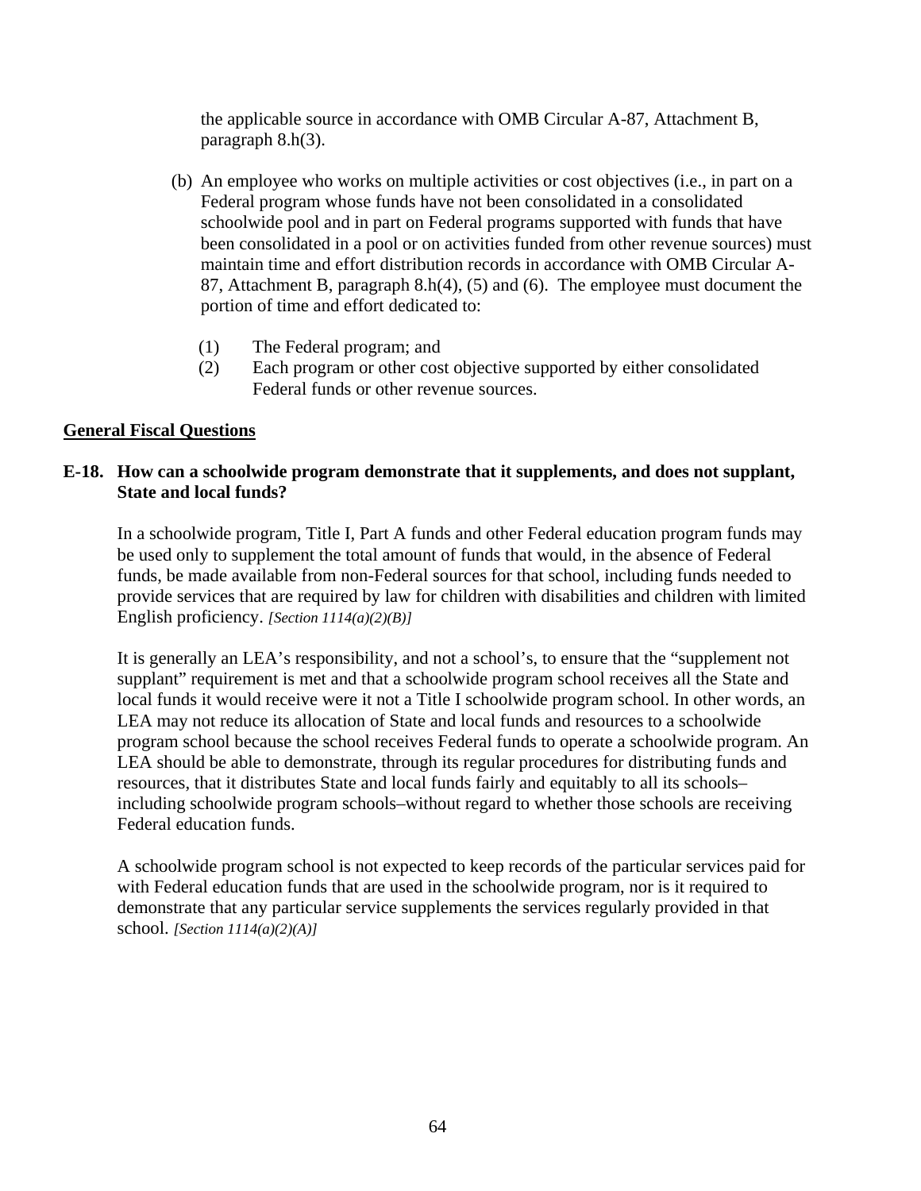the applicable source in accordance with OMB Circular A-87, Attachment B, paragraph 8.h(3).

(b) An employee who works on multiple activities or cost objectives (i.e., in part on a Federal program whose funds have not been consolidated in a consolidated schoolwide pool and in part on Federal programs supported with funds that have been consolidated in a pool or on activities funded from other revenue sources) must maintain time and effort distribution records in accordance with OMB Circular A-87, Attachment B, paragraph 8.h(4), (5) and (6). The employee must document the portion of time and effort dedicated to:

(1) The Federal program; and
(2) Each program or other cost objective supported by either consolidated Federal funds or other revenue sources.

## General Fiscal Questions

**E-18. How can a schoolwide program demonstrate that it supplements, and does not supplant, State and local funds?**

In a schoolwide program, Title I, Part A funds and other Federal education program funds may be used only to supplement the total amount of funds that would, in the absence of Federal funds, be made available from non-Federal sources for that school, including funds needed to provide services that are required by law for children with disabilities and children with limited English proficiency. *[Section 1114(a)(2)(B)]*

It is generally an LEA's responsibility, and not a school's, to ensure that the "supplement not supplant" requirement is met and that a schoolwide program school receives all the State and local funds it would receive were it not a Title I schoolwide program school. In other words, an LEA may not reduce its allocation of State and local funds and resources to a schoolwide program school because the school receives Federal funds to operate a schoolwide program. An LEA should be able to demonstrate, through its regular procedures for distributing funds and resources, that it distributes State and local funds fairly and equitably to all its schools–including schoolwide program schools–without regard to whether those schools are receiving Federal education funds.

A schoolwide program school is not expected to keep records of the particular services paid for with Federal education funds that are used in the schoolwide program, nor is it required to demonstrate that any particular service supplements the services regularly provided in that school. *[Section 1114(a)(2)(A)]*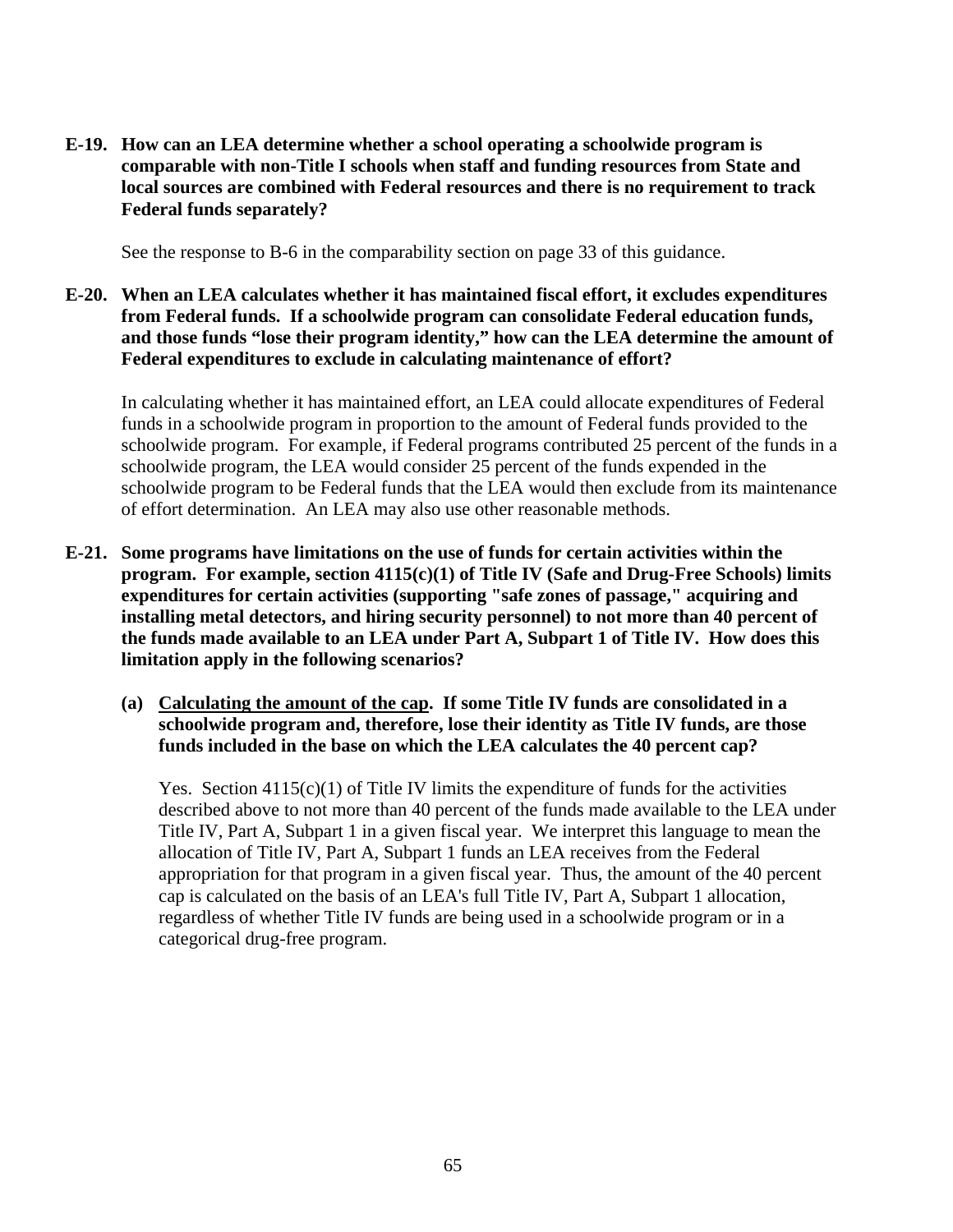**E-19. How can an LEA determine whether a school operating a schoolwide program is comparable with non-Title I schools when staff and funding resources from State and local sources are combined with Federal resources and there is no requirement to track Federal funds separately?**

See the response to B-6 in the comparability section on page 33 of this guidance.

**E-20. When an LEA calculates whether it has maintained fiscal effort, it excludes expenditures from Federal funds. If a schoolwide program can consolidate Federal education funds, and those funds "lose their program identity," how can the LEA determine the amount of Federal expenditures to exclude in calculating maintenance of effort?**

In calculating whether it has maintained effort, an LEA could allocate expenditures of Federal funds in a schoolwide program in proportion to the amount of Federal funds provided to the schoolwide program. For example, if Federal programs contributed 25 percent of the funds in a schoolwide program, the LEA would consider 25 percent of the funds expended in the schoolwide program to be Federal funds that the LEA would then exclude from its maintenance of effort determination. An LEA may also use other reasonable methods.

**E-21. Some programs have limitations on the use of funds for certain activities within the program. For example, section 4115(c)(1) of Title IV (Safe and Drug-Free Schools) limits expenditures for certain activities (supporting "safe zones of passage," acquiring and installing metal detectors, and hiring security personnel) to not more than 40 percent of the funds made available to an LEA under Part A, Subpart 1 of Title IV. How does this limitation apply in the following scenarios?**

**(a) <u>Calculating the amount of the cap</u>. If some Title IV funds are consolidated in a schoolwide program and, therefore, lose their identity as Title IV funds, are those funds included in the base on which the LEA calculates the 40 percent cap?**

Yes. Section 4115(c)(1) of Title IV limits the expenditure of funds for the activities described above to not more than 40 percent of the funds made available to the LEA under Title IV, Part A, Subpart 1 in a given fiscal year. We interpret this language to mean the allocation of Title IV, Part A, Subpart 1 funds an LEA receives from the Federal appropriation for that program in a given fiscal year. Thus, the amount of the 40 percent cap is calculated on the basis of an LEA's full Title IV, Part A, Subpart 1 allocation, regardless of whether Title IV funds are being used in a schoolwide program or in a categorical drug-free program.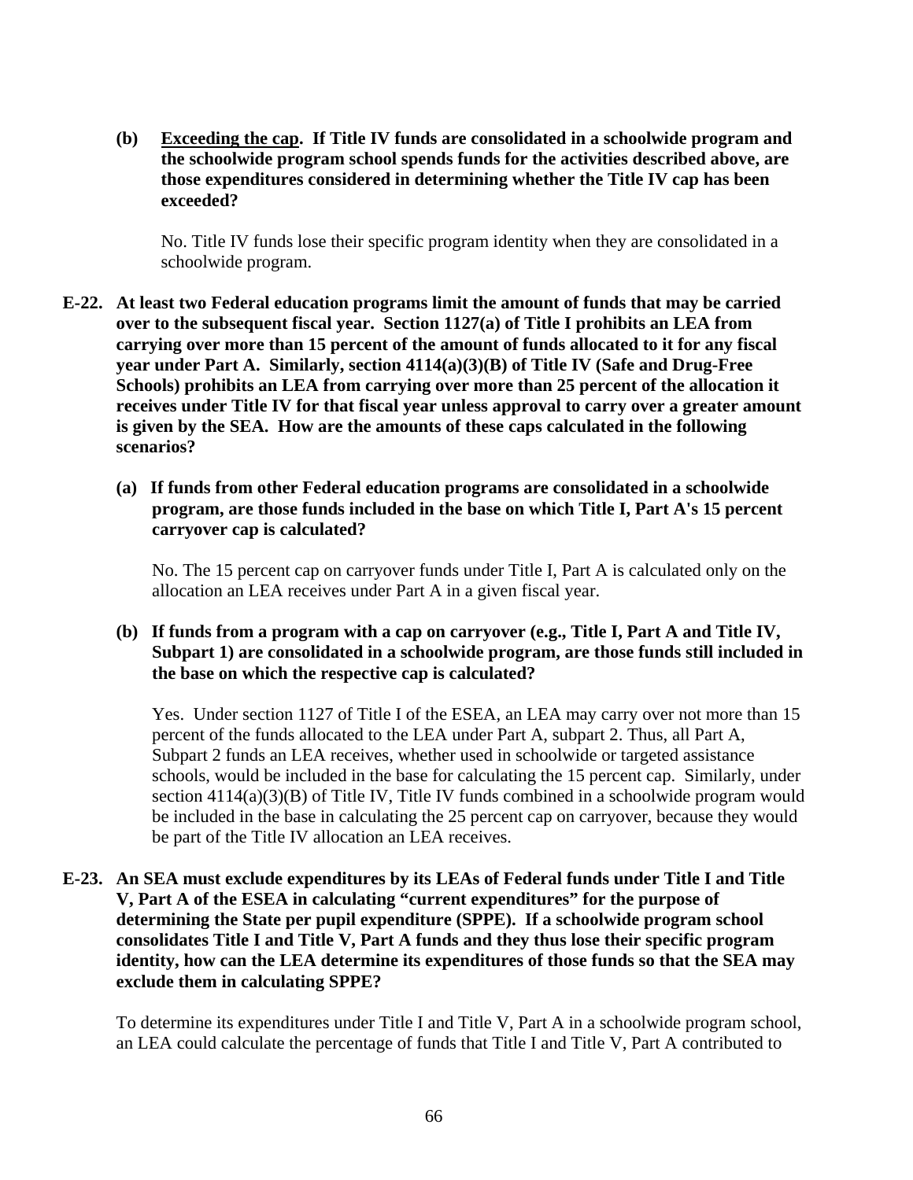**(b) <u>Exceeding the cap</u>. If Title IV funds are consolidated in a schoolwide program and the schoolwide program school spends funds for the activities described above, are those expenditures considered in determining whether the Title IV cap has been exceeded?**

No. Title IV funds lose their specific program identity when they are consolidated in a schoolwide program.

**E-22. At least two Federal education programs limit the amount of funds that may be carried over to the subsequent fiscal year. Section 1127(a) of Title I prohibits an LEA from carrying over more than 15 percent of the amount of funds allocated to it for any fiscal year under Part A. Similarly, section 4114(a)(3)(B) of Title IV (Safe and Drug-Free Schools) prohibits an LEA from carrying over more than 25 percent of the allocation it receives under Title IV for that fiscal year unless approval to carry over a greater amount is given by the SEA. How are the amounts of these caps calculated in the following scenarios?**

**(a) If funds from other Federal education programs are consolidated in a schoolwide program, are those funds included in the base on which Title I, Part A's 15 percent carryover cap is calculated?**

No. The 15 percent cap on carryover funds under Title I, Part A is calculated only on the allocation an LEA receives under Part A in a given fiscal year.

**(b) If funds from a program with a cap on carryover (e.g., Title I, Part A and Title IV, Subpart 1) are consolidated in a schoolwide program, are those funds still included in the base on which the respective cap is calculated?**

Yes. Under section 1127 of Title I of the ESEA, an LEA may carry over not more than 15 percent of the funds allocated to the LEA under Part A, subpart 2. Thus, all Part A, Subpart 2 funds an LEA receives, whether used in schoolwide or targeted assistance schools, would be included in the base for calculating the 15 percent cap. Similarly, under section 4114(a)(3)(B) of Title IV, Title IV funds combined in a schoolwide program would be included in the base in calculating the 25 percent cap on carryover, because they would be part of the Title IV allocation an LEA receives.

**E-23. An SEA must exclude expenditures by its LEAs of Federal funds under Title I and Title V, Part A of the ESEA in calculating "current expenditures" for the purpose of determining the State per pupil expenditure (SPPE). If a schoolwide program school consolidates Title I and Title V, Part A funds and they thus lose their specific program identity, how can the LEA determine its expenditures of those funds so that the SEA may exclude them in calculating SPPE?**

To determine its expenditures under Title I and Title V, Part A in a schoolwide program school, an LEA could calculate the percentage of funds that Title I and Title V, Part A contributed to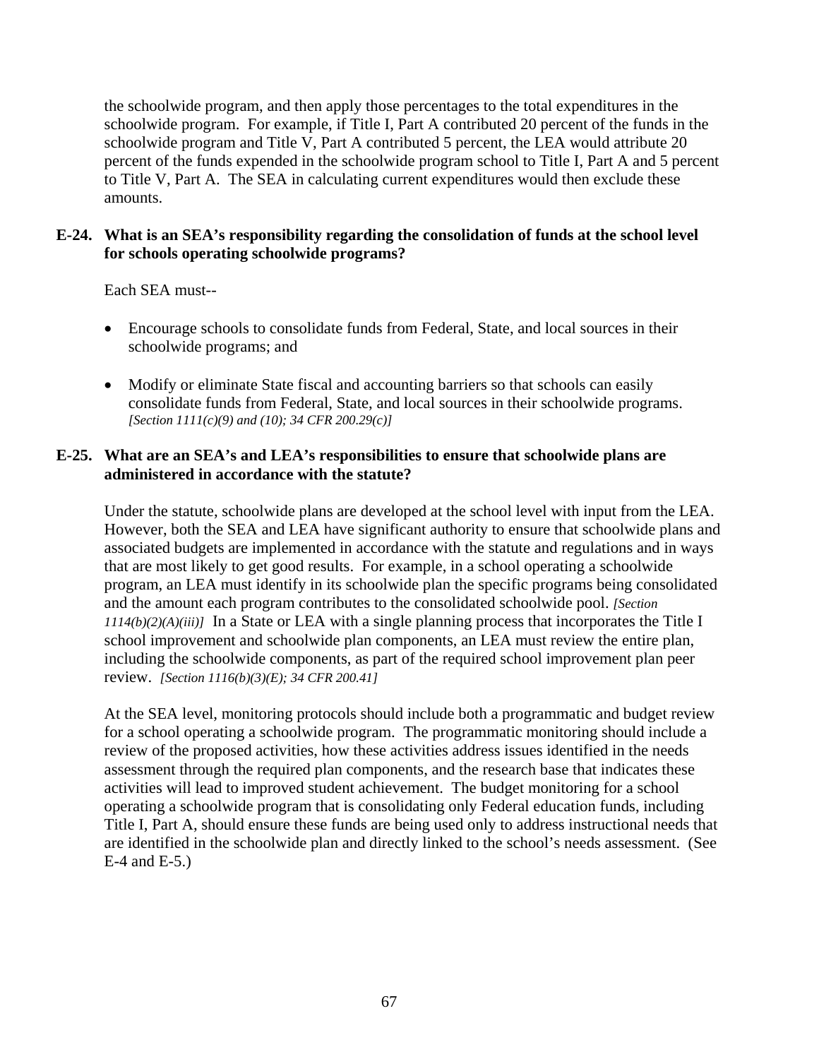the schoolwide program, and then apply those percentages to the total expenditures in the schoolwide program. For example, if Title I, Part A contributed 20 percent of the funds in the schoolwide program and Title V, Part A contributed 5 percent, the LEA would attribute 20 percent of the funds expended in the schoolwide program school to Title I, Part A and 5 percent to Title V, Part A. The SEA in calculating current expenditures would then exclude these amounts.

**E-24. What is an SEA's responsibility regarding the consolidation of funds at the school level for schools operating schoolwide programs?**

Each SEA must--

- Encourage schools to consolidate funds from Federal, State, and local sources in their schoolwide programs; and
- Modify or eliminate State fiscal and accounting barriers so that schools can easily consolidate funds from Federal, State, and local sources in their schoolwide programs. *[Section 1111(c)(9) and (10); 34 CFR 200.29(c)]*

**E-25. What are an SEA's and LEA's responsibilities to ensure that schoolwide plans are administered in accordance with the statute?**

Under the statute, schoolwide plans are developed at the school level with input from the LEA. However, both the SEA and LEA have significant authority to ensure that schoolwide plans and associated budgets are implemented in accordance with the statute and regulations and in ways that are most likely to get good results. For example, in a school operating a schoolwide program, an LEA must identify in its schoolwide plan the specific programs being consolidated and the amount each program contributes to the consolidated schoolwide pool. *[Section 1114(b)(2)(A)(iii)]* In a State or LEA with a single planning process that incorporates the Title I school improvement and schoolwide plan components, an LEA must review the entire plan, including the schoolwide components, as part of the required school improvement plan peer review. *[Section 1116(b)(3)(E); 34 CFR 200.41]*

At the SEA level, monitoring protocols should include both a programmatic and budget review for a school operating a schoolwide program. The programmatic monitoring should include a review of the proposed activities, how these activities address issues identified in the needs assessment through the required plan components, and the research base that indicates these activities will lead to improved student achievement. The budget monitoring for a school operating a schoolwide program that is consolidating only Federal education funds, including Title I, Part A, should ensure these funds are being used only to address instructional needs that are identified in the schoolwide plan and directly linked to the school's needs assessment. (See E-4 and E-5.)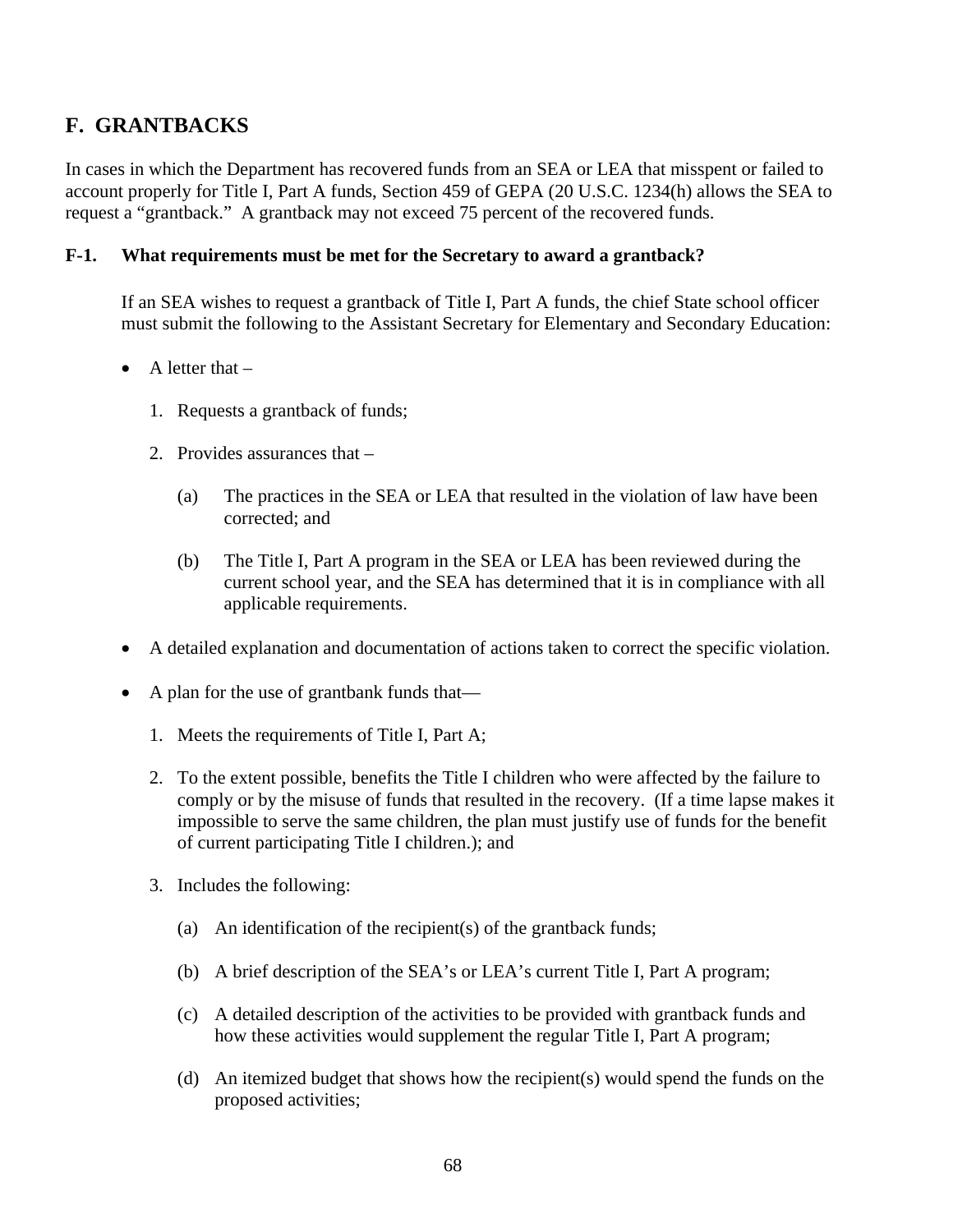## F. GRANTBACKS

In cases in which the Department has recovered funds from an SEA or LEA that misspent or failed to account properly for Title I, Part A funds, Section 459 of GEPA (20 U.S.C. 1234(h) allows the SEA to request a "grantback." A grantback may not exceed 75 percent of the recovered funds.

### F-1. What requirements must be met for the Secretary to award a grantback?

If an SEA wishes to request a grantback of Title I, Part A funds, the chief State school officer must submit the following to the Assistant Secretary for Elementary and Secondary Education:

- A letter that –
  1. Requests a grantback of funds;
  2. Provides assurances that –
     (a) The practices in the SEA or LEA that resulted in the violation of law have been corrected; and
     
     (b) The Title I, Part A program in the SEA or LEA has been reviewed during the current school year, and the SEA has determined that it is in compliance with all applicable requirements.
- A detailed explanation and documentation of actions taken to correct the specific violation.
- A plan for the use of grantbank funds that—
  1. Meets the requirements of Title I, Part A;
  2. To the extent possible, benefits the Title I children who were affected by the failure to comply or by the misuse of funds that resulted in the recovery. (If a time lapse makes it impossible to serve the same children, the plan must justify use of funds for the benefit of current participating Title I children.); and
  3. Includes the following:
     (a) An identification of the recipient(s) of the grantback funds;
     
     (b) A brief description of the SEA's or LEA's current Title I, Part A program;
     
     (c) A detailed description of the activities to be provided with grantback funds and how these activities would supplement the regular Title I, Part A program;
     
     (d) An itemized budget that shows how the recipient(s) would spend the funds on the proposed activities;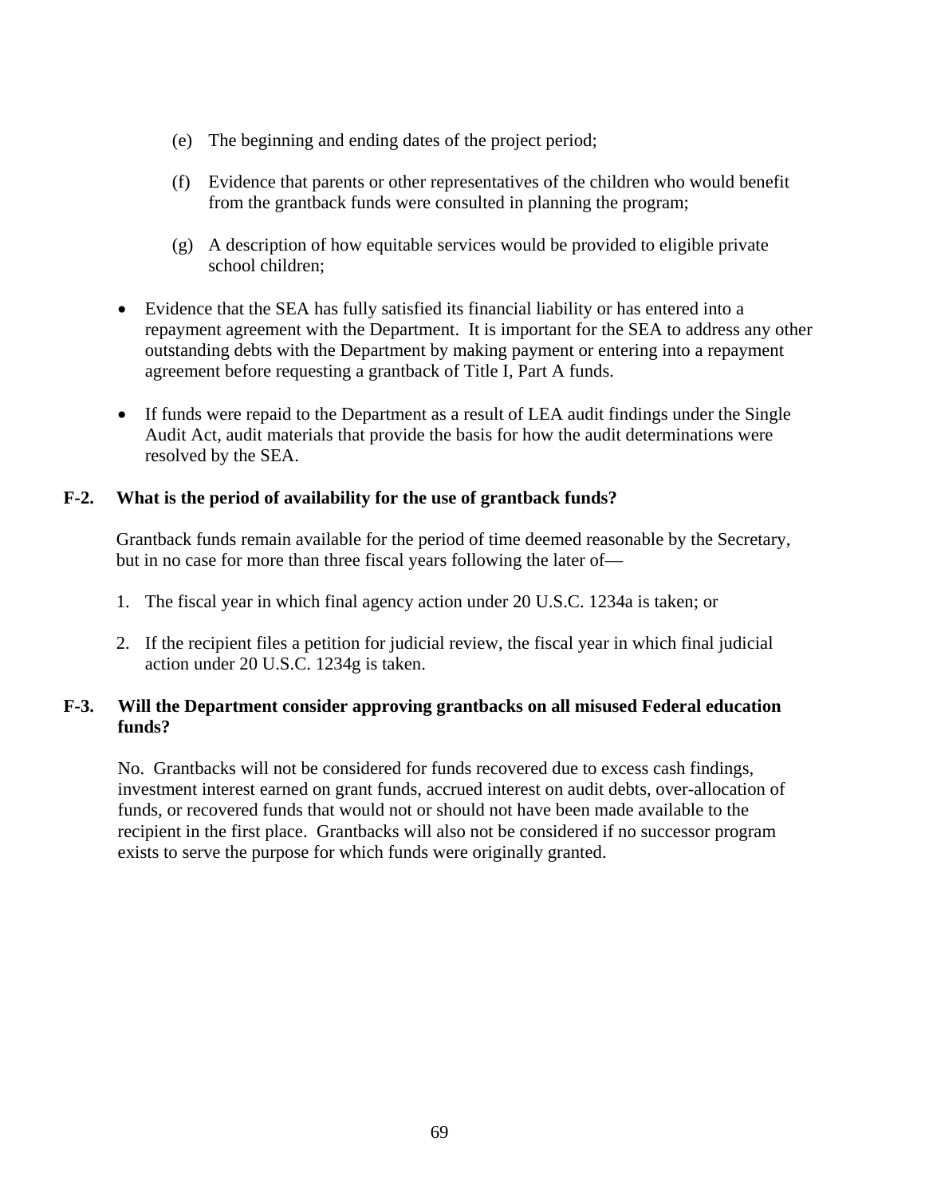(e) The beginning and ending dates of the project period;

(f) Evidence that parents or other representatives of the children who would benefit from the grantback funds were consulted in planning the program;

(g) A description of how equitable services would be provided to eligible private school children;

- Evidence that the SEA has fully satisfied its financial liability or has entered into a repayment agreement with the Department. It is important for the SEA to address any other outstanding debts with the Department by making payment or entering into a repayment agreement before requesting a grantback of Title I, Part A funds.

- If funds were repaid to the Department as a result of LEA audit findings under the Single Audit Act, audit materials that provide the basis for how the audit determinations were resolved by the SEA.

**F-2. What is the period of availability for the use of grantback funds?**

Grantback funds remain available for the period of time deemed reasonable by the Secretary, but in no case for more than three fiscal years following the later of—

1. The fiscal year in which final agency action under 20 U.S.C. 1234a is taken; or
2. If the recipient files a petition for judicial review, the fiscal year in which final judicial action under 20 U.S.C. 1234g is taken.

**F-3. Will the Department consider approving grantbacks on all misused Federal education funds?**

No. Grantbacks will not be considered for funds recovered due to excess cash findings, investment interest earned on grant funds, accrued interest on audit debts, over-allocation of funds, or recovered funds that would not or should not have been made available to the recipient in the first place. Grantbacks will also not be considered if no successor program exists to serve the purpose for which funds were originally granted.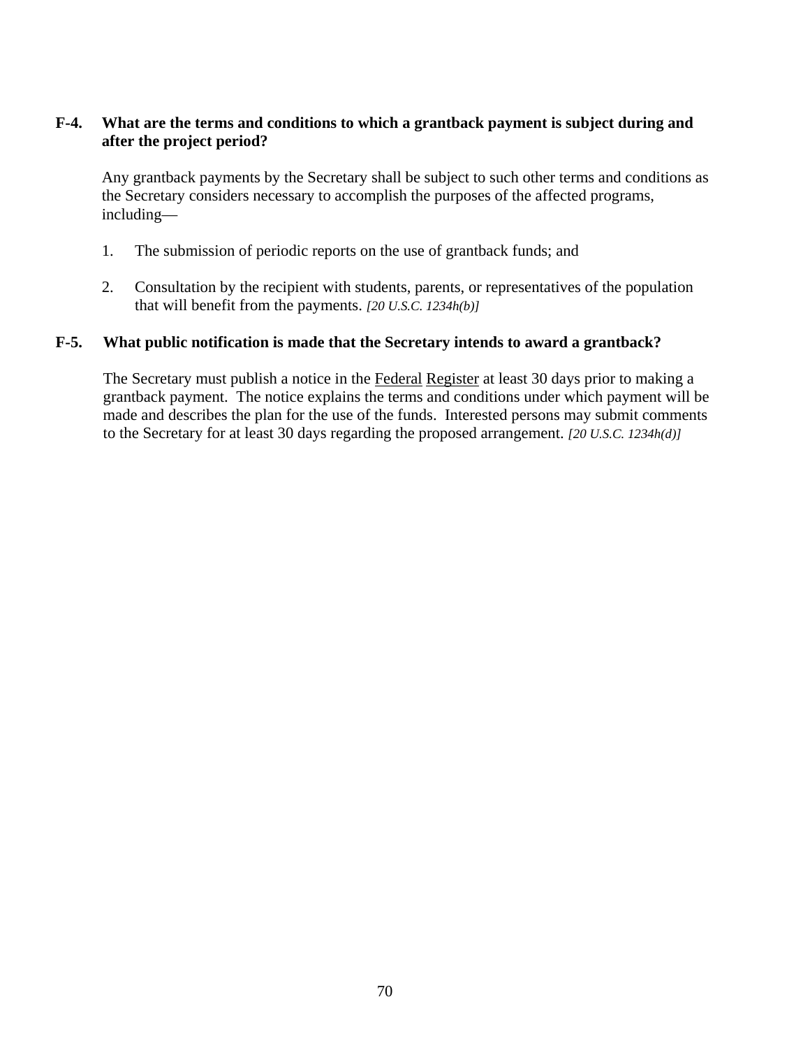**F-4. What are the terms and conditions to which a grantback payment is subject during and after the project period?**

Any grantback payments by the Secretary shall be subject to such other terms and conditions as the Secretary considers necessary to accomplish the purposes of the affected programs, including—

1. The submission of periodic reports on the use of grantback funds; and

2. Consultation by the recipient with students, parents, or representatives of the population that will benefit from the payments. *[20 U.S.C. 1234h(b)]*

**F-5. What public notification is made that the Secretary intends to award a grantback?**

The Secretary must publish a notice in the Federal Register at least 30 days prior to making a grantback payment. The notice explains the terms and conditions under which payment will be made and describes the plan for the use of the funds. Interested persons may submit comments to the Secretary for at least 30 days regarding the proposed arrangement. *[20 U.S.C. 1234h(d)]*